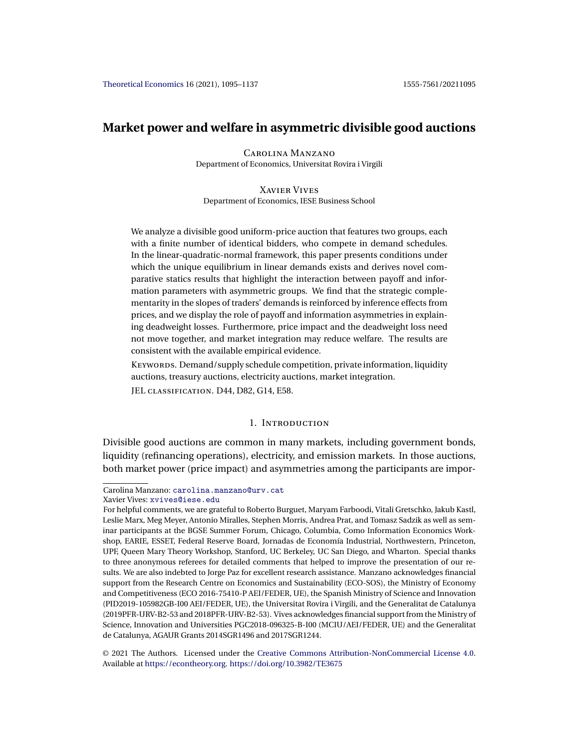# Market power and welfare in asymmetric divisible good auctions

Carolina Manzano
Department of Economics, Universitat Rovira i Virgili

Xavier Vives
Department of Economics, IESE Business School

We analyze a divisible good uniform-price auction that features two groups, each with a finite number of identical bidders, who compete in demand schedules. In the linear-quadratic-normal framework, this paper presents conditions under which the unique equilibrium in linear demands exists and derives novel comparative statics results that highlight the interaction between payoff and information parameters with asymmetric groups. We find that the strategic complementarity in the slopes of traders' demands is reinforced by inference effects from prices, and we display the role of payoff and information asymmetries in explaining deadweight losses. Furthermore, price impact and the deadweight loss need not move together, and market integration may reduce welfare. The results are consistent with the available empirical evidence.

Keywords. Demand/supply schedule competition, private information, liquidity auctions, treasury auctions, electricity auctions, market integration.

JEL classification. D44, D82, G14, E58.

## 1. Introduction

Divisible good auctions are common in many markets, including government bonds, liquidity (refinancing operations), electricity, and emission markets. In those auctions, both market power (price impact) and asymmetries among the participants are impor-

---

Carolina Manzano: carolina.manzano@urv.cat
Xavier Vives: xvives@iese.edu

For helpful comments, we are grateful to Roberto Burguet, Maryam Farboodi, Vitali Gretschko, Jakub Kastl, Leslie Marx, Meg Meyer, Antonio Miralles, Stephen Morris, Andrea Prat, and Tomasz Sadzik as well as seminar participants at the BGSE Summer Forum, Chicago, Columbia, Como Information Economics Workshop, EARIE, ESSET, Federal Reserve Board, Jornadas de Economía Industrial, Northwestern, Princeton, UPF, Queen Mary Theory Workshop, Stanford, UC Berkeley, UC San Diego, and Wharton. Special thanks to three anonymous referees for detailed comments that helped to improve the presentation of our results. We are also indebted to Jorge Paz for excellent research assistance. Manzano acknowledges financial support from the Research Centre on Economics and Sustainability (ECO-SOS), the Ministry of Economy and Competitiveness (ECO 2016-75410-P AEI/FEDER, UE), the Spanish Ministry of Science and Innovation (PID2019-105982GB-I00 AEI/FEDER, UE), the Universitat Rovira i Virgili, and the Generalitat de Catalunya (2019PFR-URV-B2-53 and 2018PFR-URV-B2-53). Vives acknowledges financial support from the Ministry of Science, Innovation and Universities PGC2018-096325-B-I00 (MCIU/AEI/FEDER, UE) and the Generalitat de Catalunya, AGAUR Grants 2014SGR1496 and 2017SGR1244.

© 2021 The Authors. Licensed under the Creative Commons Attribution-NonCommercial License 4.0. Available at https://econtheory.org. https://doi.org/10.3982/TE3675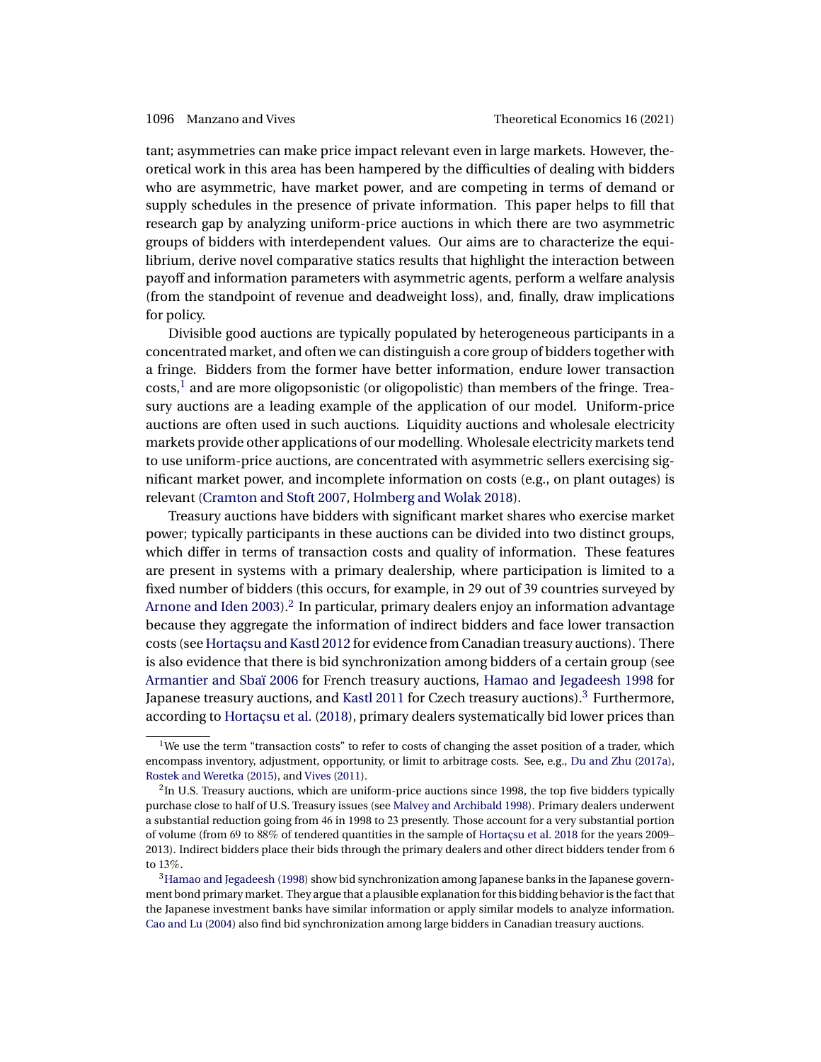tant; asymmetries can make price impact relevant even in large markets. However, theoretical work in this area has been hampered by the difficulties of dealing with bidders who are asymmetric, have market power, and are competing in terms of demand or supply schedules in the presence of private information. This paper helps to fill that research gap by analyzing uniform-price auctions in which there are two asymmetric groups of bidders with interdependent values. Our aims are to characterize the equilibrium, derive novel comparative statics results that highlight the interaction between payoff and information parameters with asymmetric agents, perform a welfare analysis (from the standpoint of revenue and deadweight loss), and, finally, draw implications for policy.

Divisible good auctions are typically populated by heterogeneous participants in a concentrated market, and often we can distinguish a core group of bidders together with a fringe. Bidders from the former have better information, endure lower transaction costs,[1] and are more oligopsonistic (or oligopolistic) than members of the fringe. Treasury auctions are a leading example of the application of our model. Uniform-price auctions are often used in such auctions. Liquidity auctions and wholesale electricity markets provide other applications of our modelling. Wholesale electricity markets tend to use uniform-price auctions, are concentrated with asymmetric sellers exercising significant market power, and incomplete information on costs (e.g., on plant outages) is relevant (Cramton and Stoft 2007, Holmberg and Wolak 2018).

Treasury auctions have bidders with significant market shares who exercise market power; typically participants in these auctions can be divided into two distinct groups, which differ in terms of transaction costs and quality of information. These features are present in systems with a primary dealership, where participation is limited to a fixed number of bidders (this occurs, for example, in 29 out of 39 countries surveyed by Arnone and Iden 2003).[2] In particular, primary dealers enjoy an information advantage because they aggregate the information of indirect bidders and face lower transaction costs (see Hortaçsu and Kastl 2012 for evidence from Canadian treasury auctions). There is also evidence that there is bid synchronization among bidders of a certain group (see Armantier and Sbaï 2006 for French treasury auctions, Hamao and Jegadeesh 1998 for Japanese treasury auctions, and Kastl 2011 for Czech treasury auctions).[3] Furthermore, according to Hortaçsu et al. (2018), primary dealers systematically bid lower prices than

[1] We use the term "transaction costs" to refer to costs of changing the asset position of a trader, which encompass inventory, adjustment, opportunity, or limit to arbitrage costs. See, e.g., Du and Zhu (2017a), Rostek and Weretka (2015), and Vives (2011).

[2] In U.S. Treasury auctions, which are uniform-price auctions since 1998, the top five bidders typically purchase close to half of U.S. Treasury issues (see Malvey and Archibald 1998). Primary dealers underwent a substantial reduction going from 46 in 1998 to 23 presently. Those account for a very substantial portion of volume (from 69 to 88% of tendered quantities in the sample of Hortaçsu et al. 2018 for the years 2009–2013). Indirect bidders place their bids through the primary dealers and other direct bidders tender from 6 to 13%.

[3] Hamao and Jegadeesh (1998) show bid synchronization among Japanese banks in the Japanese government bond primary market. They argue that a plausible explanation for this bidding behavior is the fact that the Japanese investment banks have similar information or apply similar models to analyze information. Cao and Lu (2004) also find bid synchronization among large bidders in Canadian treasury auctions.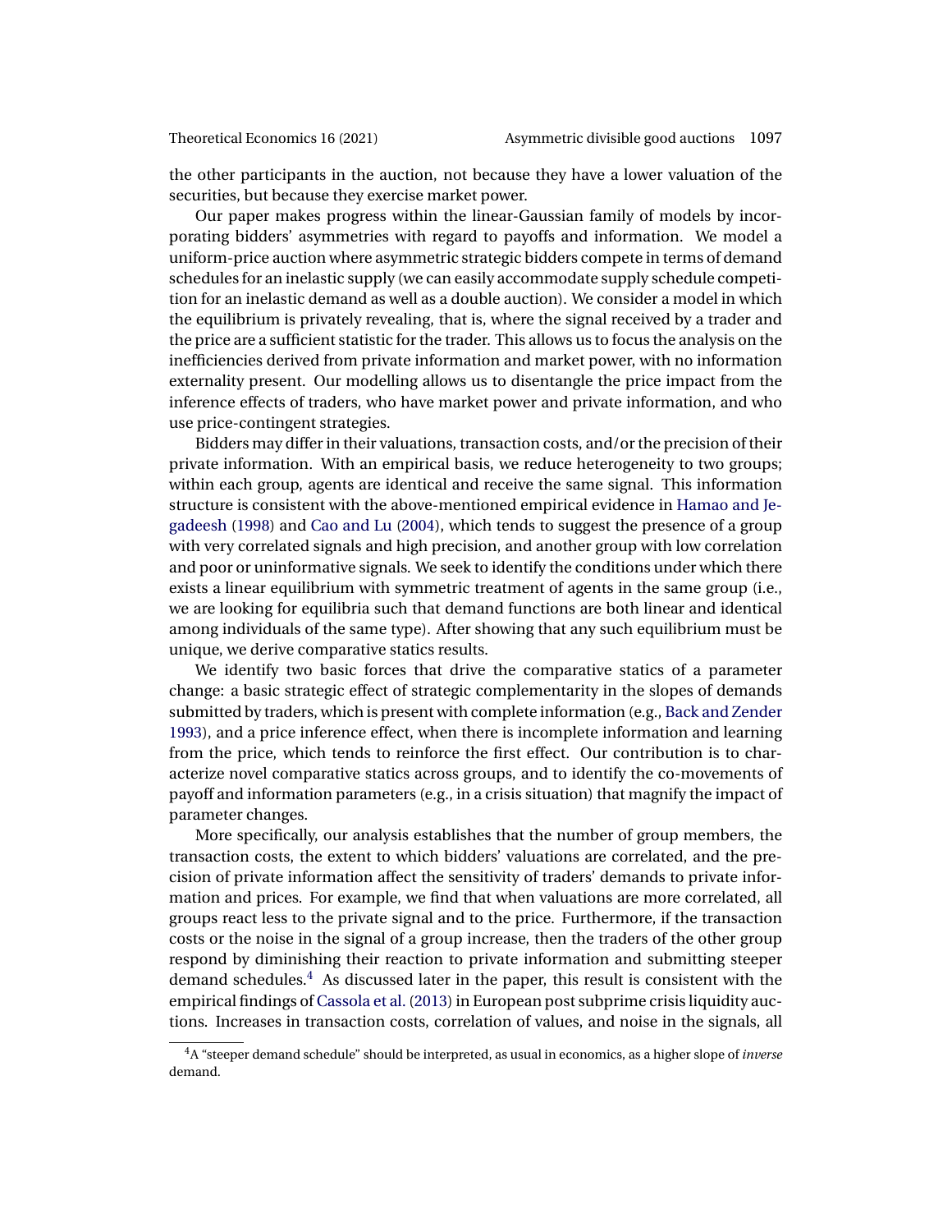the other participants in the auction, not because they have a lower valuation of the securities, but because they exercise market power.

Our paper makes progress within the linear-Gaussian family of models by incorporating bidders' asymmetries with regard to payoffs and information. We model a uniform-price auction where asymmetric strategic bidders compete in terms of demand schedules for an inelastic supply (we can easily accommodate supply schedule competition for an inelastic demand as well as a double auction). We consider a model in which the equilibrium is privately revealing, that is, where the signal received by a trader and the price are a sufficient statistic for the trader. This allows us to focus the analysis on the inefficiencies derived from private information and market power, with no information externality present. Our modelling allows us to disentangle the price impact from the inference effects of traders, who have market power and private information, and who use price-contingent strategies.

Bidders may differ in their valuations, transaction costs, and/or the precision of their private information. With an empirical basis, we reduce heterogeneity to two groups; within each group, agents are identical and receive the same signal. This information structure is consistent with the above-mentioned empirical evidence in Hamao and Jegadeesh (1998) and Cao and Lu (2004), which tends to suggest the presence of a group with very correlated signals and high precision, and another group with low correlation and poor or uninformative signals. We seek to identify the conditions under which there exists a linear equilibrium with symmetric treatment of agents in the same group (i.e., we are looking for equilibria such that demand functions are both linear and identical among individuals of the same type). After showing that any such equilibrium must be unique, we derive comparative statics results.

We identify two basic forces that drive the comparative statics of a parameter change: a basic strategic effect of strategic complementarity in the slopes of demands submitted by traders, which is present with complete information (e.g., Back and Zender 1993), and a price inference effect, when there is incomplete information and learning from the price, which tends to reinforce the first effect. Our contribution is to characterize novel comparative statics across groups, and to identify the co-movements of payoff and information parameters (e.g., in a crisis situation) that magnify the impact of parameter changes.

More specifically, our analysis establishes that the number of group members, the transaction costs, the extent to which bidders' valuations are correlated, and the precision of private information affect the sensitivity of traders' demands to private information and prices. For example, we find that when valuations are more correlated, all groups react less to the private signal and to the price. Furthermore, if the transaction costs or the noise in the signal of a group increase, then the traders of the other group respond by diminishing their reaction to private information and submitting steeper demand schedules.[4] As discussed later in the paper, this result is consistent with the empirical findings of Cassola et al. (2013) in European post subprime crisis liquidity auctions. Increases in transaction costs, correlation of values, and noise in the signals, all

[4] A "steeper demand schedule" should be interpreted, as usual in economics, as a higher slope of *inverse* demand.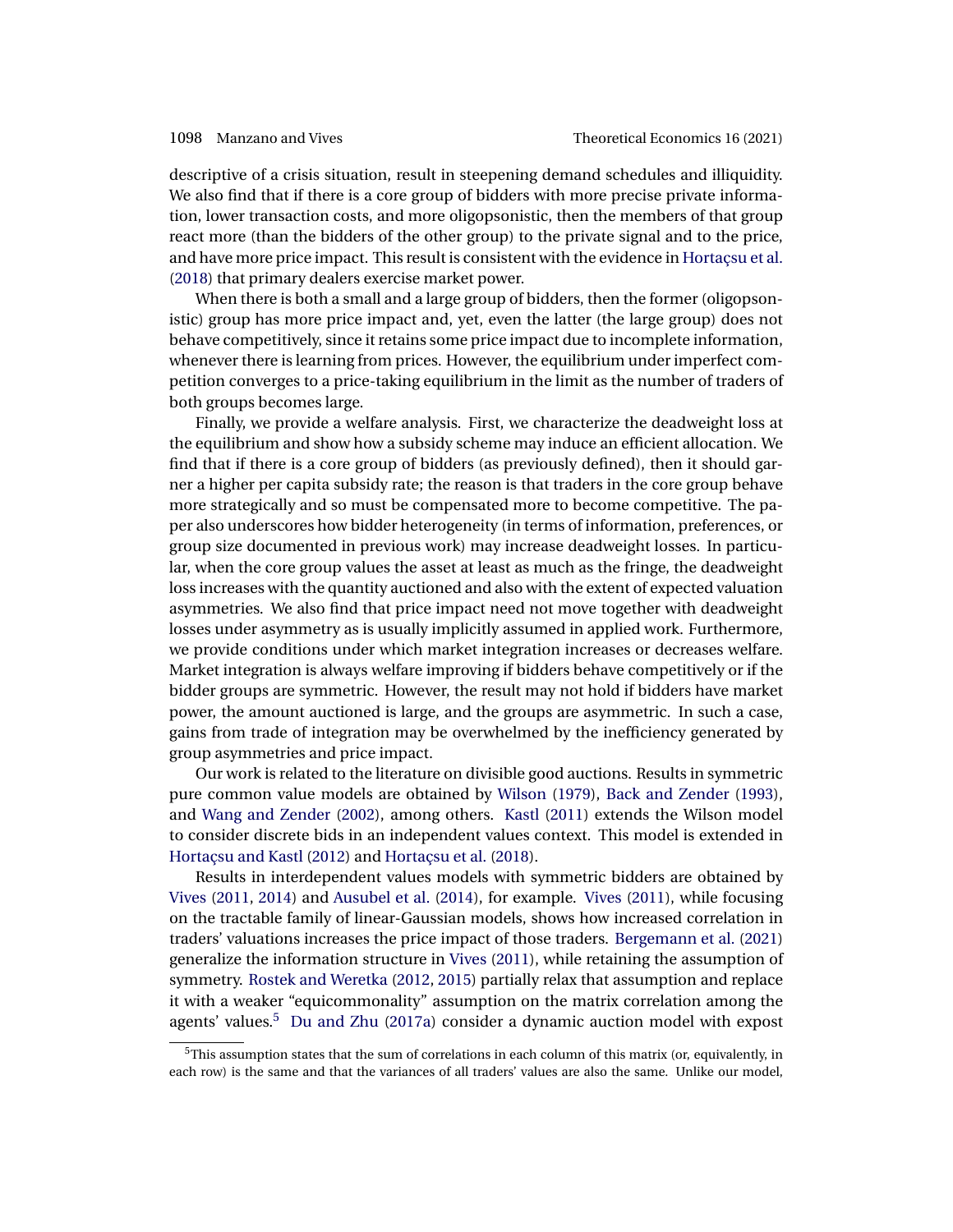descriptive of a crisis situation, result in steepening demand schedules and illiquidity. We also find that if there is a core group of bidders with more precise private information, lower transaction costs, and more oligopsonistic, then the members of that group react more (than the bidders of the other group) to the private signal and to the price, and have more price impact. This result is consistent with the evidence in Hortaçsu et al. (2018) that primary dealers exercise market power.

When there is both a small and a large group of bidders, then the former (oligopsonistic) group has more price impact and, yet, even the latter (the large group) does not behave competitively, since it retains some price impact due to incomplete information, whenever there is learning from prices. However, the equilibrium under imperfect competition converges to a price-taking equilibrium in the limit as the number of traders of both groups becomes large.

Finally, we provide a welfare analysis. First, we characterize the deadweight loss at the equilibrium and show how a subsidy scheme may induce an efficient allocation. We find that if there is a core group of bidders (as previously defined), then it should garner a higher per capita subsidy rate; the reason is that traders in the core group behave more strategically and so must be compensated more to become competitive. The paper also underscores how bidder heterogeneity (in terms of information, preferences, or group size documented in previous work) may increase deadweight losses. In particular, when the core group values the asset at least as much as the fringe, the deadweight loss increases with the quantity auctioned and also with the extent of expected valuation asymmetries. We also find that price impact need not move together with deadweight losses under asymmetry as is usually implicitly assumed in applied work. Furthermore, we provide conditions under which market integration increases or decreases welfare. Market integration is always welfare improving if bidders behave competitively or if the bidder groups are symmetric. However, the result may not hold if bidders have market power, the amount auctioned is large, and the groups are asymmetric. In such a case, gains from trade of integration may be overwhelmed by the inefficiency generated by group asymmetries and price impact.

Our work is related to the literature on divisible good auctions. Results in symmetric pure common value models are obtained by Wilson (1979), Back and Zender (1993), and Wang and Zender (2002), among others. Kastl (2011) extends the Wilson model to consider discrete bids in an independent values context. This model is extended in Hortaçsu and Kastl (2012) and Hortaçsu et al. (2018).

Results in interdependent values models with symmetric bidders are obtained by Vives (2011, 2014) and Ausubel et al. (2014), for example. Vives (2011), while focusing on the tractable family of linear-Gaussian models, shows how increased correlation in traders' valuations increases the price impact of those traders. Bergemann et al. (2021) generalize the information structure in Vives (2011), while retaining the assumption of symmetry. Rostek and Weretka (2012, 2015) partially relax that assumption and replace it with a weaker "equicommonality" assumption on the matrix correlation among the agents' values.[5] Du and Zhu (2017a) consider a dynamic auction model with expost

[5]This assumption states that the sum of correlations in each column of this matrix (or, equivalently, in each row) is the same and that the variances of all traders' values are also the same. Unlike our model,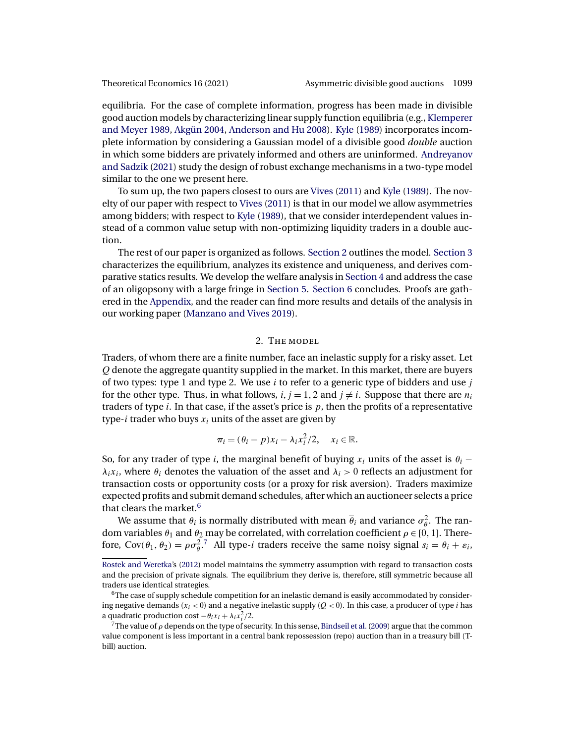equilibria. For the case of complete information, progress has been made in divisible good auction models by characterizing linear supply function equilibria (e.g., Klemperer and Meyer 1989, Akgün 2004, Anderson and Hu 2008). Kyle (1989) incorporates incomplete information by considering a Gaussian model of a divisible good *double* auction in which some bidders are privately informed and others are uninformed. Andreyanov and Sadzik (2021) study the design of robust exchange mechanisms in a two-type model similar to the one we present here.

To sum up, the two papers closest to ours are Vives (2011) and Kyle (1989). The novelty of our paper with respect to Vives (2011) is that in our model we allow asymmetries among bidders; with respect to Kyle (1989), that we consider interdependent values instead of a common value setup with non-optimizing liquidity traders in a double auction.

The rest of our paper is organized as follows. Section 2 outlines the model. Section 3 characterizes the equilibrium, analyzes its existence and uniqueness, and derives comparative statics results. We develop the welfare analysis in Section 4 and address the case of an oligopsony with a large fringe in Section 5. Section 6 concludes. Proofs are gathered in the Appendix, and the reader can find more results and details of the analysis in our working paper (Manzano and Vives 2019).

## 2. The model

Traders, of whom there are a finite number, face an inelastic supply for a risky asset. Let $Q$ denote the aggregate quantity supplied in the market. In this market, there are buyers of two types: type 1 and type 2. We use $i$ to refer to a generic type of bidders and use $j$ for the other type. Thus, in what follows, $i, j = 1, 2$ and $j \neq i$. Suppose that there are $n_i$ traders of type $i$. In that case, if the asset's price is $p$, then the profits of a representative type-$i$ trader who buys $x_i$ units of the asset are given by

$$\pi_i = (\theta_i - p)x_i - \lambda_i x_i^2/2, \quad x_i \in \mathbb{R}.$$

So, for any trader of type $i$, the marginal benefit of buying $x_i$ units of the asset is $\theta_i - \lambda_i x_i$, where $\theta_i$ denotes the valuation of the asset and $\lambda_i > 0$ reflects an adjustment for transaction costs or opportunity costs (or a proxy for risk aversion). Traders maximize expected profits and submit demand schedules, after which an auctioneer selects a price that clears the market.[6]

We assume that $\theta_i$ is normally distributed with mean $\overline{\theta}_i$ and variance $\sigma_\theta^2$. The random variables $\theta_1$ and $\theta_2$ may be correlated, with correlation coefficient $\rho \in [0, 1]$. Therefore, $\mathrm{Cov}(\theta_1, \theta_2) = \rho\sigma_\theta^2$.[7] All type-$i$ traders receive the same noisy signal $s_i = \theta_i + \varepsilon_i$,

---

Rostek and Weretka's (2012) model maintains the symmetry assumption with regard to transaction costs and the precision of private signals. The equilibrium they derive is, therefore, still symmetric because all traders use identical strategies.

[6] The case of supply schedule competition for an inelastic demand is easily accommodated by considering negative demands ($x_i < 0$) and a negative inelastic supply ($Q < 0$). In this case, a producer of type $i$ has a quadratic production cost $-\theta_i x_i + \lambda_i x_i^2/2$.

[7] The value of $\rho$ depends on the type of security. In this sense, Bindseil et al. (2009) argue that the common value component is less important in a central bank repossession (repo) auction than in a treasury bill (T-bill) auction.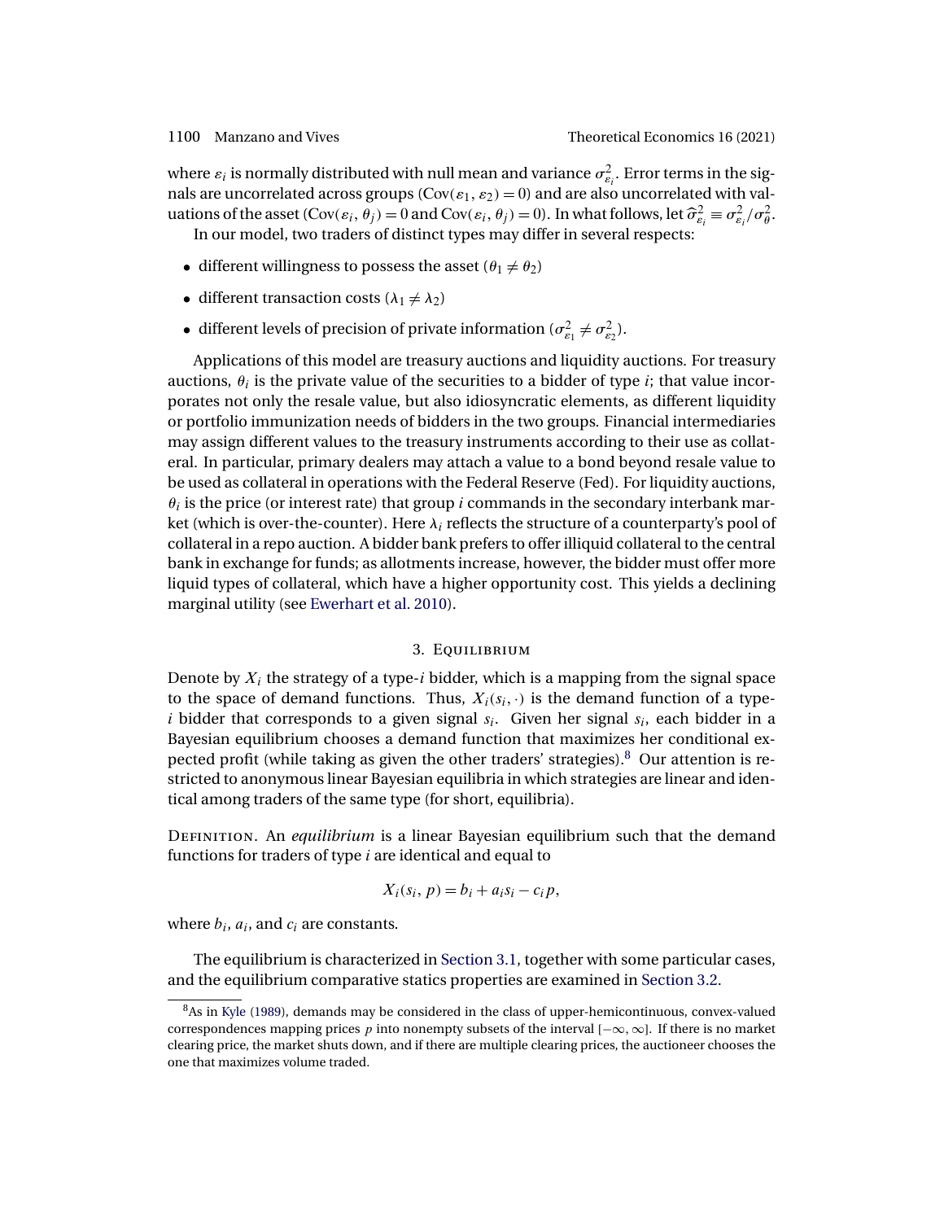where $\varepsilon_i$ is normally distributed with null mean and variance $\sigma_{\varepsilon_i}^2$. Error terms in the signals are uncorrelated across groups ($\text{Cov}(\varepsilon_1, \varepsilon_2) = 0$) and are also uncorrelated with valuations of the asset ($\text{Cov}(\varepsilon_i, \theta_j) = 0$ and $\text{Cov}(\varepsilon_i, \theta_j) = 0$). In what follows, let $\widehat{\sigma}_{\varepsilon_i}^2 \equiv \sigma_{\varepsilon_i}^2/\sigma_\theta^2$.

In our model, two traders of distinct types may differ in several respects:

- different willingness to possess the asset ($\theta_1 \neq \theta_2$)
- different transaction costs ($\lambda_1 \neq \lambda_2$)
- different levels of precision of private information ($\sigma_{\varepsilon_1}^2 \neq \sigma_{\varepsilon_2}^2$).

Applications of this model are treasury auctions and liquidity auctions. For treasury auctions, $\theta_i$ is the private value of the securities to a bidder of type $i$; that value incorporates not only the resale value, but also idiosyncratic elements, as different liquidity or portfolio immunization needs of bidders in the two groups. Financial intermediaries may assign different values to the treasury instruments according to their use as collateral. In particular, primary dealers may attach a value to a bond beyond resale value to be used as collateral in operations with the Federal Reserve (Fed). For liquidity auctions, $\theta_i$ is the price (or interest rate) that group $i$ commands in the secondary interbank market (which is over-the-counter). Here $\lambda_i$ reflects the structure of a counterparty's pool of collateral in a repo auction. A bidder bank prefers to offer illiquid collateral to the central bank in exchange for funds; as allotments increase, however, the bidder must offer more liquid types of collateral, which have a higher opportunity cost. This yields a declining marginal utility (see Ewerhart et al. 2010).

## 3. Equilibrium

Denote by $X_i$ the strategy of a type-$i$ bidder, which is a mapping from the signal space to the space of demand functions. Thus, $X_i(s_i, \cdot)$ is the demand function of a type-$i$ bidder that corresponds to a given signal $s_i$. Given her signal $s_i$, each bidder in a Bayesian equilibrium chooses a demand function that maximizes her conditional expected profit (while taking as given the other traders' strategies).[8] Our attention is restricted to anonymous linear Bayesian equilibria in which strategies are linear and identical among traders of the same type (for short, equilibria).

Definition. An *equilibrium* is a linear Bayesian equilibrium such that the demand functions for traders of type $i$ are identical and equal to

$$X_i(s_i, p) = b_i + a_i s_i - c_i p,$$

where $b_i$, $a_i$, and $c_i$ are constants.

The equilibrium is characterized in Section 3.1, together with some particular cases, and the equilibrium comparative statics properties are examined in Section 3.2.

[8] As in Kyle (1989), demands may be considered in the class of upper-hemicontinuous, convex-valued correspondences mapping prices $p$ into nonempty subsets of the interval $[-\infty, \infty]$. If there is no market clearing price, the market shuts down, and if there are multiple clearing prices, the auctioneer chooses the one that maximizes volume traded.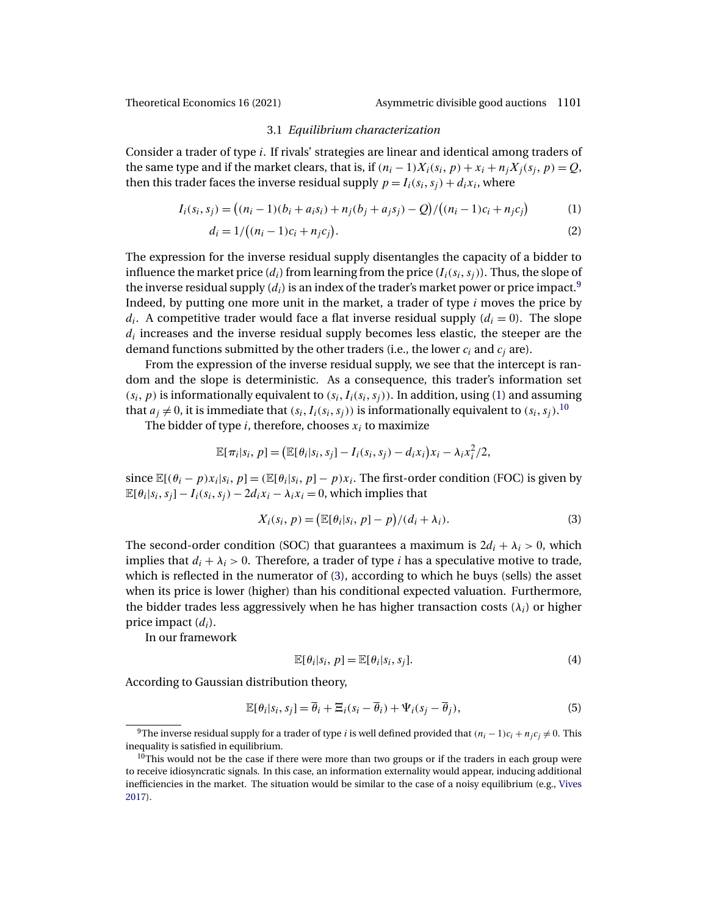### 3.1 *Equilibrium characterization*

Consider a trader of type $i$. If rivals' strategies are linear and identical among traders of the same type and if the market clears, that is, if $(n_i - 1)X_i(s_i, p) + x_i + n_j X_j(s_j, p) = Q$, then this trader faces the inverse residual supply $p = I_i(s_i, s_j) + d_i x_i$, where

$$I_i(s_i, s_j) = \big((n_i - 1)(b_i + a_i s_i) + n_j(b_j + a_j s_j) - Q\big)/\big((n_i - 1)c_i + n_j c_j\big) \tag{1}$$

$$d_i = 1/\big((n_i - 1)c_i + n_j c_j\big). \tag{2}$$

The expression for the inverse residual supply disentangles the capacity of a bidder to influence the market price ($d_i$) from learning from the price ($I_i(s_i, s_j)$). Thus, the slope of the inverse residual supply ($d_i$) is an index of the trader's market power or price impact.[9] Indeed, by putting one more unit in the market, a trader of type $i$ moves the price by $d_i$. A competitive trader would face a flat inverse residual supply ($d_i = 0$). The slope $d_i$ increases and the inverse residual supply becomes less elastic, the steeper are the demand functions submitted by the other traders (i.e., the lower $c_i$ and $c_j$ are).

From the expression of the inverse residual supply, we see that the intercept is random and the slope is deterministic. As a consequence, this trader's information set $(s_i, p)$ is informationally equivalent to $(s_i, I_i(s_i, s_j))$. In addition, using (1) and assuming that $a_j \neq 0$, it is immediate that $(s_i, I_i(s_i, s_j))$ is informationally equivalent to $(s_i, s_j)$.[10]

The bidder of type $i$, therefore, chooses $x_i$ to maximize

$$\mathbb{E}[\pi_i | s_i, p] = \big(\mathbb{E}[\theta_i | s_i, s_j] - I_i(s_i, s_j) - d_i x_i\big)x_i - \lambda_i x_i^2/2,$$

since $\mathbb{E}[(\theta_i - p)x_i | s_i, p] = (\mathbb{E}[\theta_i | s_i, p] - p)x_i$. The first-order condition (FOC) is given by $\mathbb{E}[\theta_i | s_i, s_j] - I_i(s_i, s_j) - 2d_i x_i - \lambda_i x_i = 0$, which implies that

$$X_i(s_i, p) = \big(\mathbb{E}[\theta_i | s_i, p] - p\big)/(d_i + \lambda_i). \tag{3}$$

The second-order condition (SOC) that guarantees a maximum is $2d_i + \lambda_i > 0$, which implies that $d_i + \lambda_i > 0$. Therefore, a trader of type $i$ has a speculative motive to trade, which is reflected in the numerator of (3), according to which he buys (sells) the asset when its price is lower (higher) than his conditional expected valuation. Furthermore, the bidder trades less aggressively when he has higher transaction costs ($\lambda_i$) or higher price impact ($d_i$).

In our framework

$$\mathbb{E}[\theta_i | s_i, p] = \mathbb{E}[\theta_i | s_i, s_j]. \tag{4}$$

According to Gaussian distribution theory,

$$\mathbb{E}[\theta_i | s_i, s_j] = \overline{\theta}_i + \Xi_i(s_i - \overline{\theta}_i) + \Psi_i(s_j - \overline{\theta}_j), \tag{5}$$

---

[9] The inverse residual supply for a trader of type $i$ is well defined provided that $(n_i - 1)c_i + n_j c_j \neq 0$. This inequality is satisfied in equilibrium.

[10] This would not be the case if there were more than two groups or if the traders in each group were to receive idiosyncratic signals. In this case, an information externality would appear, inducing additional inefficiencies in the market. The situation would be similar to the case of a noisy equilibrium (e.g., Vives 2017).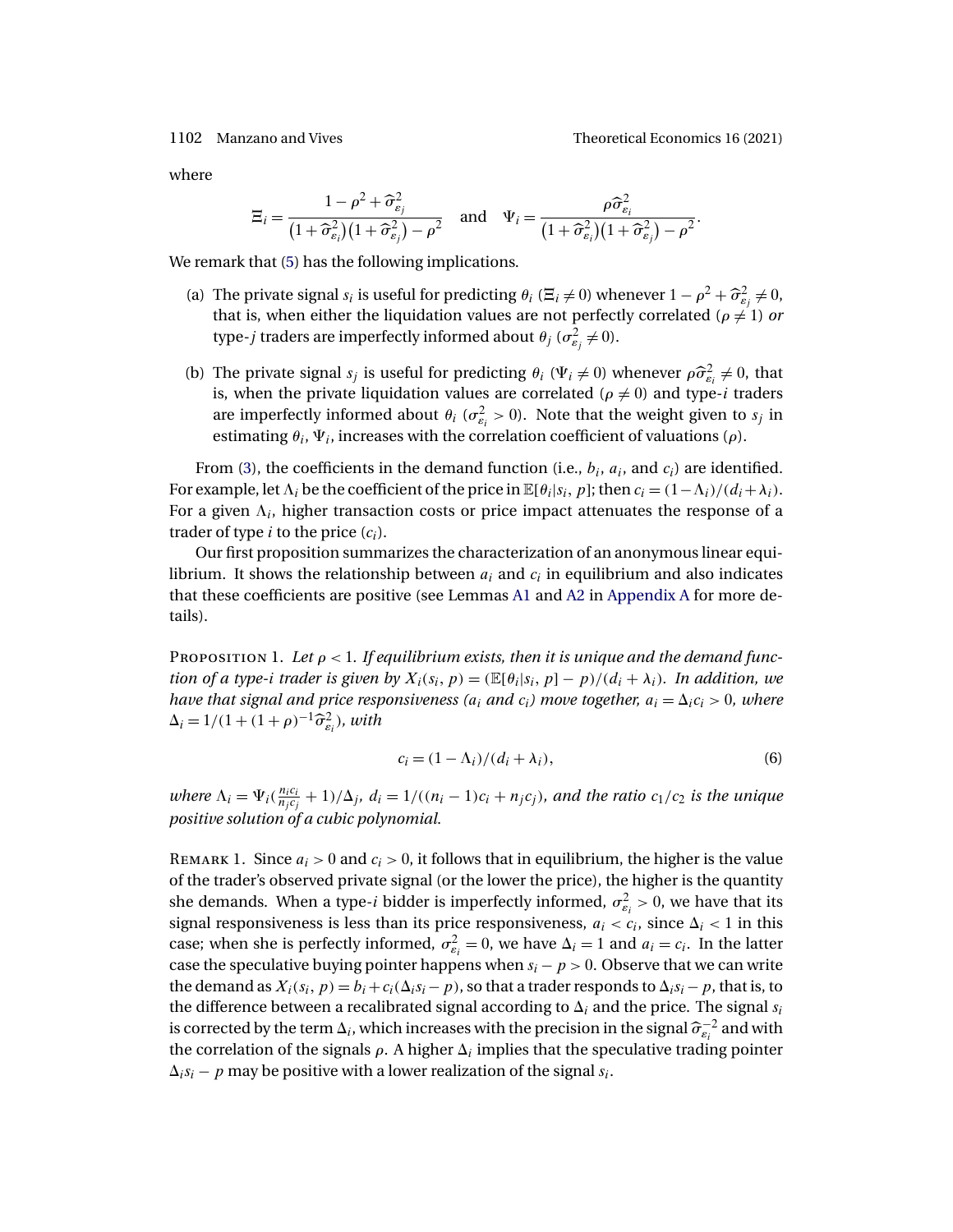where

$$\Xi_i = \frac{1-\rho^2+\widehat{\sigma}^2_{\varepsilon_j}}{\left(1+\widehat{\sigma}^2_{\varepsilon_i}\right)\left(1+\widehat{\sigma}^2_{\varepsilon_j}\right)-\rho^2} \quad \text{and} \quad \Psi_i = \frac{\rho\widehat{\sigma}^2_{\varepsilon_i}}{\left(1+\widehat{\sigma}^2_{\varepsilon_i}\right)\left(1+\widehat{\sigma}^2_{\varepsilon_j}\right)-\rho^2}.$$

We remark that (5) has the following implications.

(a) The private signal $s_i$ is useful for predicting $\theta_i$ ($\Xi_i \neq 0$) whenever $1-\rho^2+\widehat{\sigma}^2_{\varepsilon_j} \neq 0$, that is, when either the liquidation values are not perfectly correlated ($\rho \neq 1$) *or* type-$j$ traders are imperfectly informed about $\theta_j$ ($\sigma^2_{\varepsilon_j} \neq 0$).

(b) The private signal $s_j$ is useful for predicting $\theta_i$ ($\Psi_i \neq 0$) whenever $\rho\widehat{\sigma}^2_{\varepsilon_i} \neq 0$, that is, when the private liquidation values are correlated ($\rho \neq 0$) and type-$i$ traders are imperfectly informed about $\theta_i$ ($\sigma^2_{\varepsilon_i} > 0$). Note that the weight given to $s_j$ in estimating $\theta_i$, $\Psi_i$, increases with the correlation coefficient of valuations ($\rho$).

From (3), the coefficients in the demand function (i.e., $b_i$, $a_i$, and $c_i$) are identified. For example, let $\Lambda_i$ be the coefficient of the price in $\mathbb{E}[\theta_i|s_i, p]$; then $c_i = (1-\Lambda_i)/(d_i+\lambda_i)$. For a given $\Lambda_i$, higher transaction costs or price impact attenuates the response of a trader of type $i$ to the price ($c_i$).

Our first proposition summarizes the characterization of an anonymous linear equilibrium. It shows the relationship between $a_i$ and $c_i$ in equilibrium and also indicates that these coefficients are positive (see Lemmas A1 and A2 in Appendix A for more details).

Proposition 1. *Let $\rho < 1$. If equilibrium exists, then it is unique and the demand function of a type-$i$ trader is given by $X_i(s_i, p) = (\mathbb{E}[\theta_i|s_i, p] - p)/(d_i + \lambda_i)$. In addition, we have that signal and price responsiveness ($a_i$ and $c_i$) move together, $a_i = \Delta_i c_i > 0$, where $\Delta_i = 1/(1+(1+\rho)^{-1}\widehat{\sigma}^2_{\varepsilon_i})$, with*

$$c_i = (1-\Lambda_i)/(d_i+\lambda_i), \tag{6}$$

*where $\Lambda_i = \Psi_i(\frac{n_i c_i}{n_j c_j}+1)/\Delta_j$, $d_i = 1/((n_i-1)c_i + n_j c_j)$, and the ratio $c_1/c_2$ is the unique positive solution of a cubic polynomial.*

Remark 1. Since $a_i > 0$ and $c_i > 0$, it follows that in equilibrium, the higher is the value of the trader's observed private signal (or the lower the price), the higher is the quantity she demands. When a type-$i$ bidder is imperfectly informed, $\sigma^2_{\varepsilon_i} > 0$, we have that its signal responsiveness is less than its price responsiveness, $a_i < c_i$, since $\Delta_i < 1$ in this case; when she is perfectly informed, $\sigma^2_{\varepsilon_i} = 0$, we have $\Delta_i = 1$ and $a_i = c_i$. In the latter case the speculative buying pointer happens when $s_i - p > 0$. Observe that we can write the demand as $X_i(s_i, p) = b_i + c_i(\Delta_i s_i - p)$, so that a trader responds to $\Delta_i s_i - p$, that is, to the difference between a recalibrated signal according to $\Delta_i$ and the price. The signal $s_i$ is corrected by the term $\Delta_i$, which increases with the precision in the signal $\widehat{\sigma}^{-2}_{\varepsilon_i}$ and with the correlation of the signals $\rho$. A higher $\Delta_i$ implies that the speculative trading pointer $\Delta_i s_i - p$ may be positive with a lower realization of the signal $s_i$.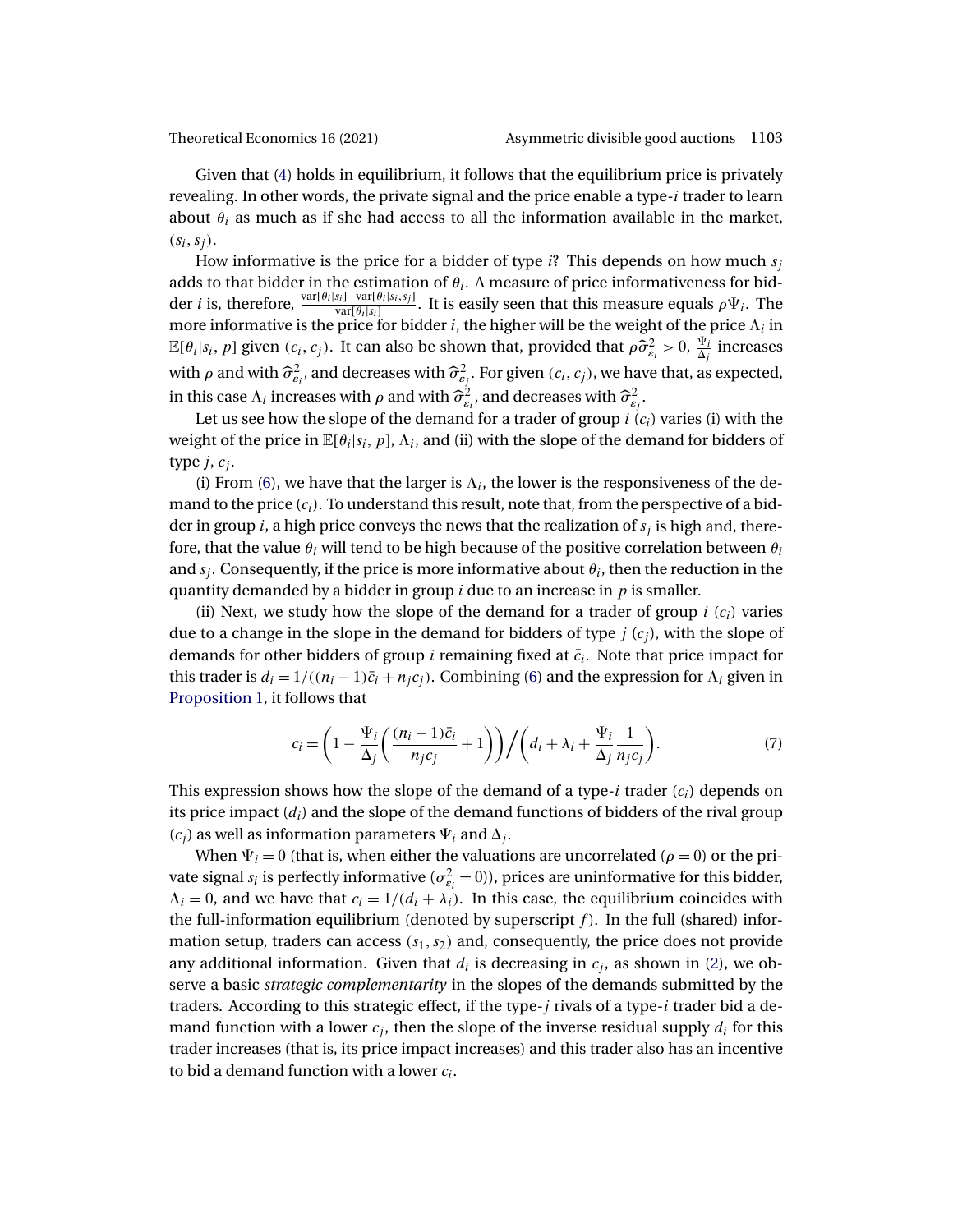Given that (4) holds in equilibrium, it follows that the equilibrium price is privately revealing. In other words, the private signal and the price enable a type-$i$ trader to learn about $\theta_i$ as much as if she had access to all the information available in the market, $(s_i, s_j)$.

How informative is the price for a bidder of type $i$? This depends on how much $s_j$ adds to that bidder in the estimation of $\theta_i$. A measure of price informativeness for bidder $i$ is, therefore, $\frac{\text{var}[\theta_i|s_i]-\text{var}[\theta_i|s_i,s_j]}{\text{var}[\theta_i|s_i]}$. It is easily seen that this measure equals $\rho\Psi_i$. The more informative is the price for bidder $i$, the higher will be the weight of the price $\Lambda_i$ in $\mathbb{E}[\theta_i|s_i, p]$ given $(c_i, c_j)$. It can also be shown that, provided that $\rho\widehat{\sigma}^2_{\varepsilon_i} > 0$, $\frac{\Psi_i}{\Delta_j}$ increases with $\rho$ and with $\widehat{\sigma}^2_{\varepsilon_i}$, and decreases with $\widehat{\sigma}^2_{\varepsilon_j}$. For given $(c_i, c_j)$, we have that, as expected, in this case $\Lambda_i$ increases with $\rho$ and with $\widehat{\sigma}^2_{\varepsilon_i}$, and decreases with $\widehat{\sigma}^2_{\varepsilon_j}$.

Let us see how the slope of the demand for a trader of group $i$ ($c_i$) varies (i) with the weight of the price in $\mathbb{E}[\theta_i|s_i, p]$, $\Lambda_i$, and (ii) with the slope of the demand for bidders of type $j$, $c_j$.

(i) From (6), we have that the larger is $\Lambda_i$, the lower is the responsiveness of the demand to the price ($c_i$). To understand this result, note that, from the perspective of a bidder in group $i$, a high price conveys the news that the realization of $s_j$ is high and, therefore, that the value $\theta_i$ will tend to be high because of the positive correlation between $\theta_i$ and $s_j$. Consequently, if the price is more informative about $\theta_i$, then the reduction in the quantity demanded by a bidder in group $i$ due to an increase in $p$ is smaller.

(ii) Next, we study how the slope of the demand for a trader of group $i$ ($c_i$) varies due to a change in the slope in the demand for bidders of type $j$ ($c_j$), with the slope of demands for other bidders of group $i$ remaining fixed at $\bar{c}_i$. Note that price impact for this trader is $d_i = 1/((n_i - 1)\bar{c}_i + n_j c_j)$. Combining (6) and the expression for $\Lambda_i$ given in Proposition 1, it follows that

$$c_i = \left(1 - \frac{\Psi_i}{\Delta_j}\left(\frac{(n_i-1)\bar{c}_i}{n_j c_j} + 1\right)\right) \Big/ \left(d_i + \lambda_i + \frac{\Psi_i}{\Delta_j}\frac{1}{n_j c_j}\right). \tag{7}$$

This expression shows how the slope of the demand of a type-$i$ trader ($c_i$) depends on its price impact ($d_i$) and the slope of the demand functions of bidders of the rival group ($c_j$) as well as information parameters $\Psi_i$ and $\Delta_j$.

When $\Psi_i = 0$ (that is, when either the valuations are uncorrelated ($\rho = 0$) or the private signal $s_i$ is perfectly informative ($\sigma^2_{\varepsilon_i} = 0$)), prices are uninformative for this bidder, $\Lambda_i = 0$, and we have that $c_i = 1/(d_i + \lambda_i)$. In this case, the equilibrium coincides with the full-information equilibrium (denoted by superscript $f$). In the full (shared) information setup, traders can access $(s_1, s_2)$ and, consequently, the price does not provide any additional information. Given that $d_i$ is decreasing in $c_j$, as shown in (2), we observe a basic *strategic complementarity* in the slopes of the demands submitted by the traders. According to this strategic effect, if the type-$j$ rivals of a type-$i$ trader bid a demand function with a lower $c_j$, then the slope of the inverse residual supply $d_i$ for this trader increases (that is, its price impact increases) and this trader also has an incentive to bid a demand function with a lower $c_i$.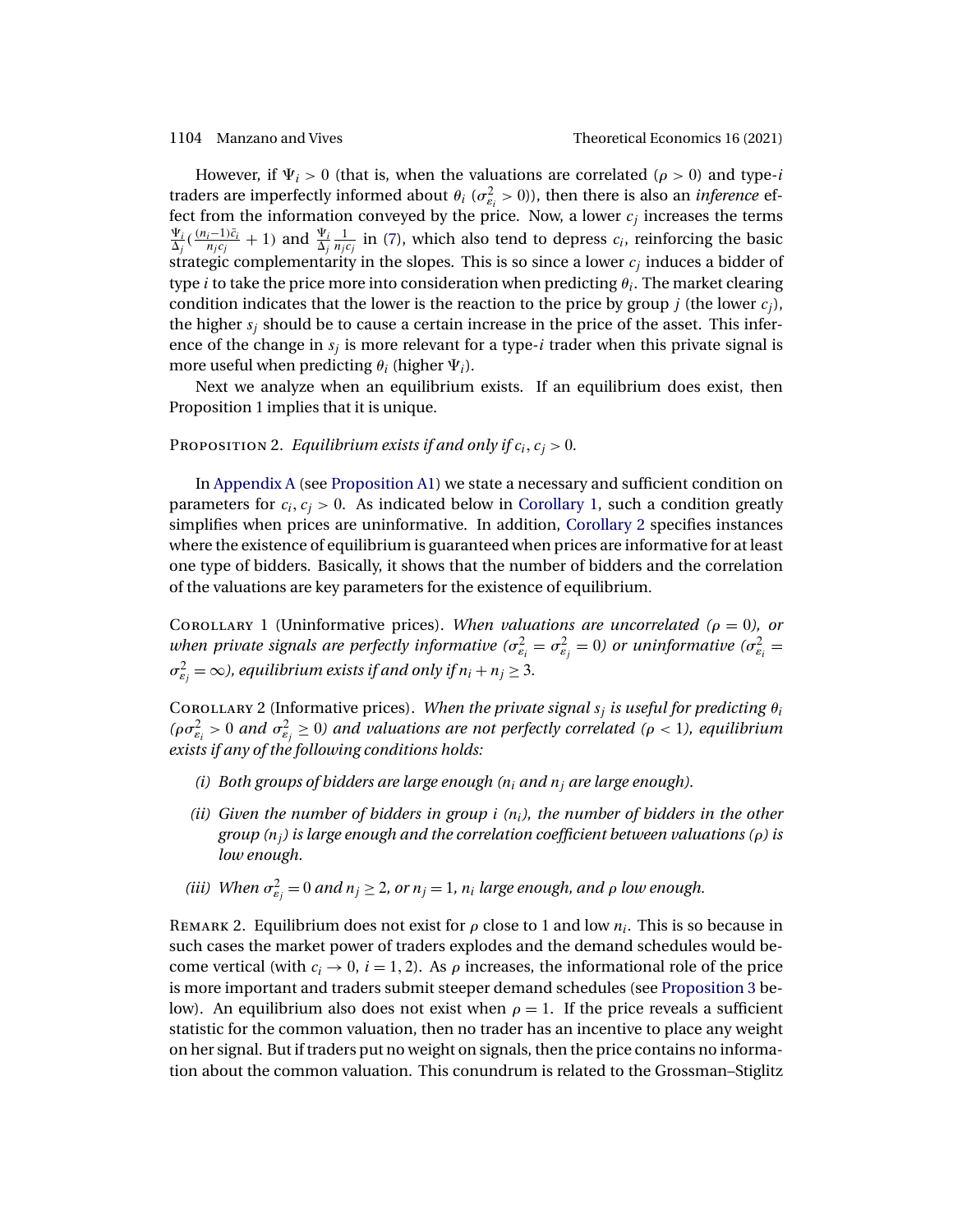However, if $\Psi_i > 0$ (that is, when the valuations are correlated ($\rho > 0$) and type-$i$ traders are imperfectly informed about $\theta_i$ ($\sigma^2_{\varepsilon_i} > 0$)), then there is also an *inference* effect from the information conveyed by the price. Now, a lower $c_j$ increases the terms $\frac{\Psi_i}{\Delta_j}(\frac{(n_i-1)\bar{c}_i}{n_j c_j} + 1)$ and $\frac{\Psi_i}{\Delta_j}\frac{1}{n_j c_j}$ in (7), which also tend to depress $c_i$, reinforcing the basic strategic complementarity in the slopes. This is so since a lower $c_j$ induces a bidder of type $i$ to take the price more into consideration when predicting $\theta_i$. The market clearing condition indicates that the lower is the reaction to the price by group $j$ (the lower $c_j$), the higher $s_j$ should be to cause a certain increase in the price of the asset. This inference of the change in $s_j$ is more relevant for a type-$i$ trader when this private signal is more useful when predicting $\theta_i$ (higher $\Psi_i$).

Next we analyze when an equilibrium exists. If an equilibrium does exist, then Proposition 1 implies that it is unique.

Proposition 2. *Equilibrium exists if and only if $c_i, c_j > 0$.*

In Appendix A (see Proposition A1) we state a necessary and sufficient condition on parameters for $c_i, c_j > 0$. As indicated below in Corollary 1, such a condition greatly simplifies when prices are uninformative. In addition, Corollary 2 specifies instances where the existence of equilibrium is guaranteed when prices are informative for at least one type of bidders. Basically, it shows that the number of bidders and the correlation of the valuations are key parameters for the existence of equilibrium.

Corollary 1 (Uninformative prices). *When valuations are uncorrelated ($\rho = 0$), or when private signals are perfectly informative ($\sigma^2_{\varepsilon_i} = \sigma^2_{\varepsilon_j} = 0$) or uninformative ($\sigma^2_{\varepsilon_i} = \sigma^2_{\varepsilon_j} = \infty$), equilibrium exists if and only if $n_i + n_j \geq 3$.*

Corollary 2 (Informative prices). *When the private signal $s_j$ is useful for predicting $\theta_i$ ($\rho\sigma^2_{\varepsilon_i} > 0$ and $\sigma^2_{\varepsilon_j} \geq 0$) and valuations are not perfectly correlated ($\rho < 1$), equilibrium exists if any of the following conditions holds:*

*(i) Both groups of bidders are large enough ($n_i$ and $n_j$ are large enough).*

*(ii) Given the number of bidders in group $i$ ($n_i$), the number of bidders in the other group ($n_j$) is large enough and the correlation coefficient between valuations ($\rho$) is low enough.*

*(iii) When $\sigma^2_{\varepsilon_j} = 0$ and $n_j \geq 2$, or $n_j = 1$, $n_i$ large enough, and $\rho$ low enough.*

Remark 2. Equilibrium does not exist for $\rho$ close to 1 and low $n_i$. This is so because in such cases the market power of traders explodes and the demand schedules would become vertical (with $c_i \to 0$, $i = 1, 2$). As $\rho$ increases, the informational role of the price is more important and traders submit steeper demand schedules (see Proposition 3 below). An equilibrium also does not exist when $\rho = 1$. If the price reveals a sufficient statistic for the common valuation, then no trader has an incentive to place any weight on her signal. But if traders put no weight on signals, then the price contains no information about the common valuation. This conundrum is related to the Grossman–Stiglitz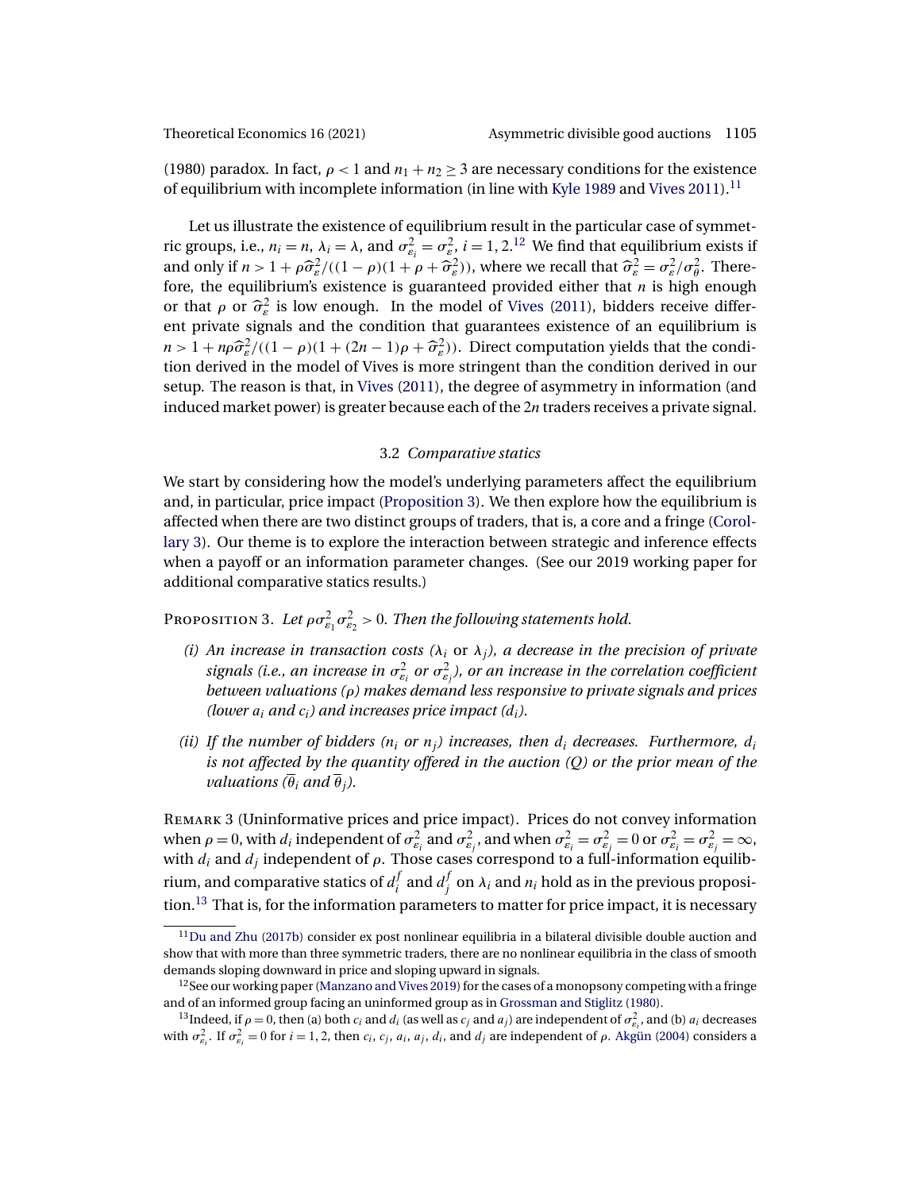(1980) paradox. In fact, $\rho < 1$ and $n_1 + n_2 \geq 3$ are necessary conditions for the existence of equilibrium with incomplete information (in line with Kyle 1989 and Vives 2011).[11]

Let us illustrate the existence of equilibrium result in the particular case of symmetric groups, i.e., $n_i = n$, $\lambda_i = \lambda$, and $\sigma^2_{\varepsilon_i} = \sigma^2_{\varepsilon}$, $i = 1, 2$.[12] We find that equilibrium exists if and only if $n > 1 + \rho\widehat{\sigma}^2_{\varepsilon}/((1-\rho)(1+\rho+\widehat{\sigma}^2_{\varepsilon}))$, where we recall that $\widehat{\sigma}^2_{\varepsilon} = \sigma^2_{\varepsilon}/\sigma^2_{\theta}$. Therefore, the equilibrium's existence is guaranteed provided either that $n$ is high enough or that $\rho$ or $\widehat{\sigma}^2_{\varepsilon}$ is low enough. In the model of Vives (2011), bidders receive different private signals and the condition that guarantees existence of an equilibrium is $n > 1 + n\rho\widehat{\sigma}^2_{\varepsilon}/((1-\rho)(1+(2n-1)\rho+\widehat{\sigma}^2_{\varepsilon}))$. Direct computation yields that the condition derived in the model of Vives is more stringent than the condition derived in our setup. The reason is that, in Vives (2011), the degree of asymmetry in information (and induced market power) is greater because each of the $2n$ traders receives a private signal.

### 3.2 *Comparative statics*

We start by considering how the model's underlying parameters affect the equilibrium and, in particular, price impact (Proposition 3). We then explore how the equilibrium is affected when there are two distinct groups of traders, that is, a core and a fringe (Corollary 3). Our theme is to explore the interaction between strategic and inference effects when a payoff or an information parameter changes. (See our 2019 working paper for additional comparative statics results.)

Proposition 3. *Let $\rho\sigma^2_{\varepsilon_1}\sigma^2_{\varepsilon_2} > 0$. Then the following statements hold.*

*(i) An increase in transaction costs ($\lambda_i$ or $\lambda_j$), a decrease in the precision of private signals (i.e., an increase in $\sigma^2_{\varepsilon_i}$ or $\sigma^2_{\varepsilon_j}$), or an increase in the correlation coefficient between valuations ($\rho$) makes demand less responsive to private signals and prices (lower $a_i$ and $c_i$) and increases price impact ($d_i$).*

*(ii) If the number of bidders ($n_i$ or $n_j$) increases, then $d_i$ decreases. Furthermore, $d_i$ is not affected by the quantity offered in the auction ($Q$) or the prior mean of the valuations ($\overline{\theta}_i$ and $\overline{\theta}_j$).*

Remark 3 (Uninformative prices and price impact). Prices do not convey information when $\rho = 0$, with $d_i$ independent of $\sigma^2_{\varepsilon_i}$ and $\sigma^2_{\varepsilon_j}$, and when $\sigma^2_{\varepsilon_i} = \sigma^2_{\varepsilon_j} = 0$ or $\sigma^2_{\varepsilon_i} = \sigma^2_{\varepsilon_j} = \infty$, with $d_i$ and $d_j$ independent of $\rho$. Those cases correspond to a full-information equilibrium, and comparative statics of $d^f_i$ and $d^f_j$ on $\lambda_i$ and $n_i$ hold as in the previous proposition.[13] That is, for the information parameters to matter for price impact, it is necessary

[11] Du and Zhu (2017b) consider ex post nonlinear equilibria in a bilateral divisible double auction and show that with more than three symmetric traders, there are no nonlinear equilibria in the class of smooth demands sloping downward in price and sloping upward in signals.

[12] See our working paper (Manzano and Vives 2019) for the cases of a monopsony competing with a fringe and of an informed group facing an uninformed group as in Grossman and Stiglitz (1980).

[13] Indeed, if $\rho = 0$, then (a) both $c_i$ and $d_i$ (as well as $c_j$ and $a_j$) are independent of $\sigma^2_{\varepsilon_i}$, and (b) $a_i$ decreases with $\sigma^2_{\varepsilon_i}$. If $\sigma^2_{\varepsilon_i} = 0$ for $i = 1, 2$, then $c_i$, $c_j$, $a_i$, $a_j$, $d_i$, and $d_j$ are independent of $\rho$. Akgün (2004) considers a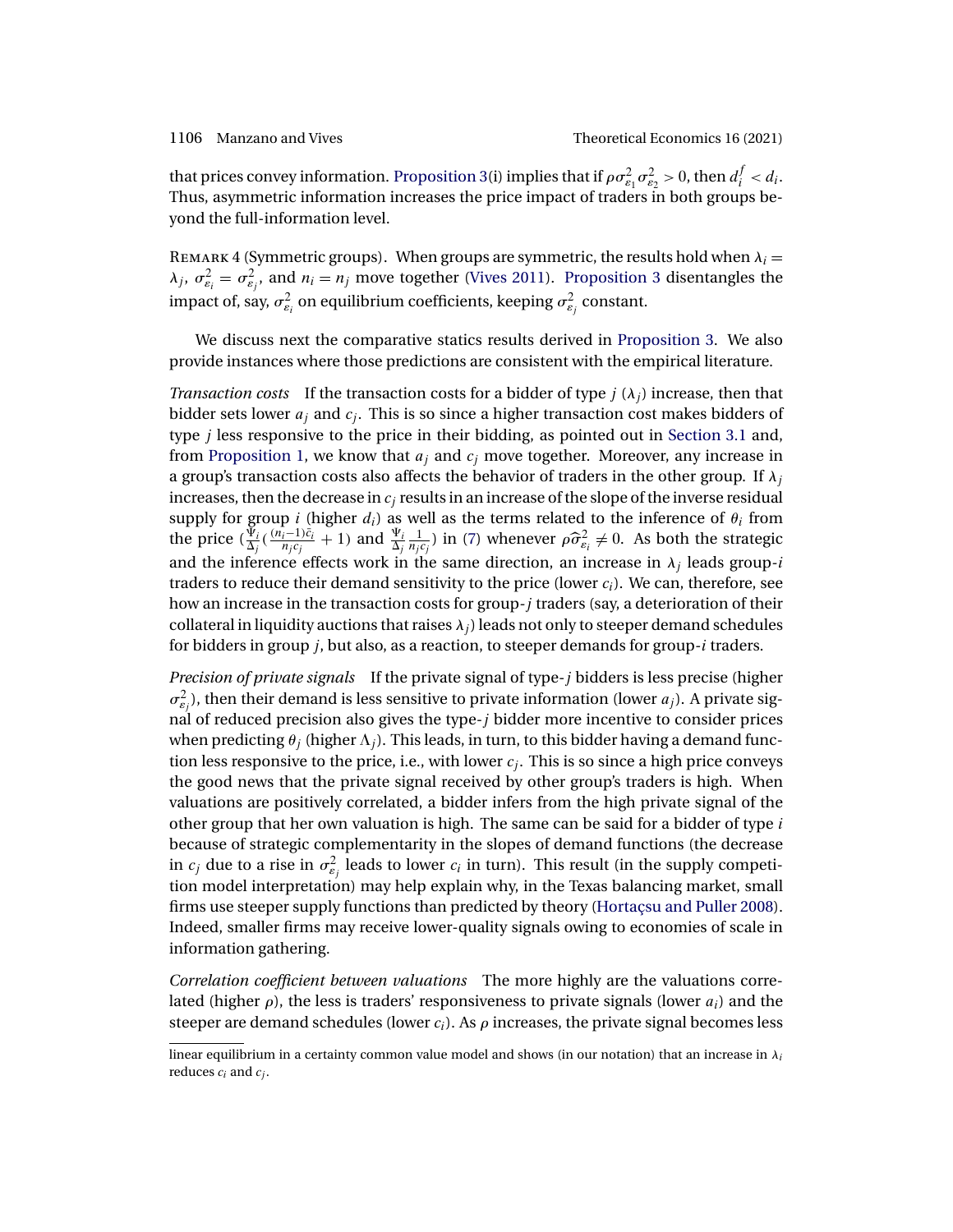that prices convey information. Proposition 3(i) implies that if $\rho\sigma^2_{\varepsilon_1}\sigma^2_{\varepsilon_2} > 0$, then $d_i^f < d_i$. Thus, asymmetric information increases the price impact of traders in both groups beyond the full-information level.

Remark 4 (Symmetric groups). When groups are symmetric, the results hold when $\lambda_i = \lambda_j$, $\sigma^2_{\varepsilon_i} = \sigma^2_{\varepsilon_j}$, and $n_i = n_j$ move together (Vives 2011). Proposition 3 disentangles the impact of, say, $\sigma^2_{\varepsilon_i}$ on equilibrium coefficients, keeping $\sigma^2_{\varepsilon_j}$ constant.

We discuss next the comparative statics results derived in Proposition 3. We also provide instances where those predictions are consistent with the empirical literature.

*Transaction costs* If the transaction costs for a bidder of type $j$ ($\lambda_j$) increase, then that bidder sets lower $a_j$ and $c_j$. This is so since a higher transaction cost makes bidders of type $j$ less responsive to the price in their bidding, as pointed out in Section 3.1 and, from Proposition 1, we know that $a_j$ and $c_j$ move together. Moreover, any increase in a group's transaction costs also affects the behavior of traders in the other group. If $\lambda_j$ increases, then the decrease in $c_j$ results in an increase of the slope of the inverse residual supply for group $i$ (higher $d_i$) as well as the terms related to the inference of $\theta_i$ from the price ($\frac{\Psi_i}{\Delta_j}(\frac{(n_i-1)\bar{c}_i}{n_j c_j}+1)$ and $\frac{\Psi_i}{\Delta_j}\frac{1}{n_j c_j}$) in (7) whenever $\rho\widehat{\sigma}^2_{\varepsilon_i} \neq 0$. As both the strategic and the inference effects work in the same direction, an increase in $\lambda_j$ leads group-$i$ traders to reduce their demand sensitivity to the price (lower $c_i$). We can, therefore, see how an increase in the transaction costs for group-$j$ traders (say, a deterioration of their collateral in liquidity auctions that raises $\lambda_j$) leads not only to steeper demand schedules for bidders in group $j$, but also, as a reaction, to steeper demands for group-$i$ traders.

*Precision of private signals* If the private signal of type-$j$ bidders is less precise (higher $\sigma^2_{\varepsilon_j}$), then their demand is less sensitive to private information (lower $a_j$). A private signal of reduced precision also gives the type-$j$ bidder more incentive to consider prices when predicting $\theta_j$ (higher $\Lambda_j$). This leads, in turn, to this bidder having a demand function less responsive to the price, i.e., with lower $c_j$. This is so since a high price conveys the good news that the private signal received by other group's traders is high. When valuations are positively correlated, a bidder infers from the high private signal of the other group that her own valuation is high. The same can be said for a bidder of type $i$ because of strategic complementarity in the slopes of demand functions (the decrease in $c_j$ due to a rise in $\sigma^2_{\varepsilon_j}$ leads to lower $c_i$ in turn). This result (in the supply competition model interpretation) may help explain why, in the Texas balancing market, small firms use steeper supply functions than predicted by theory (Hortaçsu and Puller 2008). Indeed, smaller firms may receive lower-quality signals owing to economies of scale in information gathering.

*Correlation coefficient between valuations* The more highly are the valuations correlated (higher $\rho$), the less is traders' responsiveness to private signals (lower $a_i$) and the steeper are demand schedules (lower $c_i$). As $\rho$ increases, the private signal becomes less

linear equilibrium in a certainty common value model and shows (in our notation) that an increase in $\lambda_i$ reduces $c_i$ and $c_j$.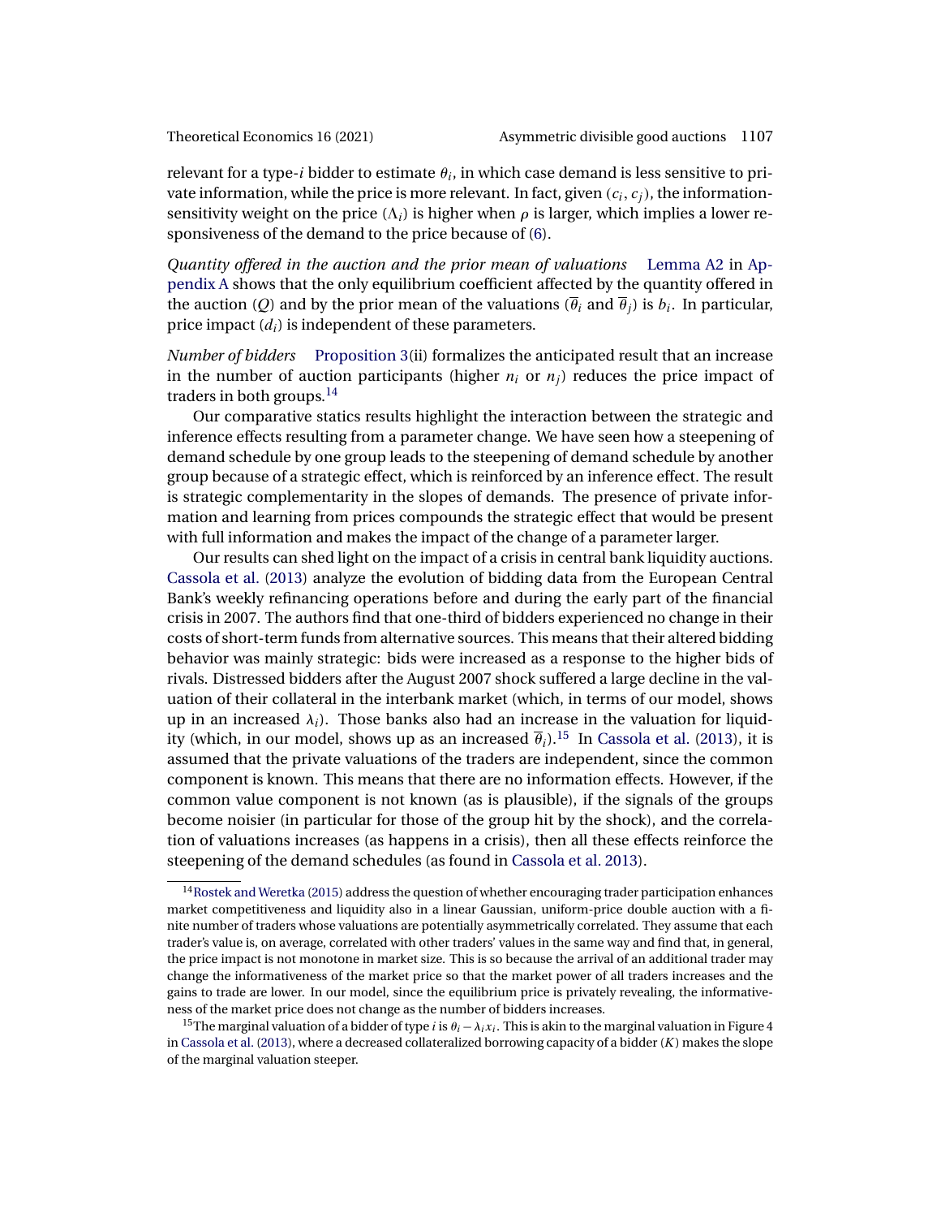relevant for a type-$i$ bidder to estimate $\theta_i$, in which case demand is less sensitive to private information, while the price is more relevant. In fact, given $(c_i, c_j)$, the information-sensitivity weight on the price ($\Lambda_i$) is higher when $\rho$ is larger, which implies a lower responsiveness of the demand to the price because of (6).

*Quantity offered in the auction and the prior mean of valuations* Lemma A2 in Appendix A shows that the only equilibrium coefficient affected by the quantity offered in the auction ($Q$) and by the prior mean of the valuations ($\overline{\theta}_i$ and $\overline{\theta}_j$) is $b_i$. In particular, price impact ($d_i$) is independent of these parameters.

*Number of bidders* Proposition 3(ii) formalizes the anticipated result that an increase in the number of auction participants (higher $n_i$ or $n_j$) reduces the price impact of traders in both groups.[14]

Our comparative statics results highlight the interaction between the strategic and inference effects resulting from a parameter change. We have seen how a steepening of demand schedule by one group leads to the steepening of demand schedule by another group because of a strategic effect, which is reinforced by an inference effect. The result is strategic complementarity in the slopes of demands. The presence of private information and learning from prices compounds the strategic effect that would be present with full information and makes the impact of the change of a parameter larger.

Our results can shed light on the impact of a crisis in central bank liquidity auctions. Cassola et al. (2013) analyze the evolution of bidding data from the European Central Bank's weekly refinancing operations before and during the early part of the financial crisis in 2007. The authors find that one-third of bidders experienced no change in their costs of short-term funds from alternative sources. This means that their altered bidding behavior was mainly strategic: bids were increased as a response to the higher bids of rivals. Distressed bidders after the August 2007 shock suffered a large decline in the valuation of their collateral in the interbank market (which, in terms of our model, shows up in an increased $\lambda_i$). Those banks also had an increase in the valuation for liquidity (which, in our model, shows up as an increased $\overline{\theta}_i$).[15] In Cassola et al. (2013), it is assumed that the private valuations of the traders are independent, since the common component is known. This means that there are no information effects. However, if the common value component is not known (as is plausible), if the signals of the groups become noisier (in particular for those of the group hit by the shock), and the correlation of valuations increases (as happens in a crisis), then all these effects reinforce the steepening of the demand schedules (as found in Cassola et al. 2013).

[14] Rostek and Weretka (2015) address the question of whether encouraging trader participation enhances market competitiveness and liquidity also in a linear Gaussian, uniform-price double auction with a finite number of traders whose valuations are potentially asymmetrically correlated. They assume that each trader's value is, on average, correlated with other traders' values in the same way and find that, in general, the price impact is not monotone in market size. This is so because the arrival of an additional trader may change the informativeness of the market price so that the market power of all traders increases and the gains to trade are lower. In our model, since the equilibrium price is privately revealing, the informativeness of the market price does not change as the number of bidders increases.

[15] The marginal valuation of a bidder of type $i$ is $\theta_i - \lambda_i x_i$. This is akin to the marginal valuation in Figure 4 in Cassola et al. (2013), where a decreased collateralized borrowing capacity of a bidder ($K$) makes the slope of the marginal valuation steeper.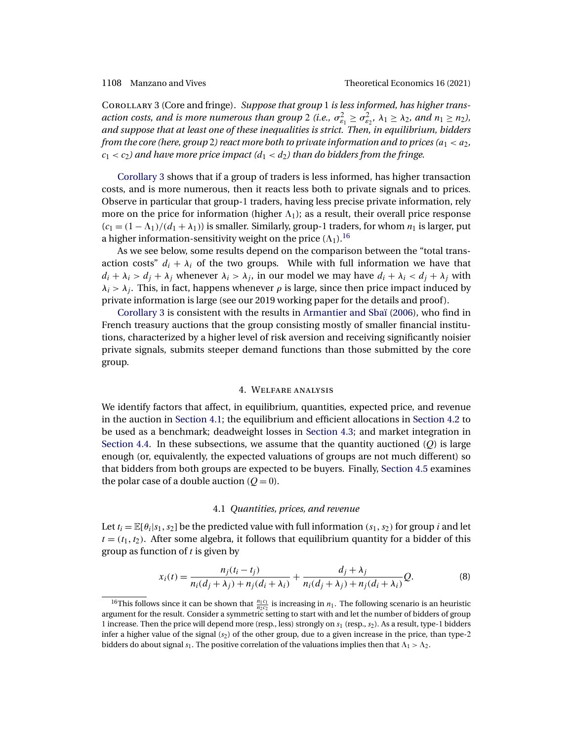Corollary 3 (Core and fringe). *Suppose that group 1 is less informed, has higher transaction costs, and is more numerous than group 2 (i.e., $\sigma^2_{\varepsilon_1} \geq \sigma^2_{\varepsilon_2}$, $\lambda_1 \geq \lambda_2$, and $n_1 \geq n_2$), and suppose that at least one of these inequalities is strict. Then, in equilibrium, bidders from the core (here, group 2) react more both to private information and to prices ($a_1 < a_2$, $c_1 < c_2$) and have more price impact ($d_1 < d_2$) than do bidders from the fringe.*

Corollary 3 shows that if a group of traders is less informed, has higher transaction costs, and is more numerous, then it reacts less both to private signals and to prices. Observe in particular that group-1 traders, having less precise private information, rely more on the price for information (higher $\Lambda_1$); as a result, their overall price response ($c_1 = (1 - \Lambda_1)/(d_1 + \lambda_1)$) is smaller. Similarly, group-1 traders, for whom $n_1$ is larger, put a higher information-sensitivity weight on the price ($\Lambda_1$).[16]

As we see below, some results depend on the comparison between the "total transaction costs" $d_i + \lambda_i$ of the two groups. While with full information we have that $d_i + \lambda_i > d_j + \lambda_j$ whenever $\lambda_i > \lambda_j$, in our model we may have $d_i + \lambda_i < d_j + \lambda_j$ with $\lambda_i > \lambda_j$. This, in fact, happens whenever $\rho$ is large, since then price impact induced by private information is large (see our 2019 working paper for the details and proof).

Corollary 3 is consistent with the results in Armantier and Sbaï (2006), who find in French treasury auctions that the group consisting mostly of smaller financial institutions, characterized by a higher level of risk aversion and receiving significantly noisier private signals, submits steeper demand functions than those submitted by the core group.

## 4. Welfare analysis

We identify factors that affect, in equilibrium, quantities, expected price, and revenue in the auction in Section 4.1; the equilibrium and efficient allocations in Section 4.2 to be used as a benchmark; deadweight losses in Section 4.3; and market integration in Section 4.4. In these subsections, we assume that the quantity auctioned ($Q$) is large enough (or, equivalently, the expected valuations of groups are not much different) so that bidders from both groups are expected to be buyers. Finally, Section 4.5 examines the polar case of a double auction ($Q = 0$).

### 4.1 *Quantities, prices, and revenue*

Let $t_i = \mathbb{E}[\theta_i | s_1, s_2]$ be the predicted value with full information $(s_1, s_2)$ for group $i$ and let $t = (t_1, t_2)$. After some algebra, it follows that equilibrium quantity for a bidder of this group as function of $t$ is given by

$$x_i(t) = \frac{n_j(t_i - t_j)}{n_i(d_j + \lambda_j) + n_j(d_i + \lambda_i)} + \frac{d_j + \lambda_j}{n_i(d_j + \lambda_j) + n_j(d_i + \lambda_i)} Q. \tag{8}$$

[16] This follows since it can be shown that $\frac{n_1 c_1}{n_2 c_2}$ is increasing in $n_1$. The following scenario is an heuristic argument for the result. Consider a symmetric setting to start with and let the number of bidders of group 1 increase. Then the price will depend more (resp., less) strongly on $s_1$ (resp., $s_2$). As a result, type-1 bidders infer a higher value of the signal ($s_2$) of the other group, due to a given increase in the price, than type-2 bidders do about signal $s_1$. The positive correlation of the valuations implies then that $\Lambda_1 > \Lambda_2$.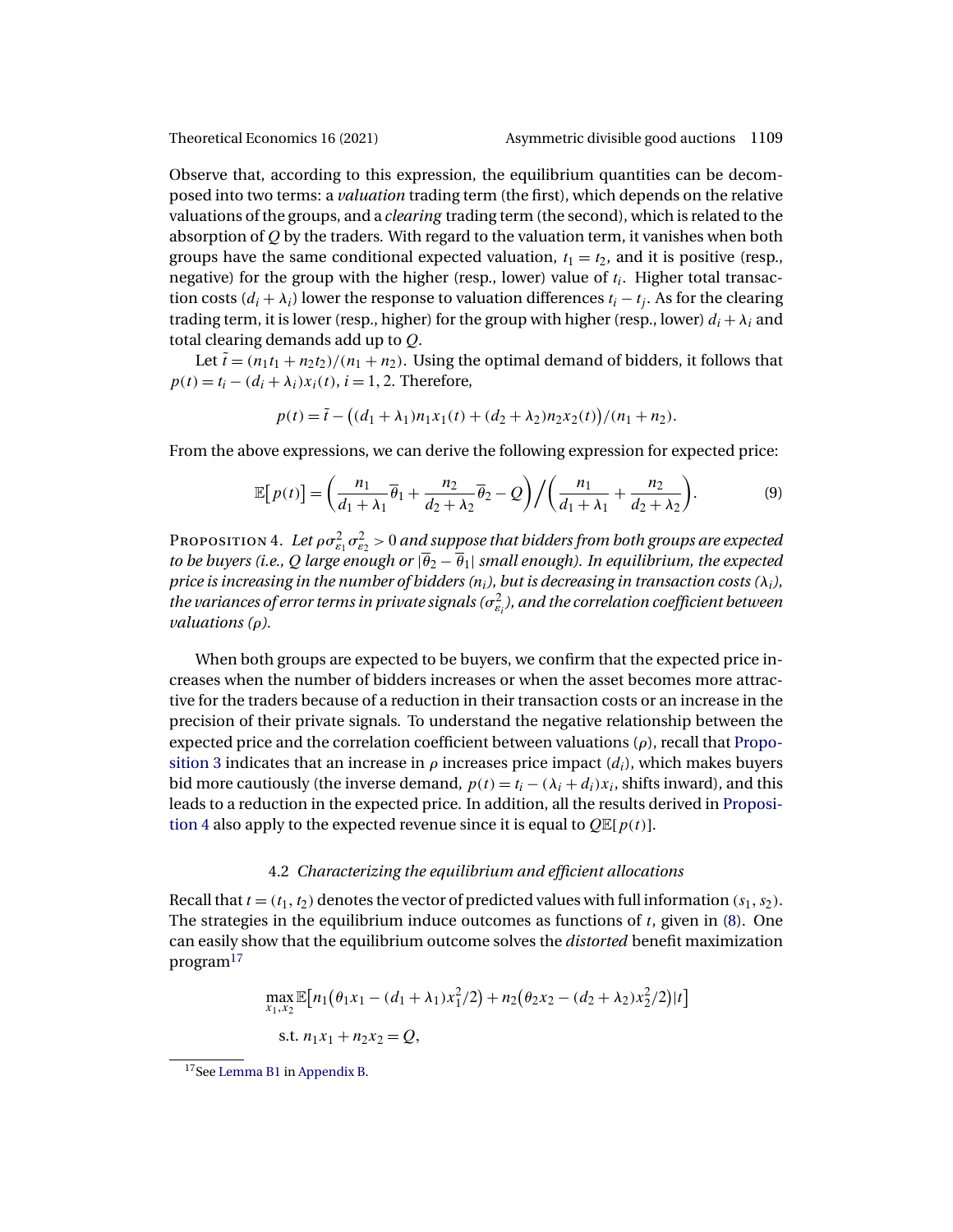Observe that, according to this expression, the equilibrium quantities can be decomposed into two terms: a *valuation* trading term (the first), which depends on the relative valuations of the groups, and a *clearing* trading term (the second), which is related to the absorption of $Q$ by the traders. With regard to the valuation term, it vanishes when both groups have the same conditional expected valuation, $t_1 = t_2$, and it is positive (resp., negative) for the group with the higher (resp., lower) value of $t_i$. Higher total transaction costs $(d_i + \lambda_i)$ lower the response to valuation differences $t_i - t_j$. As for the clearing trading term, it is lower (resp., higher) for the group with higher (resp., lower) $d_i + \lambda_i$ and total clearing demands add up to $Q$.

Let $\tilde{t} = (n_1 t_1 + n_2 t_2)/(n_1 + n_2)$. Using the optimal demand of bidders, it follows that $p(t) = t_i - (d_i + \lambda_i)x_i(t)$, $i = 1, 2$. Therefore,

$$p(t) = \tilde{t} - \big((d_1 + \lambda_1)n_1 x_1(t) + (d_2 + \lambda_2)n_2 x_2(t)\big)/(n_1 + n_2).$$

From the above expressions, we can derive the following expression for expected price:

$$\mathbb{E}\big[p(t)\big] = \left(\frac{n_1}{d_1 + \lambda_1}\overline{\theta}_1 + \frac{n_2}{d_2 + \lambda_2}\overline{\theta}_2 - Q\right) \Big/ \left(\frac{n_1}{d_1 + \lambda_1} + \frac{n_2}{d_2 + \lambda_2}\right). \tag{9}$$

Proposition 4. *Let $\rho\sigma^2_{\varepsilon_1}\sigma^2_{\varepsilon_2} > 0$ and suppose that bidders from both groups are expected to be buyers (i.e., $Q$ large enough or $|\overline{\theta}_2 - \overline{\theta}_1|$ small enough). In equilibrium, the expected price is increasing in the number of bidders ($n_i$), but is decreasing in transaction costs ($\lambda_i$), the variances of error terms in private signals ($\sigma^2_{\varepsilon_i}$), and the correlation coefficient between valuations ($\rho$).*

When both groups are expected to be buyers, we confirm that the expected price increases when the number of bidders increases or when the asset becomes more attractive for the traders because of a reduction in their transaction costs or an increase in the precision of their private signals. To understand the negative relationship between the expected price and the correlation coefficient between valuations ($\rho$), recall that Proposition 3 indicates that an increase in $\rho$ increases price impact ($d_i$), which makes buyers bid more cautiously (the inverse demand, $p(t) = t_i - (\lambda_i + d_i)x_i$, shifts inward), and this leads to a reduction in the expected price. In addition, all the results derived in Proposition 4 also apply to the expected revenue since it is equal to $Q\mathbb{E}[p(t)]$.

### 4.2 *Characterizing the equilibrium and efficient allocations*

Recall that $t = (t_1, t_2)$ denotes the vector of predicted values with full information $(s_1, s_2)$. The strategies in the equilibrium induce outcomes as functions of $t$, given in (8). One can easily show that the equilibrium outcome solves the *distorted* benefit maximization program[17]

$$\max_{x_1, x_2} \mathbb{E}\big[n_1\big(\theta_1 x_1 - (d_1 + \lambda_1)x_1^2/2\big) + n_2\big(\theta_2 x_2 - (d_2 + \lambda_2)x_2^2/2\big)|t\big]$$
$$\text{s.t. } n_1 x_1 + n_2 x_2 = Q,$$

[17] See Lemma B1 in Appendix B.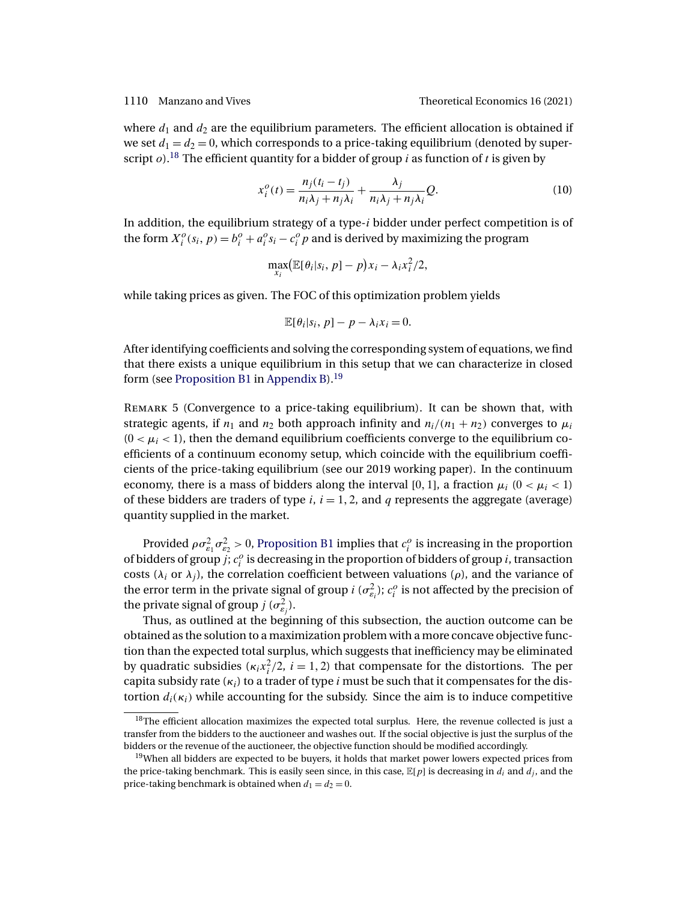where $d_1$ and $d_2$ are the equilibrium parameters. The efficient allocation is obtained if we set $d_1 = d_2 = 0$, which corresponds to a price-taking equilibrium (denoted by superscript $o$).[18] The efficient quantity for a bidder of group $i$ as function of $t$ is given by

$$x_i^o(t) = \frac{n_j(t_i - t_j)}{n_i\lambda_j + n_j\lambda_i} + \frac{\lambda_j}{n_i\lambda_j + n_j\lambda_i}Q. \tag{10}$$

In addition, the equilibrium strategy of a type-$i$ bidder under perfect competition is of the form $X_i^o(s_i, p) = b_i^o + a_i^o s_i - c_i^o p$ and is derived by maximizing the program

$$\max_{x_i}\big(\mathbb{E}[\theta_i|s_i, p] - p\big)x_i - \lambda_i x_i^2/2,$$

while taking prices as given. The FOC of this optimization problem yields

$$\mathbb{E}[\theta_i|s_i, p] - p - \lambda_i x_i = 0.$$

After identifying coefficients and solving the corresponding system of equations, we find that there exists a unique equilibrium in this setup that we can characterize in closed form (see Proposition B1 in Appendix B).[19]

Remark 5 (Convergence to a price-taking equilibrium). It can be shown that, with strategic agents, if $n_1$ and $n_2$ both approach infinity and $n_i/(n_1 + n_2)$ converges to $\mu_i$ ($0 < \mu_i < 1$), then the demand equilibrium coefficients converge to the equilibrium coefficients of a continuum economy setup, which coincide with the equilibrium coefficients of the price-taking equilibrium (see our 2019 working paper). In the continuum economy, there is a mass of bidders along the interval $[0, 1]$, a fraction $\mu_i$ ($0 < \mu_i < 1$) of these bidders are traders of type $i$, $i = 1, 2$, and $q$ represents the aggregate (average) quantity supplied in the market.

Provided $\rho\sigma_{\varepsilon_1}^2\sigma_{\varepsilon_2}^2 > 0$, Proposition B1 implies that $c_i^o$ is increasing in the proportion of bidders of group $j$; $c_i^o$ is decreasing in the proportion of bidders of group $i$, transaction costs ($\lambda_i$ or $\lambda_j$), the correlation coefficient between valuations ($\rho$), and the variance of the error term in the private signal of group $i$ ($\sigma_{\varepsilon_i}^2$); $c_i^o$ is not affected by the precision of the private signal of group $j$ ($\sigma_{\varepsilon_j}^2$).

Thus, as outlined at the beginning of this subsection, the auction outcome can be obtained as the solution to a maximization problem with a more concave objective function than the expected total surplus, which suggests that inefficiency may be eliminated by quadratic subsidies ($\kappa_i x_i^2/2$, $i = 1, 2$) that compensate for the distortions. The per capita subsidy rate ($\kappa_i$) to a trader of type $i$ must be such that it compensates for the distortion $d_i(\kappa_i)$ while accounting for the subsidy. Since the aim is to induce competitive

[18] The efficient allocation maximizes the expected total surplus. Here, the revenue collected is just a transfer from the bidders to the auctioneer and washes out. If the social objective is just the surplus of the bidders or the revenue of the auctioneer, the objective function should be modified accordingly.

[19] When all bidders are expected to be buyers, it holds that market power lowers expected prices from the price-taking benchmark. This is easily seen since, in this case, $\mathbb{E}[p]$ is decreasing in $d_i$ and $d_j$, and the price-taking benchmark is obtained when $d_1 = d_2 = 0$.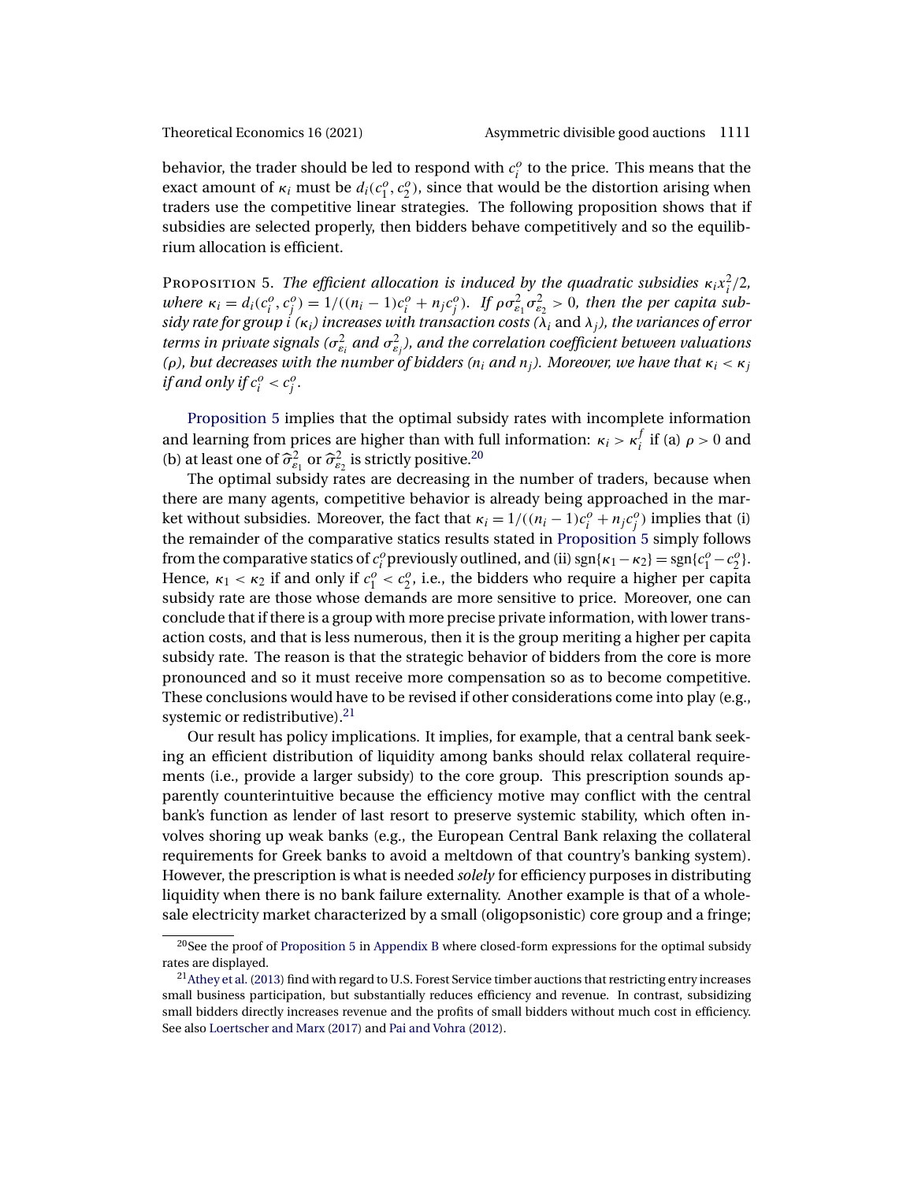behavior, the trader should be led to respond with $c_i^o$ to the price. This means that the exact amount of $\kappa_i$ must be $d_i(c_1^o, c_2^o)$, since that would be the distortion arising when traders use the competitive linear strategies. The following proposition shows that if subsidies are selected properly, then bidders behave competitively and so the equilibrium allocation is efficient.

Proposition 5. *The efficient allocation is induced by the quadratic subsidies $\kappa_i x_i^2/2$, where $\kappa_i = d_i(c_i^o, c_j^o) = 1/((n_i - 1)c_i^o + n_j c_j^o)$. If $\rho\sigma_{\varepsilon_1}^2\sigma_{\varepsilon_2}^2 > 0$, then the per capita subsidy rate for group $i$ ($\kappa_i$) increases with transaction costs ($\lambda_i$ and $\lambda_j$), the variances of error terms in private signals ($\sigma_{\varepsilon_i}^2$ and $\sigma_{\varepsilon_j}^2$), and the correlation coefficient between valuations ($\rho$), but decreases with the number of bidders ($n_i$ and $n_j$). Moreover, we have that $\kappa_i < \kappa_j$ if and only if $c_i^o < c_j^o$.*

Proposition 5 implies that the optimal subsidy rates with incomplete information and learning from prices are higher than with full information: $\kappa_i > \kappa_i^f$ if (a) $\rho > 0$ and (b) at least one of $\widehat{\sigma}_{\varepsilon_1}^2$ or $\widehat{\sigma}_{\varepsilon_2}^2$ is strictly positive.[20]

The optimal subsidy rates are decreasing in the number of traders, because when there are many agents, competitive behavior is already being approached in the market without subsidies. Moreover, the fact that $\kappa_i = 1/((n_i - 1)c_i^o + n_j c_j^o)$ implies that (i) the remainder of the comparative statics results stated in Proposition 5 simply follows from the comparative statics of $c_i^o$ previously outlined, and (ii) $\text{sgn}\{\kappa_1 - \kappa_2\} = \text{sgn}\{c_1^o - c_2^o\}$. Hence, $\kappa_1 < \kappa_2$ if and only if $c_1^o < c_2^o$, i.e., the bidders who require a higher per capita subsidy rate are those whose demands are more sensitive to price. Moreover, one can conclude that if there is a group with more precise private information, with lower transaction costs, and that is less numerous, then it is the group meriting a higher per capita subsidy rate. The reason is that the strategic behavior of bidders from the core is more pronounced and so it must receive more compensation so as to become competitive. These conclusions would have to be revised if other considerations come into play (e.g., systemic or redistributive).[21]

Our result has policy implications. It implies, for example, that a central bank seeking an efficient distribution of liquidity among banks should relax collateral requirements (i.e., provide a larger subsidy) to the core group. This prescription sounds apparently counterintuitive because the efficiency motive may conflict with the central bank's function as lender of last resort to preserve systemic stability, which often involves shoring up weak banks (e.g., the European Central Bank relaxing the collateral requirements for Greek banks to avoid a meltdown of that country's banking system). However, the prescription is what is needed *solely* for efficiency purposes in distributing liquidity when there is no bank failure externality. Another example is that of a wholesale electricity market characterized by a small (oligopsonistic) core group and a fringe;

[20] See the proof of Proposition 5 in Appendix B where closed-form expressions for the optimal subsidy rates are displayed.

[21] Athey et al. (2013) find with regard to U.S. Forest Service timber auctions that restricting entry increases small business participation, but substantially reduces efficiency and revenue. In contrast, subsidizing small bidders directly increases revenue and the profits of small bidders without much cost in efficiency. See also Loertscher and Marx (2017) and Pai and Vohra (2012).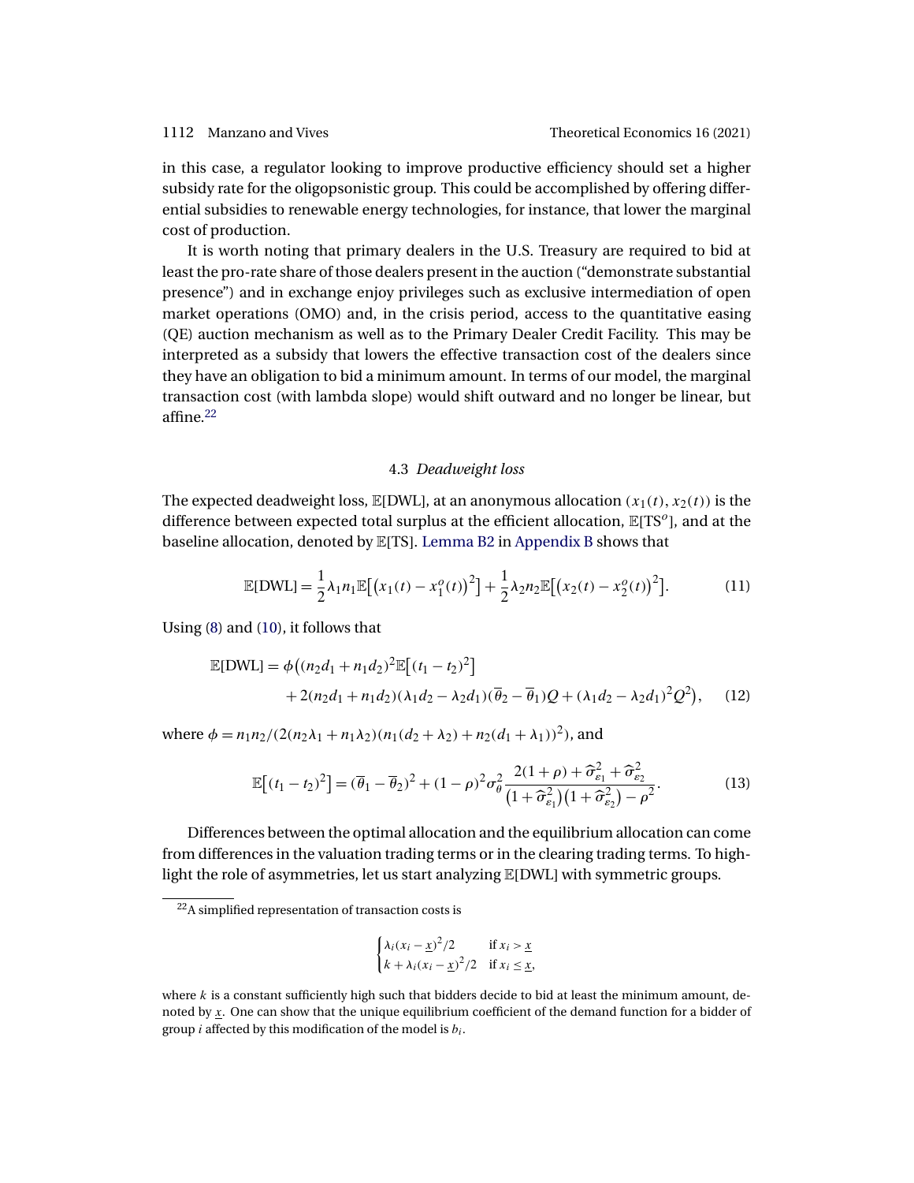in this case, a regulator looking to improve productive efficiency should set a higher subsidy rate for the oligopsonistic group. This could be accomplished by offering differential subsidies to renewable energy technologies, for instance, that lower the marginal cost of production.

It is worth noting that primary dealers in the U.S. Treasury are required to bid at least the pro-rate share of those dealers present in the auction ("demonstrate substantial presence") and in exchange enjoy privileges such as exclusive intermediation of open market operations (OMO) and, in the crisis period, access to the quantitative easing (QE) auction mechanism as well as to the Primary Dealer Credit Facility. This may be interpreted as a subsidy that lowers the effective transaction cost of the dealers since they have an obligation to bid a minimum amount. In terms of our model, the marginal transaction cost (with lambda slope) would shift outward and no longer be linear, but affine.[22]

### 4.3 *Deadweight loss*

The expected deadweight loss, $\mathbb{E}[\text{DWL}]$, at an anonymous allocation $(x_1(t), x_2(t))$ is the difference between expected total surplus at the efficient allocation, $\mathbb{E}[\text{TS}^o]$, and at the baseline allocation, denoted by $\mathbb{E}[\text{TS}]$. Lemma B2 in Appendix B shows that

$$\mathbb{E}[\text{DWL}] = \frac{1}{2}\lambda_1 n_1 \mathbb{E}\big[\big(x_1(t) - x_1^o(t)\big)^2\big] + \frac{1}{2}\lambda_2 n_2 \mathbb{E}\big[\big(x_2(t) - x_2^o(t)\big)^2\big]. \tag{11}$$

Using (8) and (10), it follows that

$$\begin{aligned}\mathbb{E}[\text{DWL}] = \phi\big(&(n_2 d_1 + n_1 d_2)^2 \mathbb{E}\big[(t_1 - t_2)^2\big] \\ &+ 2(n_2 d_1 + n_1 d_2)(\lambda_1 d_2 - \lambda_2 d_1)(\overline{\theta}_2 - \overline{\theta}_1)Q + (\lambda_1 d_2 - \lambda_2 d_1)^2 Q^2\big),\end{aligned} \tag{12}$$

where $\phi = n_1 n_2 / (2(n_2\lambda_1 + n_1\lambda_2)(n_1(d_2 + \lambda_2) + n_2(d_1 + \lambda_1))^2)$, and

$$\mathbb{E}\big[(t_1 - t_2)^2\big] = (\overline{\theta}_1 - \overline{\theta}_2)^2 + (1-\rho)^2 \sigma_\theta^2 \frac{2(1+\rho) + \widehat{\sigma}_{\varepsilon_1}^2 + \widehat{\sigma}_{\varepsilon_2}^2}{\big(1 + \widehat{\sigma}_{\varepsilon_1}^2\big)\big(1 + \widehat{\sigma}_{\varepsilon_2}^2\big) - \rho^2}. \tag{13}$$

Differences between the optimal allocation and the equilibrium allocation can come from differences in the valuation trading terms or in the clearing trading terms. To highlight the role of asymmetries, let us start analyzing $\mathbb{E}[\text{DWL}]$ with symmetric groups.

[22] A simplified representation of transaction costs is

$$\begin{cases} \lambda_i (x_i - \underline{x})^2/2 & \text{if } x_i > \underline{x} \\ k + \lambda_i (x_i - \underline{x})^2/2 & \text{if } x_i \le \underline{x}, \end{cases}$$

where $k$ is a constant sufficiently high such that bidders decide to bid at least the minimum amount, denoted by $\underline{x}$. One can show that the unique equilibrium coefficient of the demand function for a bidder of group $i$ affected by this modification of the model is $b_i$.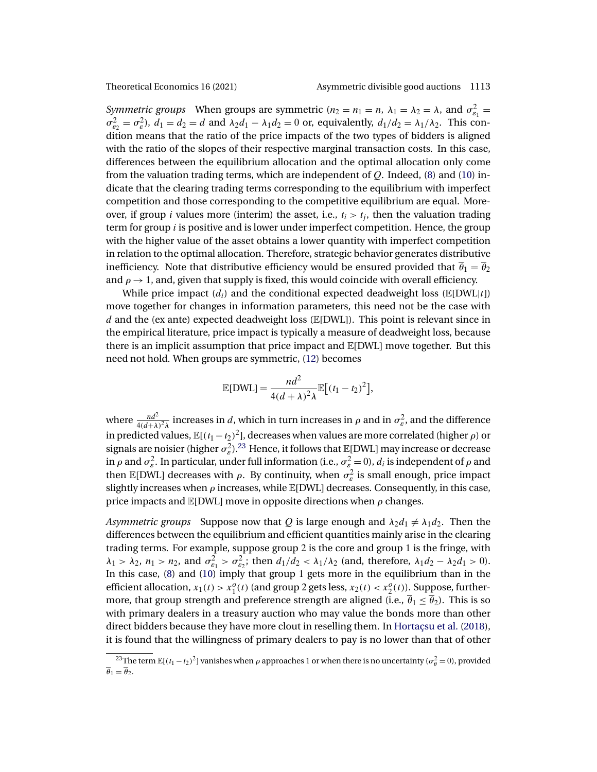*Symmetric groups* When groups are symmetric ($n_2 = n_1 = n$, $\lambda_1 = \lambda_2 = \lambda$, and $\sigma_{\varepsilon_1}^2 = \sigma_{\varepsilon_2}^2 = \sigma_\varepsilon^2$), $d_1 = d_2 = d$ and $\lambda_2 d_1 - \lambda_1 d_2 = 0$ or, equivalently, $d_1/d_2 = \lambda_1/\lambda_2$. This condition means that the ratio of the price impacts of the two types of bidders is aligned with the ratio of the slopes of their respective marginal transaction costs. In this case, differences between the equilibrium allocation and the optimal allocation only come from the valuation trading terms, which are independent of $Q$. Indeed, (8) and (10) indicate that the clearing trading terms corresponding to the equilibrium with imperfect competition and those corresponding to the competitive equilibrium are equal. Moreover, if group $i$ values more (interim) the asset, i.e., $t_i > t_j$, then the valuation trading term for group $i$ is positive and is lower under imperfect competition. Hence, the group with the higher value of the asset obtains a lower quantity with imperfect competition in relation to the optimal allocation. Therefore, strategic behavior generates distributive inefficiency. Note that distributive efficiency would be ensured provided that $\overline{\theta}_1 = \overline{\theta}_2$ and $\rho \to 1$, and, given that supply is fixed, this would coincide with overall efficiency.

While price impact ($d_i$) and the conditional expected deadweight loss ($\mathbb{E}[\text{DWL}|t]$) move together for changes in information parameters, this need not be the case with $d$ and the (ex ante) expected deadweight loss ($\mathbb{E}[\text{DWL}]$). This point is relevant since in the empirical literature, price impact is typically a measure of deadweight loss, because there is an implicit assumption that price impact and $\mathbb{E}[\text{DWL}]$ move together. But this need not hold. When groups are symmetric, (12) becomes

$$\mathbb{E}[\text{DWL}] = \frac{nd^2}{4(d+\lambda)^2\lambda}\mathbb{E}\big[(t_1 - t_2)^2\big],$$

where $\frac{nd^2}{4(d+\lambda)^2\lambda}$ increases in $d$, which in turn increases in $\rho$ and in $\sigma_\varepsilon^2$, and the difference in predicted values, $\mathbb{E}[(t_1 - t_2)^2]$, decreases when values are more correlated (higher $\rho$) or signals are noisier (higher $\sigma_\varepsilon^2$).[23] Hence, it follows that $\mathbb{E}[\text{DWL}]$ may increase or decrease in $\rho$ and $\sigma_\varepsilon^2$. In particular, under full information (i.e., $\sigma_\varepsilon^2 = 0$), $d_i$ is independent of $\rho$ and then $\mathbb{E}[\text{DWL}]$ decreases with $\rho$. By continuity, when $\sigma_\varepsilon^2$ is small enough, price impact slightly increases when $\rho$ increases, while $\mathbb{E}[\text{DWL}]$ decreases. Consequently, in this case, price impacts and $\mathbb{E}[\text{DWL}]$ move in opposite directions when $\rho$ changes.

*Asymmetric groups* Suppose now that $Q$ is large enough and $\lambda_2 d_1 \neq \lambda_1 d_2$. Then the differences between the equilibrium and efficient quantities mainly arise in the clearing trading terms. For example, suppose group 2 is the core and group 1 is the fringe, with $\lambda_1 > \lambda_2$, $n_1 > n_2$, and $\sigma_{\varepsilon_1}^2 > \sigma_{\varepsilon_2}^2$; then $d_1/d_2 < \lambda_1/\lambda_2$ (and, therefore, $\lambda_1 d_2 - \lambda_2 d_1 > 0$). In this case, (8) and (10) imply that group 1 gets more in the equilibrium than in the efficient allocation, $x_1(t) > x_1^o(t)$ (and group 2 gets less, $x_2(t) < x_2^o(t)$). Suppose, furthermore, that group strength and preference strength are aligned (i.e., $\overline{\theta}_1 \leq \overline{\theta}_2$). This is so with primary dealers in a treasury auction who may value the bonds more than other direct bidders because they have more clout in reselling them. In Hortaçsu et al. (2018), it is found that the willingness of primary dealers to pay is no lower than that of other

[23] The term $\mathbb{E}[(t_1 - t_2)^2]$ vanishes when $\rho$ approaches 1 or when there is no uncertainty ($\sigma_\theta^2 = 0$), provided $\overline{\theta}_1 = \overline{\theta}_2$.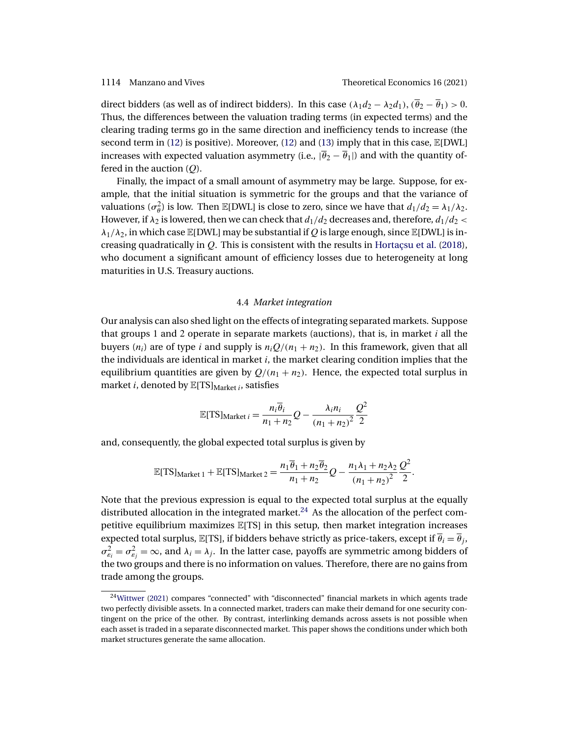direct bidders (as well as of indirect bidders). In this case $(\lambda_1 d_2 - \lambda_2 d_1), (\overline{\theta}_2 - \overline{\theta}_1) > 0$. Thus, the differences between the valuation trading terms (in expected terms) and the clearing trading terms go in the same direction and inefficiency tends to increase (the second term in (12) is positive). Moreover, (12) and (13) imply that in this case, $\mathbb{E}[\text{DWL}]$ increases with expected valuation asymmetry (i.e., $|\overline{\theta}_2 - \overline{\theta}_1|$) and with the quantity offered in the auction ($Q$).

Finally, the impact of a small amount of asymmetry may be large. Suppose, for example, that the initial situation is symmetric for the groups and that the variance of valuations ($\sigma_\theta^2$) is low. Then $\mathbb{E}[\text{DWL}]$ is close to zero, since we have that $d_1/d_2 = \lambda_1/\lambda_2$. However, if $\lambda_2$ is lowered, then we can check that $d_1/d_2$ decreases and, therefore, $d_1/d_2 < \lambda_1/\lambda_2$, in which case $\mathbb{E}[\text{DWL}]$ may be substantial if $Q$ is large enough, since $\mathbb{E}[\text{DWL}]$ is increasing quadratically in $Q$. This is consistent with the results in Hortaçsu et al. (2018), who document a significant amount of efficiency losses due to heterogeneity at long maturities in U.S. Treasury auctions.

### 4.4 *Market integration*

Our analysis can also shed light on the effects of integrating separated markets. Suppose that groups 1 and 2 operate in separate markets (auctions), that is, in market $i$ all the buyers ($n_i$) are of type $i$ and supply is $n_i Q/(n_1 + n_2)$. In this framework, given that all the individuals are identical in market $i$, the market clearing condition implies that the equilibrium quantities are given by $Q/(n_1 + n_2)$. Hence, the expected total surplus in market $i$, denoted by $\mathbb{E}[\text{TS}]_{\text{Market } i}$, satisfies

$$\mathbb{E}[\text{TS}]_{\text{Market } i} = \frac{n_i \overline{\theta}_i}{n_1 + n_2} Q - \frac{\lambda_i n_i}{(n_1 + n_2)^2} \frac{Q^2}{2}$$

and, consequently, the global expected total surplus is given by

$$\mathbb{E}[\text{TS}]_{\text{Market 1}} + \mathbb{E}[\text{TS}]_{\text{Market 2}} = \frac{n_1 \overline{\theta}_1 + n_2 \overline{\theta}_2}{n_1 + n_2} Q - \frac{n_1 \lambda_1 + n_2 \lambda_2}{(n_1 + n_2)^2} \frac{Q^2}{2}.$$

Note that the previous expression is equal to the expected total surplus at the equally distributed allocation in the integrated market.[24] As the allocation of the perfect competitive equilibrium maximizes $\mathbb{E}[\text{TS}]$ in this setup, then market integration increases expected total surplus, $\mathbb{E}[\text{TS}]$, if bidders behave strictly as price-takers, except if $\overline{\theta}_i = \overline{\theta}_j$, $\sigma_{\varepsilon_i}^2 = \sigma_{\varepsilon_j}^2 = \infty$, and $\lambda_i = \lambda_j$. In the latter case, payoffs are symmetric among bidders of the two groups and there is no information on values. Therefore, there are no gains from trade among the groups.

[24] Wittwer (2021) compares "connected" with "disconnected" financial markets in which agents trade two perfectly divisible assets. In a connected market, traders can make their demand for one security contingent on the price of the other. By contrast, interlinking demands across assets is not possible when each asset is traded in a separate disconnected market. This paper shows the conditions under which both market structures generate the same allocation.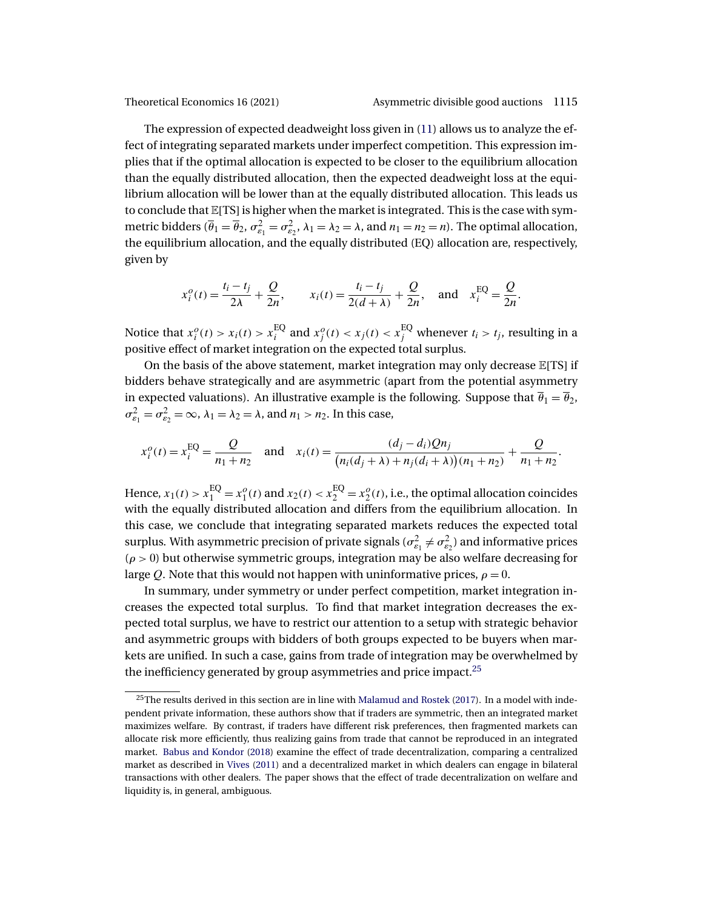The expression of expected deadweight loss given in (11) allows us to analyze the effect of integrating separated markets under imperfect competition. This expression implies that if the optimal allocation is expected to be closer to the equilibrium allocation than the equally distributed allocation, then the expected deadweight loss at the equilibrium allocation will be lower than at the equally distributed allocation. This leads us to conclude that $\mathbb{E}[\text{TS}]$ is higher when the market is integrated. This is the case with symmetric bidders ($\overline{\theta}_1 = \overline{\theta}_2$, $\sigma^2_{\varepsilon_1} = \sigma^2_{\varepsilon_2}$, $\lambda_1 = \lambda_2 = \lambda$, and $n_1 = n_2 = n$). The optimal allocation, the equilibrium allocation, and the equally distributed (EQ) allocation are, respectively, given by

$$x_i^o(t) = \frac{t_i - t_j}{2\lambda} + \frac{Q}{2n}, \qquad x_i(t) = \frac{t_i - t_j}{2(d+\lambda)} + \frac{Q}{2n}, \quad \text{and} \quad x_i^{\text{EQ}} = \frac{Q}{2n}.$$

Notice that $x_i^o(t) > x_i(t) > x_i^{\text{EQ}}$ and $x_j^o(t) < x_j(t) < x_j^{\text{EQ}}$ whenever $t_i > t_j$, resulting in a positive effect of market integration on the expected total surplus.

On the basis of the above statement, market integration may only decrease $\mathbb{E}[\text{TS}]$ if bidders behave strategically and are asymmetric (apart from the potential asymmetry in expected valuations). An illustrative example is the following. Suppose that $\overline{\theta}_1 = \overline{\theta}_2$, $\sigma^2_{\varepsilon_1} = \sigma^2_{\varepsilon_2} = \infty$, $\lambda_1 = \lambda_2 = \lambda$, and $n_1 > n_2$. In this case,

$$x_i^o(t) = x_i^{\text{EQ}} = \frac{Q}{n_1 + n_2} \quad \text{and} \quad x_i(t) = \frac{(d_j - d_i)Qn_j}{\big(n_i(d_j + \lambda) + n_j(d_i + \lambda)\big)(n_1 + n_2)} + \frac{Q}{n_1 + n_2}.$$

Hence, $x_1(t) > x_1^{\text{EQ}} = x_1^o(t)$ and $x_2(t) < x_2^{\text{EQ}} = x_2^o(t)$, i.e., the optimal allocation coincides with the equally distributed allocation and differs from the equilibrium allocation. In this case, we conclude that integrating separated markets reduces the expected total surplus. With asymmetric precision of private signals ($\sigma^2_{\varepsilon_1} \neq \sigma^2_{\varepsilon_2}$) and informative prices ($\rho > 0$) but otherwise symmetric groups, integration may be also welfare decreasing for large $Q$. Note that this would not happen with uninformative prices, $\rho = 0$.

In summary, under symmetry or under perfect competition, market integration increases the expected total surplus. To find that market integration decreases the expected total surplus, we have to restrict our attention to a setup with strategic behavior and asymmetric groups with bidders of both groups expected to be buyers when markets are unified. In such a case, gains from trade of integration may be overwhelmed by the inefficiency generated by group asymmetries and price impact.[25]

---

[25] The results derived in this section are in line with Malamud and Rostek (2017). In a model with independent private information, these authors show that if traders are symmetric, then an integrated market maximizes welfare. By contrast, if traders have different risk preferences, then fragmented markets can allocate risk more efficiently, thus realizing gains from trade that cannot be reproduced in an integrated market. Babus and Kondor (2018) examine the effect of trade decentralization, comparing a centralized market as described in Vives (2011) and a decentralized market in which dealers can engage in bilateral transactions with other dealers. The paper shows that the effect of trade decentralization on welfare and liquidity is, in general, ambiguous.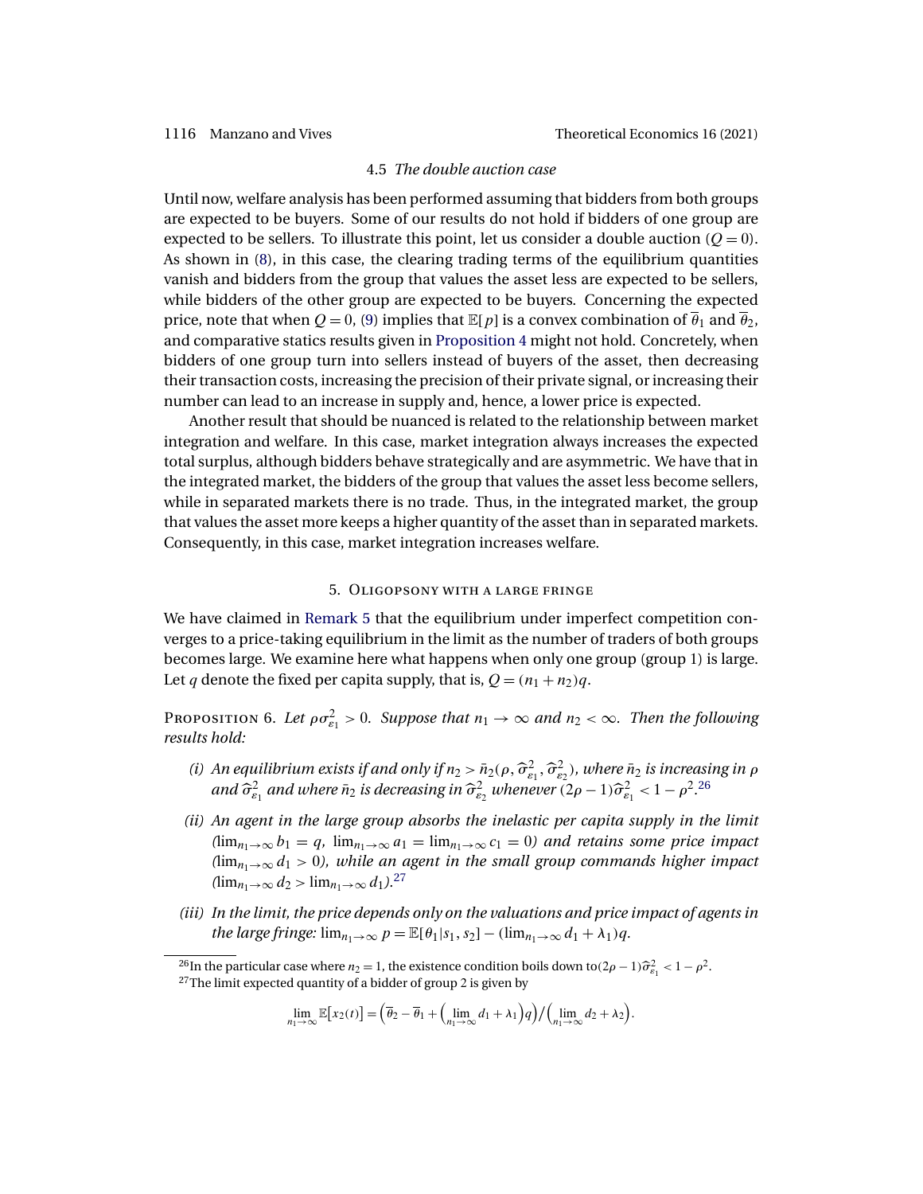### 4.5 *The double auction case*

Until now, welfare analysis has been performed assuming that bidders from both groups are expected to be buyers. Some of our results do not hold if bidders of one group are expected to be sellers. To illustrate this point, let us consider a double auction ($Q = 0$). As shown in (8), in this case, the clearing trading terms of the equilibrium quantities vanish and bidders from the group that values the asset less are expected to be sellers, while bidders of the other group are expected to be buyers. Concerning the expected price, note that when $Q = 0$, (9) implies that $\mathbb{E}[p]$ is a convex combination of $\overline{\theta}_1$ and $\overline{\theta}_2$, and comparative statics results given in Proposition 4 might not hold. Concretely, when bidders of one group turn into sellers instead of buyers of the asset, then decreasing their transaction costs, increasing the precision of their private signal, or increasing their number can lead to an increase in supply and, hence, a lower price is expected.

Another result that should be nuanced is related to the relationship between market integration and welfare. In this case, market integration always increases the expected total surplus, although bidders behave strategically and are asymmetric. We have that in the integrated market, the bidders of the group that values the asset less become sellers, while in separated markets there is no trade. Thus, in the integrated market, the group that values the asset more keeps a higher quantity of the asset than in separated markets. Consequently, in this case, market integration increases welfare.

## 5. Oligopsony with a large fringe

We have claimed in Remark 5 that the equilibrium under imperfect competition converges to a price-taking equilibrium in the limit as the number of traders of both groups becomes large. We examine here what happens when only one group (group 1) is large. Let $q$ denote the fixed per capita supply, that is, $Q = (n_1 + n_2)q$.

Proposition 6. *Let $\rho\sigma^2_{\varepsilon_1} > 0$. Suppose that $n_1 \to \infty$ and $n_2 < \infty$. Then the following results hold:*

*(i) An equilibrium exists if and only if $n_2 > \bar{n}_2(\rho, \widehat{\sigma}^2_{\varepsilon_1}, \widehat{\sigma}^2_{\varepsilon_2})$, where $\bar{n}_2$ is increasing in $\rho$ and $\widehat{\sigma}^2_{\varepsilon_1}$ and where $\bar{n}_2$ is decreasing in $\widehat{\sigma}^2_{\varepsilon_2}$ whenever $(2\rho - 1)\widehat{\sigma}^2_{\varepsilon_1} < 1 - \rho^2$.*[26]

*(ii) An agent in the large group absorbs the inelastic per capita supply in the limit ($\lim_{n_1\to\infty} b_1 = q$, $\lim_{n_1\to\infty} a_1 = \lim_{n_1\to\infty} c_1 = 0$) and retains some price impact ($\lim_{n_1\to\infty} d_1 > 0$), while an agent in the small group commands higher impact ($\lim_{n_1\to\infty} d_2 > \lim_{n_1\to\infty} d_1$).*[27]

*(iii) In the limit, the price depends only on the valuations and price impact of agents in the large fringe: $\lim_{n_1\to\infty} p = \mathbb{E}[\theta_1 | s_1, s_2] - (\lim_{n_1\to\infty} d_1 + \lambda_1)q$.*

---

[26] In the particular case where $n_2 = 1$, the existence condition boils down to $(2\rho - 1)\widehat{\sigma}^2_{\varepsilon_1} < 1 - \rho^2$.

[27] The limit expected quantity of a bidder of group 2 is given by

$$\lim_{n_1\to\infty} \mathbb{E}[x_2(t)] = \Big(\overline{\theta}_2 - \overline{\theta}_1 + \Big(\lim_{n_1\to\infty} d_1 + \lambda_1\Big)q\Big) \Big/ \Big(\lim_{n_1\to\infty} d_2 + \lambda_2\Big).$$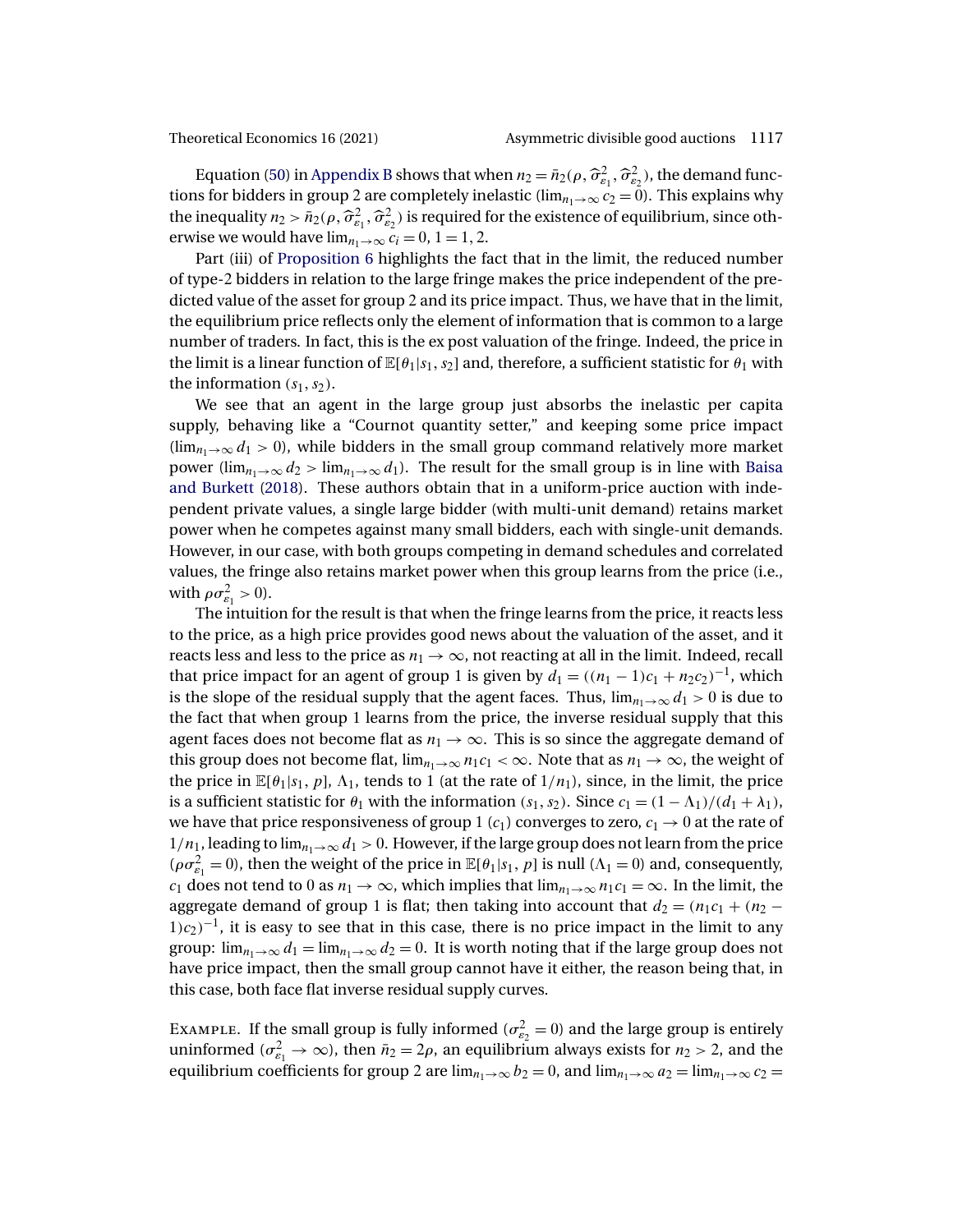Equation (50) in Appendix B shows that when $n_2 = \bar{n}_2(\rho, \widehat{\sigma}^2_{\varepsilon_1}, \widehat{\sigma}^2_{\varepsilon_2})$, the demand functions for bidders in group 2 are completely inelastic ($\lim_{n_1 \to \infty} c_2 = 0$). This explains why the inequality $n_2 > \bar{n}_2(\rho, \widehat{\sigma}^2_{\varepsilon_1}, \widehat{\sigma}^2_{\varepsilon_2})$ is required for the existence of equilibrium, since otherwise we would have $\lim_{n_1 \to \infty} c_i = 0$, $1 = 1, 2$.

Part (iii) of Proposition 6 highlights the fact that in the limit, the reduced number of type-2 bidders in relation to the large fringe makes the price independent of the predicted value of the asset for group 2 and its price impact. Thus, we have that in the limit, the equilibrium price reflects only the element of information that is common to a large number of traders. In fact, this is the ex post valuation of the fringe. Indeed, the price in the limit is a linear function of $\mathbb{E}[\theta_1|s_1, s_2]$ and, therefore, a sufficient statistic for $\theta_1$ with the information $(s_1, s_2)$.

We see that an agent in the large group just absorbs the inelastic per capita supply, behaving like a "Cournot quantity setter," and keeping some price impact ($\lim_{n_1 \to \infty} d_1 > 0$), while bidders in the small group command relatively more market power ($\lim_{n_1 \to \infty} d_2 > \lim_{n_1 \to \infty} d_1$). The result for the small group is in line with Baisa and Burkett (2018). These authors obtain that in a uniform-price auction with independent private values, a single large bidder (with multi-unit demand) retains market power when he competes against many small bidders, each with single-unit demands. However, in our case, with both groups competing in demand schedules and correlated values, the fringe also retains market power when this group learns from the price (i.e., with $\rho\sigma^2_{\varepsilon_1} > 0$).

The intuition for the result is that when the fringe learns from the price, it reacts less to the price, as a high price provides good news about the valuation of the asset, and it reacts less and less to the price as $n_1 \to \infty$, not reacting at all in the limit. Indeed, recall that price impact for an agent of group 1 is given by $d_1 = ((n_1 - 1)c_1 + n_2 c_2)^{-1}$, which is the slope of the residual supply that the agent faces. Thus, $\lim_{n_1 \to \infty} d_1 > 0$ is due to the fact that when group 1 learns from the price, the inverse residual supply that this agent faces does not become flat as $n_1 \to \infty$. This is so since the aggregate demand of this group does not become flat, $\lim_{n_1 \to \infty} n_1 c_1 < \infty$. Note that as $n_1 \to \infty$, the weight of the price in $\mathbb{E}[\theta_1|s_1, p]$, $\Lambda_1$, tends to 1 (at the rate of $1/n_1$), since, in the limit, the price is a sufficient statistic for $\theta_1$ with the information $(s_1, s_2)$. Since $c_1 = (1 - \Lambda_1)/(d_1 + \lambda_1)$, we have that price responsiveness of group 1 ($c_1$) converges to zero, $c_1 \to 0$ at the rate of $1/n_1$, leading to $\lim_{n_1 \to \infty} d_1 > 0$. However, if the large group does not learn from the price ($\rho\sigma^2_{\varepsilon_1} = 0$), then the weight of the price in $\mathbb{E}[\theta_1|s_1, p]$ is null ($\Lambda_1 = 0$) and, consequently, $c_1$ does not tend to 0 as $n_1 \to \infty$, which implies that $\lim_{n_1 \to \infty} n_1 c_1 = \infty$. In the limit, the aggregate demand of group 1 is flat; then taking into account that $d_2 = (n_1 c_1 + (n_2 - 1)c_2)^{-1}$, it is easy to see that in this case, there is no price impact in the limit to any group: $\lim_{n_1 \to \infty} d_1 = \lim_{n_1 \to \infty} d_2 = 0$. It is worth noting that if the large group does not have price impact, then the small group cannot have it either, the reason being that, in this case, both face flat inverse residual supply curves.

Example. If the small group is fully informed ($\sigma^2_{\varepsilon_2} = 0$) and the large group is entirely uninformed ($\sigma^2_{\varepsilon_1} \to \infty$), then $\bar{n}_2 = 2\rho$, an equilibrium always exists for $n_2 > 2$, and the equilibrium coefficients for group 2 are $\lim_{n_1 \to \infty} b_2 = 0$, and $\lim_{n_1 \to \infty} a_2 = \lim_{n_1 \to \infty} c_2 =$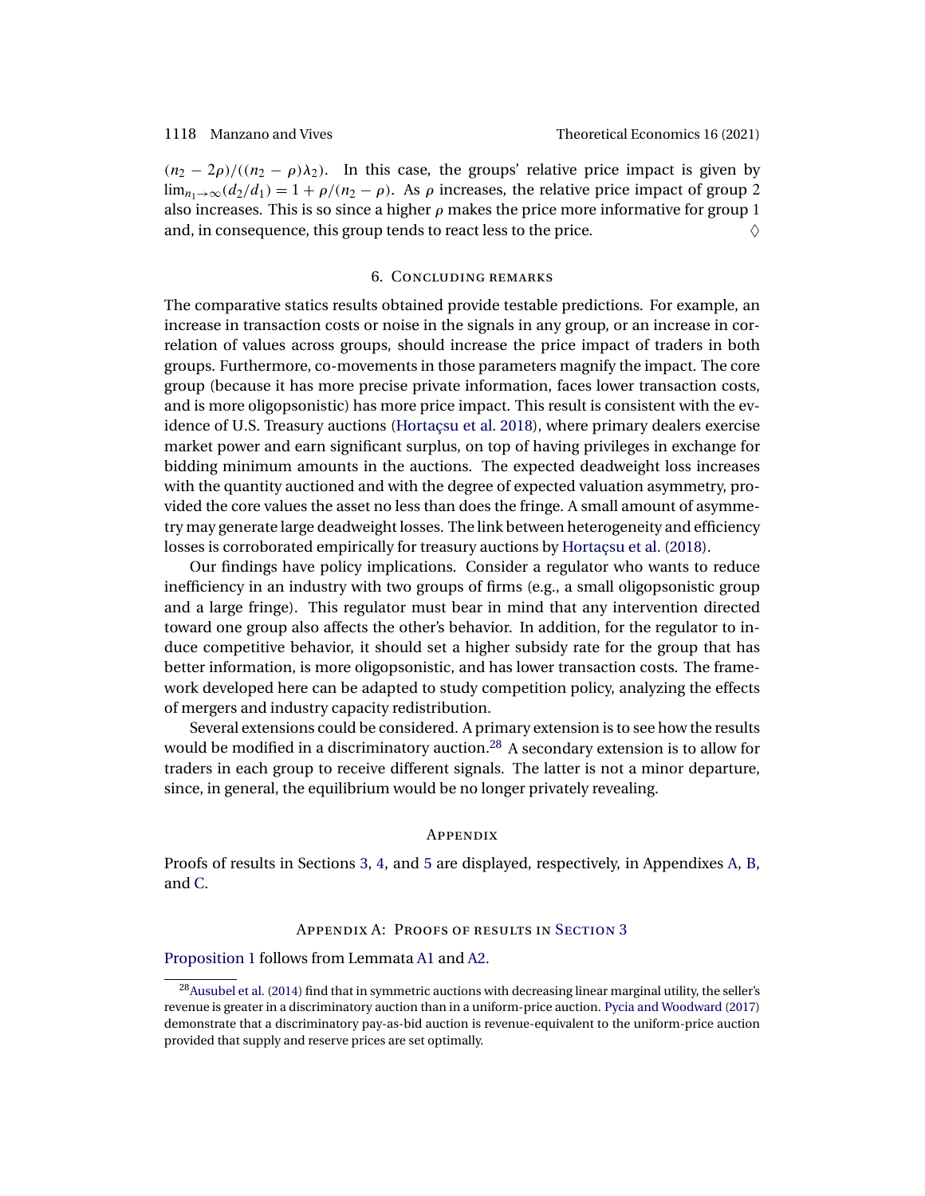$(n_2 - 2\rho)/((n_2 - \rho)\lambda_2)$. In this case, the groups' relative price impact is given by $\lim_{n_1 \to \infty}(d_2/d_1) = 1 + \rho/(n_2 - \rho)$. As $\rho$ increases, the relative price impact of group 2 also increases. This is so since a higher $\rho$ makes the price more informative for group 1 and, in consequence, this group tends to react less to the price. ◊

## 6. Concluding remarks

The comparative statics results obtained provide testable predictions. For example, an increase in transaction costs or noise in the signals in any group, or an increase in correlation of values across groups, should increase the price impact of traders in both groups. Furthermore, co-movements in those parameters magnify the impact. The core group (because it has more precise private information, faces lower transaction costs, and is more oligopsonistic) has more price impact. This result is consistent with the evidence of U.S. Treasury auctions (Hortaçsu et al. 2018), where primary dealers exercise market power and earn significant surplus, on top of having privileges in exchange for bidding minimum amounts in the auctions. The expected deadweight loss increases with the quantity auctioned and with the degree of expected valuation asymmetry, provided the core values the asset no less than does the fringe. A small amount of asymmetry may generate large deadweight losses. The link between heterogeneity and efficiency losses is corroborated empirically for treasury auctions by Hortaçsu et al. (2018).

Our findings have policy implications. Consider a regulator who wants to reduce inefficiency in an industry with two groups of firms (e.g., a small oligopsonistic group and a large fringe). This regulator must bear in mind that any intervention directed toward one group also affects the other's behavior. In addition, for the regulator to induce competitive behavior, it should set a higher subsidy rate for the group that has better information, is more oligopsonistic, and has lower transaction costs. The framework developed here can be adapted to study competition policy, analyzing the effects of mergers and industry capacity redistribution.

Several extensions could be considered. A primary extension is to see how the results would be modified in a discriminatory auction.[28] A secondary extension is to allow for traders in each group to receive different signals. The latter is not a minor departure, since, in general, the equilibrium would be no longer privately revealing.

## Appendix

Proofs of results in Sections 3, 4, and 5 are displayed, respectively, in Appendixes A, B, and C.

### Appendix A: Proofs of results in Section 3

Proposition 1 follows from Lemmata A1 and A2.

[28] Ausubel et al. (2014) find that in symmetric auctions with decreasing linear marginal utility, the seller's revenue is greater in a discriminatory auction than in a uniform-price auction. Pycia and Woodward (2017) demonstrate that a discriminatory pay-as-bid auction is revenue-equivalent to the uniform-price auction provided that supply and reserve prices are set optimally.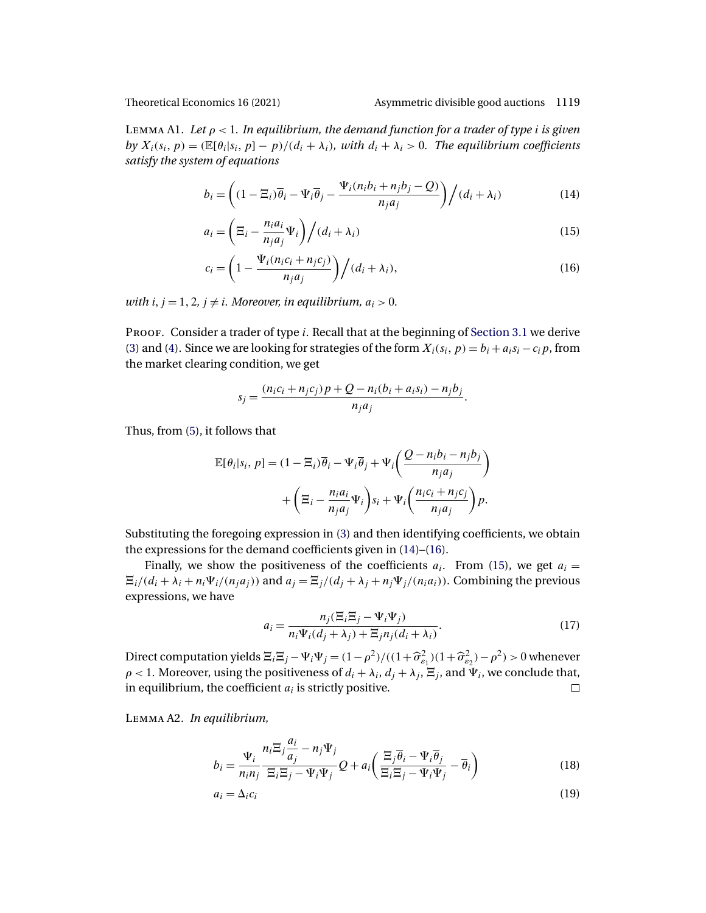Lemma A1. *Let $\rho < 1$. In equilibrium, the demand function for a trader of type $i$ is given by $X_i(s_i, p) = (\mathbb{E}[\theta_i|s_i, p] - p)/(d_i + \lambda_i)$, with $d_i + \lambda_i > 0$. The equilibrium coefficients satisfy the system of equations*

$$b_i = \left((1-\Xi_i)\overline{\theta}_i - \Psi_i\overline{\theta}_j - \frac{\Psi_i(n_ib_i + n_jb_j - Q)}{n_ja_j}\right)\Big/(d_i + \lambda_i) \tag{14}$$

$$a_i = \left(\Xi_i - \frac{n_ia_i}{n_ja_j}\Psi_i\right)\Big/(d_i + \lambda_i) \tag{15}$$

$$c_i = \left(1 - \frac{\Psi_i(n_ic_i + n_jc_j)}{n_ja_j}\right)\Big/(d_i + \lambda_i), \tag{16}$$

*with $i, j = 1, 2$, $j \neq i$. Moreover, in equilibrium, $a_i > 0$.*

Proof. Consider a trader of type $i$. Recall that at the beginning of Section 3.1 we derive (3) and (4). Since we are looking for strategies of the form $X_i(s_i, p) = b_i + a_is_i - c_ip$, from the market clearing condition, we get

$$s_j = \frac{(n_ic_i + n_jc_j)p + Q - n_i(b_i + a_is_i) - n_jb_j}{n_ja_j}.$$

Thus, from (5), it follows that

$$\mathbb{E}[\theta_i|s_i, p] = (1-\Xi_i)\overline{\theta}_i - \Psi_i\overline{\theta}_j + \Psi_i\left(\frac{Q - n_ib_i - n_jb_j}{n_ja_j}\right) + \left(\Xi_i - \frac{n_ia_i}{n_ja_j}\Psi_i\right)s_i + \Psi_i\left(\frac{n_ic_i + n_jc_j}{n_ja_j}\right)p.$$

Substituting the foregoing expression in (3) and then identifying coefficients, we obtain the expressions for the demand coefficients given in (14)–(16).

Finally, we show the positiveness of the coefficients $a_i$. From (15), we get $a_i = \Xi_i/(d_i + \lambda_i + n_i\Psi_i/(n_ja_j))$ and $a_j = \Xi_j/(d_j + \lambda_j + n_j\Psi_j/(n_ia_i))$. Combining the previous expressions, we have

$$a_i = \frac{n_j(\Xi_i\Xi_j - \Psi_i\Psi_j)}{n_i\Psi_i(d_j + \lambda_j) + \Xi_jn_j(d_i + \lambda_i)}. \tag{17}$$

Direct computation yields $\Xi_i\Xi_j - \Psi_i\Psi_j = (1-\rho^2)/((1+\widehat{\sigma}^2_{\varepsilon_1})(1+\widehat{\sigma}^2_{\varepsilon_2}) - \rho^2) > 0$ whenever $\rho < 1$. Moreover, using the positiveness of $d_i + \lambda_i$, $d_j + \lambda_j$, $\Xi_j$, and $\Psi_i$, we conclude that, in equilibrium, the coefficient $a_i$ is strictly positive. □

Lemma A2. *In equilibrium,*

$$b_i = \frac{\Psi_i}{n_in_j}\frac{n_i\Xi_j\dfrac{a_i}{a_j} - n_j\Psi_j}{\Xi_i\Xi_j - \Psi_i\Psi_j}Q + a_i\left(\frac{\Xi_j\overline{\theta}_i - \Psi_i\overline{\theta}_j}{\Xi_i\Xi_j - \Psi_i\Psi_j} - \overline{\theta}_i\right) \tag{18}$$

$$a_i = \Delta_ic_i \tag{19}$$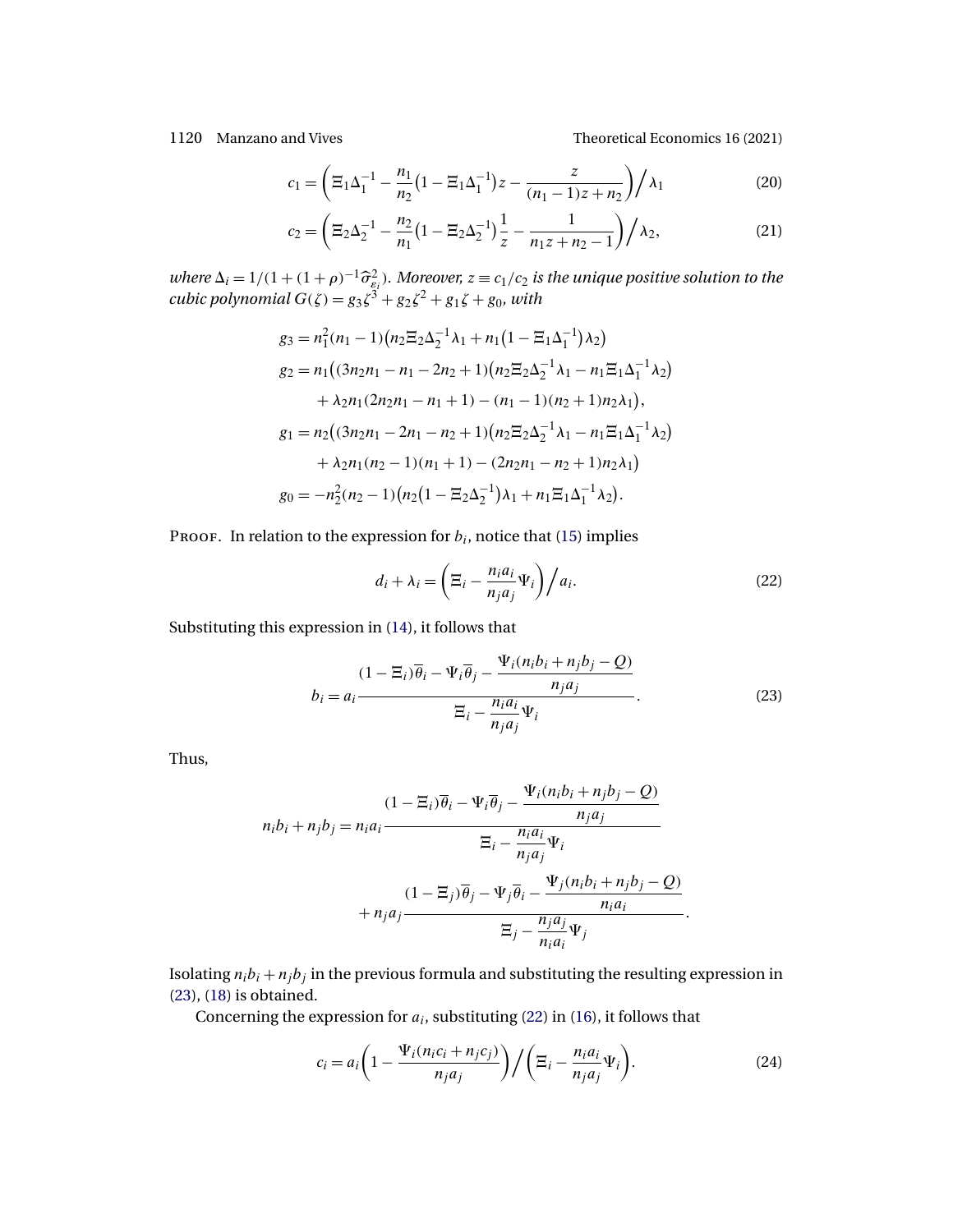$$c_1 = \left( \Xi_1 \Delta_1^{-1} - \frac{n_1}{n_2}\left(1 - \Xi_1 \Delta_1^{-1}\right) z - \frac{z}{(n_1 - 1)z + n_2} \right) \Big/ \lambda_1 \tag{20}$$

$$c_2 = \left( \Xi_2 \Delta_2^{-1} - \frac{n_2}{n_1}\left(1 - \Xi_2 \Delta_2^{-1}\right) \frac{1}{z} - \frac{1}{n_1 z + n_2 - 1} \right) \Big/ \lambda_2, \tag{21}$$

*where* $\Delta_i = 1/(1 + (1+\rho)^{-1}\widehat{\sigma}_{\varepsilon_i}^2)$*. Moreover,* $z \equiv c_1/c_2$ *is the unique positive solution to the cubic polynomial* $G(\zeta) = g_3\zeta^3 + g_2\zeta^2 + g_1\zeta + g_0$*, with*

$$\begin{aligned}
g_3 &= n_1^2(n_1 - 1)\left(n_2 \Xi_2 \Delta_2^{-1} \lambda_1 + n_1\left(1 - \Xi_1 \Delta_1^{-1}\right)\lambda_2\right) \\
g_2 &= n_1\big((3n_2 n_1 - n_1 - 2n_2 + 1)\left(n_2 \Xi_2 \Delta_2^{-1} \lambda_1 - n_1 \Xi_1 \Delta_1^{-1} \lambda_2\right) \\
&\quad + \lambda_2 n_1 (2n_2 n_1 - n_1 + 1) - (n_1 - 1)(n_2 + 1) n_2 \lambda_1\big), \\
g_1 &= n_2\big((3n_2 n_1 - 2n_1 - n_2 + 1)\left(n_2 \Xi_2 \Delta_2^{-1} \lambda_1 - n_1 \Xi_1 \Delta_1^{-1} \lambda_2\right) \\
&\quad + \lambda_2 n_1 (n_2 - 1)(n_1 + 1) - (2n_2 n_1 - n_2 + 1) n_2 \lambda_1\big) \\
g_0 &= -n_2^2(n_2 - 1)\left(n_2\left(1 - \Xi_2 \Delta_2^{-1}\right)\lambda_1 + n_1 \Xi_1 \Delta_1^{-1} \lambda_2\right).
\end{aligned}$$

Proof. In relation to the expression for $b_i$, notice that (15) implies

$$d_i + \lambda_i = \left( \Xi_i - \frac{n_i a_i}{n_j a_j} \Psi_i \right) \Big/ a_i. \tag{22}$$

Substituting this expression in (14), it follows that

$$b_i = a_i \frac{(1 - \Xi_i)\overline{\theta}_i - \Psi_i \overline{\theta}_j - \dfrac{\Psi_i (n_i b_i + n_j b_j - Q)}{n_j a_j}}{\Xi_i - \dfrac{n_i a_i}{n_j a_j} \Psi_i}. \tag{23}$$

Thus,

$$\begin{aligned}
n_i b_i + n_j b_j = n_i a_i & \frac{(1 - \Xi_i)\overline{\theta}_i - \Psi_i \overline{\theta}_j - \dfrac{\Psi_i (n_i b_i + n_j b_j - Q)}{n_j a_j}}{\Xi_i - \dfrac{n_i a_i}{n_j a_j} \Psi_i} \\
& + n_j a_j \frac{(1 - \Xi_j)\overline{\theta}_j - \Psi_j \overline{\theta}_i - \dfrac{\Psi_j (n_i b_i + n_j b_j - Q)}{n_i a_i}}{\Xi_j - \dfrac{n_j a_j}{n_i a_i} \Psi_j}.
\end{aligned}$$

Isolating $n_i b_i + n_j b_j$ in the previous formula and substituting the resulting expression in (23), (18) is obtained.

Concerning the expression for $a_i$, substituting (22) in (16), it follows that

$$c_i = a_i \left( 1 - \frac{\Psi_i (n_i c_i + n_j c_j)}{n_j a_j} \right) \Big/ \left( \Xi_i - \frac{n_i a_i}{n_j a_j} \Psi_i \right). \tag{24}$$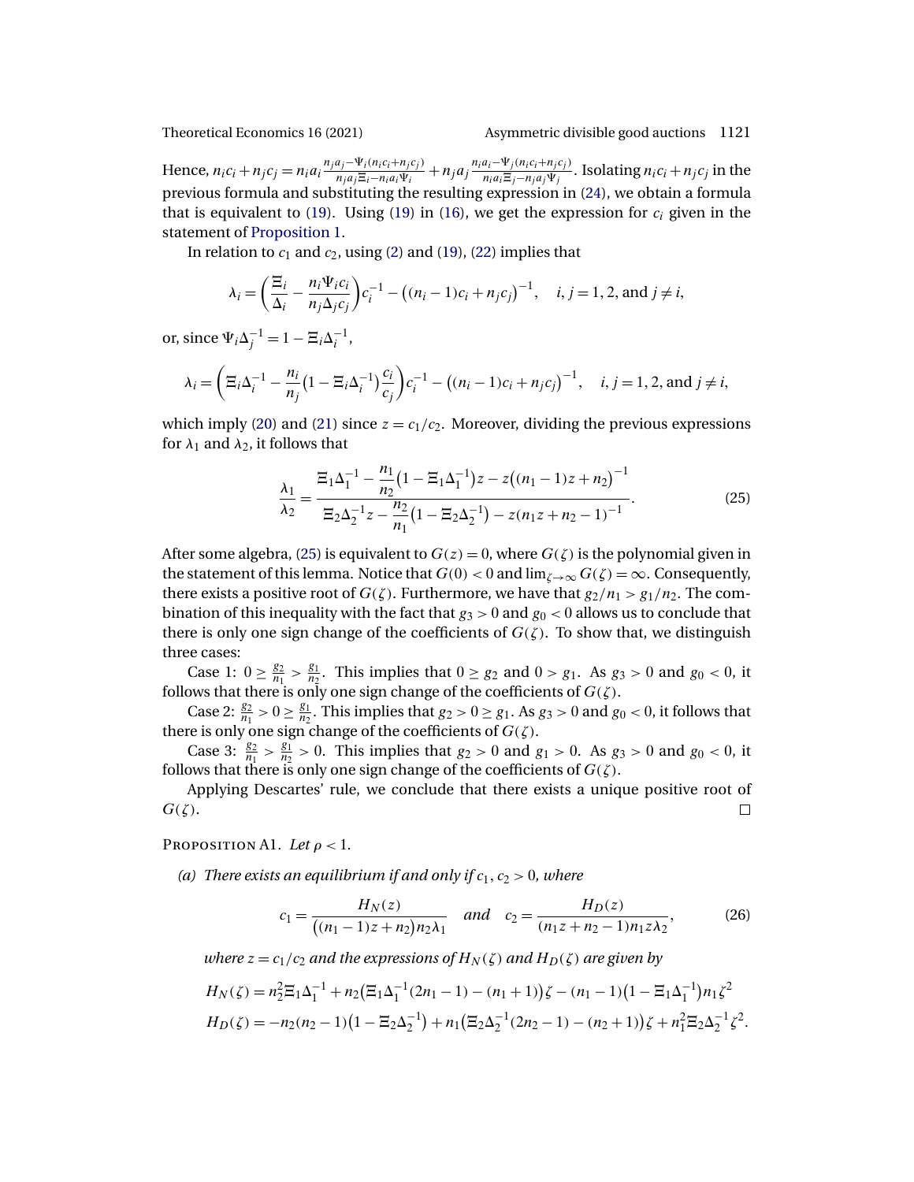Hence, $n_i c_i + n_j c_j = n_i a_i \frac{n_j a_j - \Psi_i(n_i c_i + n_j c_j)}{n_j a_j \Xi_i - n_i a_i \Psi_i} + n_j a_j \frac{n_i a_i - \Psi_j(n_i c_i + n_j c_j)}{n_i a_i \Xi_j - n_j a_j \Psi_j}$. Isolating $n_i c_i + n_j c_j$ in the previous formula and substituting the resulting expression in (24), we obtain a formula that is equivalent to (19). Using (19) in (16), we get the expression for $c_i$ given in the statement of Proposition 1.

In relation to $c_1$ and $c_2$, using (2) and (19), (22) implies that

$$\lambda_i = \left(\frac{\Xi_i}{\Delta_i} - \frac{n_i \Psi_i c_i}{n_j \Delta_j c_j}\right) c_i^{-1} - \big((n_i - 1)c_i + n_j c_j\big)^{-1}, \quad i, j = 1, 2, \text{ and } j \neq i,$$

or, since $\Psi_i \Delta_j^{-1} = 1 - \Xi_i \Delta_i^{-1}$,

$$\lambda_i = \left(\Xi_i \Delta_i^{-1} - \frac{n_i}{n_j}\big(1 - \Xi_i \Delta_i^{-1}\big)\frac{c_i}{c_j}\right) c_i^{-1} - \big((n_i - 1)c_i + n_j c_j\big)^{-1}, \quad i, j = 1, 2, \text{ and } j \neq i,$$

which imply (20) and (21) since $z = c_1/c_2$. Moreover, dividing the previous expressions for $\lambda_1$ and $\lambda_2$, it follows that

$$\frac{\lambda_1}{\lambda_2} = \frac{\Xi_1 \Delta_1^{-1} - \dfrac{n_1}{n_2}\big(1 - \Xi_1 \Delta_1^{-1}\big) z - z\big((n_1 - 1)z + n_2\big)^{-1}}{\Xi_2 \Delta_2^{-1} z - \dfrac{n_2}{n_1}\big(1 - \Xi_2 \Delta_2^{-1}\big) - z(n_1 z + n_2 - 1)^{-1}}. \tag{25}$$

After some algebra, (25) is equivalent to $G(z) = 0$, where $G(\zeta)$ is the polynomial given in the statement of this lemma. Notice that $G(0) < 0$ and $\lim_{\zeta \to \infty} G(\zeta) = \infty$. Consequently, there exists a positive root of $G(\zeta)$. Furthermore, we have that $g_2/n_1 > g_1/n_2$. The combination of this inequality with the fact that $g_3 > 0$ and $g_0 < 0$ allows us to conclude that there is only one sign change of the coefficients of $G(\zeta)$. To show that, we distinguish three cases:

Case 1: $0 \geq \frac{g_2}{n_1} > \frac{g_1}{n_2}$. This implies that $0 \geq g_2$ and $0 > g_1$. As $g_3 > 0$ and $g_0 < 0$, it follows that there is only one sign change of the coefficients of $G(\zeta)$.

Case 2: $\frac{g_2}{n_1} > 0 \geq \frac{g_1}{n_2}$. This implies that $g_2 > 0 \geq g_1$. As $g_3 > 0$ and $g_0 < 0$, it follows that there is only one sign change of the coefficients of $G(\zeta)$.

Case 3: $\frac{g_2}{n_1} > \frac{g_1}{n_2} > 0$. This implies that $g_2 > 0$ and $g_1 > 0$. As $g_3 > 0$ and $g_0 < 0$, it follows that there is only one sign change of the coefficients of $G(\zeta)$.

Applying Descartes' rule, we conclude that there exists a unique positive root of $G(\zeta)$. ∎

Proposition A1. *Let $\rho < 1$.*

*(a) There exists an equilibrium if and only if $c_1, c_2 > 0$, where*

$$c_1 = \frac{H_N(z)}{\big((n_1 - 1)z + n_2\big) n_2 \lambda_1} \quad \text{and} \quad c_2 = \frac{H_D(z)}{(n_1 z + n_2 - 1) n_1 z \lambda_2}, \tag{26}$$

*where $z = c_1/c_2$ and the expressions of $H_N(\zeta)$ and $H_D(\zeta)$ are given by*

$$H_N(\zeta) = n_2^2 \Xi_1 \Delta_1^{-1} + n_2\big(\Xi_1 \Delta_1^{-1}(2n_1 - 1) - (n_1 + 1)\big)\zeta - (n_1 - 1)\big(1 - \Xi_1 \Delta_1^{-1}\big) n_1 \zeta^2$$

$$H_D(\zeta) = -n_2(n_2 - 1)\big(1 - \Xi_2 \Delta_2^{-1}\big) + n_1\big(\Xi_2 \Delta_2^{-1}(2n_2 - 1) - (n_2 + 1)\big)\zeta + n_1^2 \Xi_2 \Delta_2^{-1} \zeta^2.$$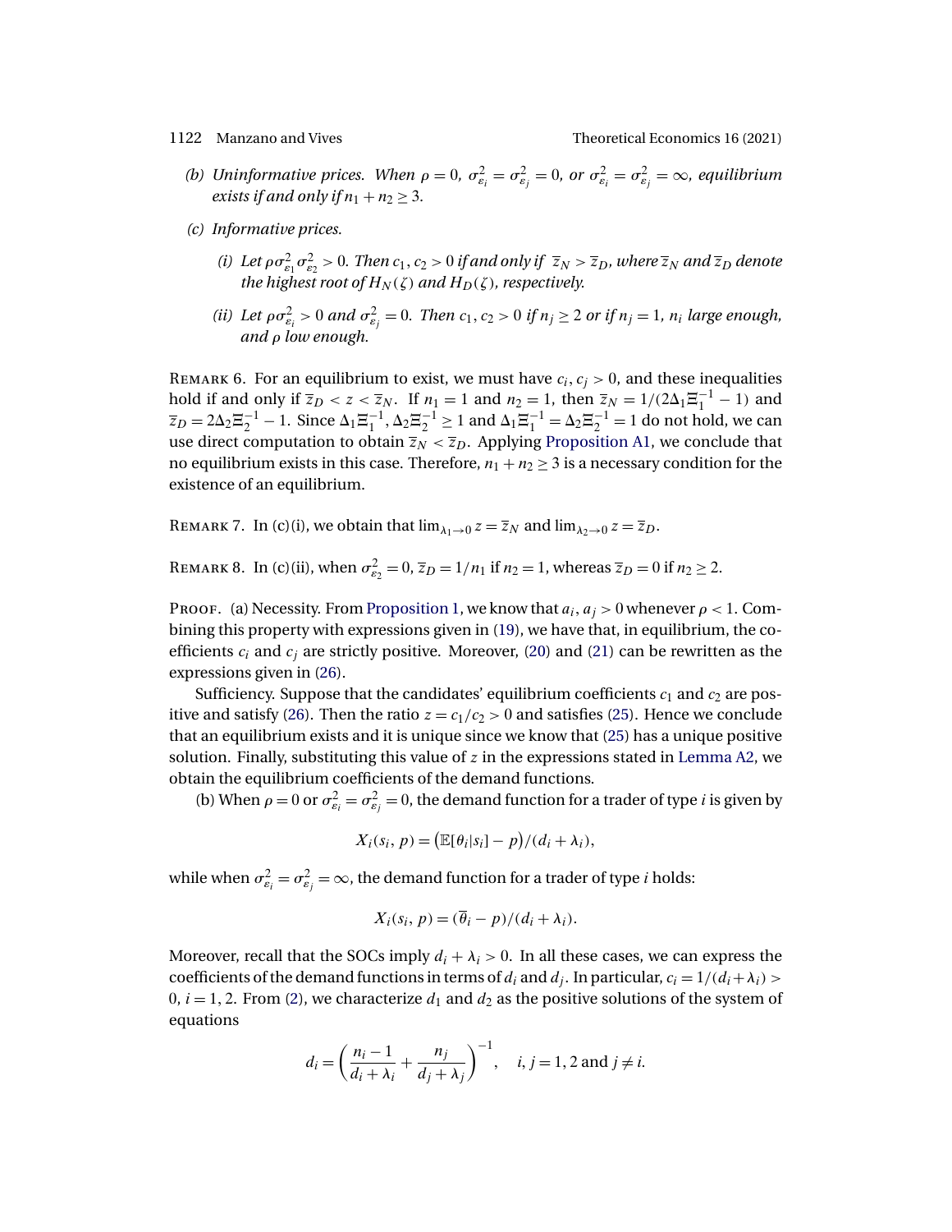*(b) Uninformative prices. When $\rho = 0$, $\sigma^2_{\varepsilon_i} = \sigma^2_{\varepsilon_j} = 0$, or $\sigma^2_{\varepsilon_i} = \sigma^2_{\varepsilon_j} = \infty$, equilibrium exists if and only if $n_1 + n_2 \geq 3$.*

*(c) Informative prices.*

*(i) Let $\rho\sigma^2_{\varepsilon_1}\sigma^2_{\varepsilon_2} > 0$. Then $c_1, c_2 > 0$ if and only if $\overline{z}_N > \overline{z}_D$, where $\overline{z}_N$ and $\overline{z}_D$ denote the highest root of $H_N(\zeta)$ and $H_D(\zeta)$, respectively.*

*(ii) Let $\rho\sigma^2_{\varepsilon_i} > 0$ and $\sigma^2_{\varepsilon_j} = 0$. Then $c_1, c_2 > 0$ if $n_j \geq 2$ or if $n_j = 1$, $n_i$ large enough, and $\rho$ low enough.*

Remark 6. For an equilibrium to exist, we must have $c_i, c_j > 0$, and these inequalities hold if and only if $\overline{z}_D < z < \overline{z}_N$. If $n_1 = 1$ and $n_2 = 1$, then $\overline{z}_N = 1/(2\Delta_1\Xi_1^{-1} - 1)$ and $\overline{z}_D = 2\Delta_2\Xi_2^{-1} - 1$. Since $\Delta_1\Xi_1^{-1}, \Delta_2\Xi_2^{-1} \geq 1$ and $\Delta_1\Xi_1^{-1} = \Delta_2\Xi_2^{-1} = 1$ do not hold, we can use direct computation to obtain $\overline{z}_N < \overline{z}_D$. Applying Proposition A1, we conclude that no equilibrium exists in this case. Therefore, $n_1 + n_2 \geq 3$ is a necessary condition for the existence of an equilibrium.

Remark 7. In (c)(i), we obtain that $\lim_{\lambda_1 \to 0} z = \overline{z}_N$ and $\lim_{\lambda_2 \to 0} z = \overline{z}_D$.

Remark 8. In (c)(ii), when $\sigma^2_{\varepsilon_2} = 0$, $\overline{z}_D = 1/n_1$ if $n_2 = 1$, whereas $\overline{z}_D = 0$ if $n_2 \geq 2$.

Proof. (a) Necessity. From Proposition 1, we know that $a_i, a_j > 0$ whenever $\rho < 1$. Combining this property with expressions given in (19), we have that, in equilibrium, the coefficients $c_i$ and $c_j$ are strictly positive. Moreover, (20) and (21) can be rewritten as the expressions given in (26).

Sufficiency. Suppose that the candidates' equilibrium coefficients $c_1$ and $c_2$ are positive and satisfy (26). Then the ratio $z = c_1/c_2 > 0$ and satisfies (25). Hence we conclude that an equilibrium exists and it is unique since we know that (25) has a unique positive solution. Finally, substituting this value of $z$ in the expressions stated in Lemma A2, we obtain the equilibrium coefficients of the demand functions.

(b) When $\rho = 0$ or $\sigma^2_{\varepsilon_i} = \sigma^2_{\varepsilon_j} = 0$, the demand function for a trader of type $i$ is given by

$$X_i(s_i, p) = \big(\mathbb{E}[\theta_i|s_i] - p\big)/(d_i + \lambda_i),$$

while when $\sigma^2_{\varepsilon_i} = \sigma^2_{\varepsilon_j} = \infty$, the demand function for a trader of type $i$ holds:

$$X_i(s_i, p) = (\overline{\theta}_i - p)/(d_i + \lambda_i).$$

Moreover, recall that the SOCs imply $d_i + \lambda_i > 0$. In all these cases, we can express the coefficients of the demand functions in terms of $d_i$ and $d_j$. In particular, $c_i = 1/(d_i + \lambda_i) > 0$, $i = 1, 2$. From (2), we characterize $d_1$ and $d_2$ as the positive solutions of the system of equations

$$d_i = \left(\frac{n_i - 1}{d_i + \lambda_i} + \frac{n_j}{d_j + \lambda_j}\right)^{-1}, \quad i, j = 1, 2 \text{ and } j \neq i.$$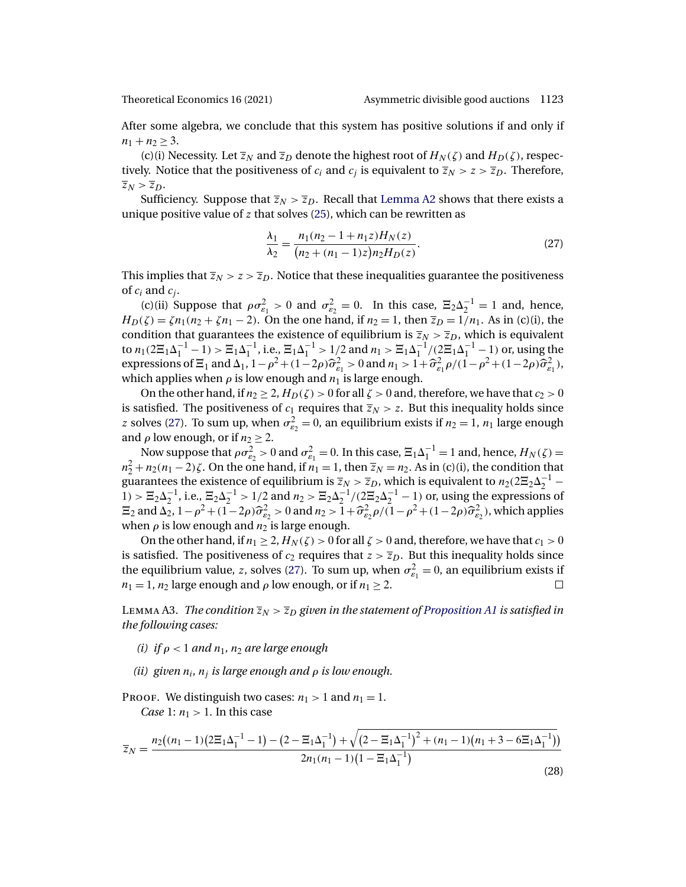After some algebra, we conclude that this system has positive solutions if and only if $n_1 + n_2 \geq 3$.

(c)(i) Necessity. Let $\overline{z}_N$ and $\overline{z}_D$ denote the highest root of $H_N(\zeta)$ and $H_D(\zeta)$, respectively. Notice that the positiveness of $c_i$ and $c_j$ is equivalent to $\overline{z}_N > z > \overline{z}_D$. Therefore, $\overline{z}_N > \overline{z}_D$.

Sufficiency. Suppose that $\overline{z}_N > \overline{z}_D$. Recall that Lemma A2 shows that there exists a unique positive value of $z$ that solves (25), which can be rewritten as

$$\frac{\lambda_1}{\lambda_2} = \frac{n_1(n_2 - 1 + n_1 z)H_N(z)}{\big(n_2 + (n_1 - 1)z\big)n_2 H_D(z)}. \tag{27}$$

This implies that $\overline{z}_N > z > \overline{z}_D$. Notice that these inequalities guarantee the positiveness of $c_i$ and $c_j$.

(c)(ii) Suppose that $\rho\sigma^2_{\varepsilon_1} > 0$ and $\sigma^2_{\varepsilon_2} = 0$. In this case, $\Xi_2\Delta_2^{-1} = 1$ and, hence, $H_D(\zeta) = \zeta n_1(n_2 + \zeta n_1 - 2)$. On the one hand, if $n_2 = 1$, then $\overline{z}_D = 1/n_1$. As in (c)(i), the condition that guarantees the existence of equilibrium is $\overline{z}_N > \overline{z}_D$, which is equivalent to $n_1(2\Xi_1\Delta_1^{-1} - 1) > \Xi_1\Delta_1^{-1}$, i.e., $\Xi_1\Delta_1^{-1} > 1/2$ and $n_1 > \Xi_1\Delta_1^{-1}/(2\Xi_1\Delta_1^{-1} - 1)$ or, using the expressions of $\Xi_1$ and $\Delta_1$, $1 - \rho^2 + (1 - 2\rho)\widehat{\sigma}^2_{\varepsilon_1} > 0$ and $n_1 > 1 + \widehat{\sigma}^2_{\varepsilon_1}\rho/(1 - \rho^2 + (1 - 2\rho)\widehat{\sigma}^2_{\varepsilon_1})$, which applies when $\rho$ is low enough and $n_1$ is large enough.

On the other hand, if $n_2 \geq 2$, $H_D(\zeta) > 0$ for all $\zeta > 0$ and, therefore, we have that $c_2 > 0$ is satisfied. The positiveness of $c_1$ requires that $\overline{z}_N > z$. But this inequality holds since $z$ solves (27). To sum up, when $\sigma^2_{\varepsilon_2} = 0$, an equilibrium exists if $n_2 = 1$, $n_1$ large enough and $\rho$ low enough, or if $n_2 \geq 2$.

Now suppose that $\rho\sigma^2_{\varepsilon_2} > 0$ and $\sigma^2_{\varepsilon_1} = 0$. In this case, $\Xi_1\Delta_1^{-1} = 1$ and, hence, $H_N(\zeta) = n_2^2 + n_2(n_1 - 2)\zeta$. On the one hand, if $n_1 = 1$, then $\overline{z}_N = n_2$. As in (c)(i), the condition that guarantees the existence of equilibrium is $\overline{z}_N > \overline{z}_D$, which is equivalent to $n_2(2\Xi_2\Delta_2^{-1} - 1) > \Xi_2\Delta_2^{-1}$, i.e., $\Xi_2\Delta_2^{-1} > 1/2$ and $n_2 > \Xi_2\Delta_2^{-1}/(2\Xi_2\Delta_2^{-1} - 1)$ or, using the expressions of $\Xi_2$ and $\Delta_2$, $1 - \rho^2 + (1 - 2\rho)\widehat{\sigma}^2_{\varepsilon_2} > 0$ and $n_2 > 1 + \widehat{\sigma}^2_{\varepsilon_2}\rho/(1 - \rho^2 + (1 - 2\rho)\widehat{\sigma}^2_{\varepsilon_2})$, which applies when $\rho$ is low enough and $n_2$ is large enough.

On the other hand, if $n_1 \geq 2$, $H_N(\zeta) > 0$ for all $\zeta > 0$ and, therefore, we have that $c_1 > 0$ is satisfied. The positiveness of $c_2$ requires that $z > \overline{z}_D$. But this inequality holds since the equilibrium value, $z$, solves (27). To sum up, when $\sigma^2_{\varepsilon_1} = 0$, an equilibrium exists if $n_1 = 1$, $n_2$ large enough and $\rho$ low enough, or if $n_1 \geq 2$. □

Lemma A3. *The condition $\overline{z}_N > \overline{z}_D$ given in the statement of Proposition A1 is satisfied in the following cases:*

*(i) if $\rho < 1$ and $n_1$, $n_2$ are large enough*

*(ii) given $n_i$, $n_j$ is large enough and $\rho$ is low enough.*

Proof. We distinguish two cases: $n_1 > 1$ and $n_1 = 1$.

*Case* 1: $n_1 > 1$. In this case

$$\overline{z}_N = \frac{n_2\Big((n_1 - 1)\big(2\Xi_1\Delta_1^{-1} - 1\big) - \big(2 - \Xi_1\Delta_1^{-1}\big) + \sqrt{\big(2 - \Xi_1\Delta_1^{-1}\big)^2 + (n_1 - 1)\big(n_1 + 3 - 6\Xi_1\Delta_1^{-1}\big)}\Big)}{2n_1(n_1 - 1)\big(1 - \Xi_1\Delta_1^{-1}\big)} \tag{28}$$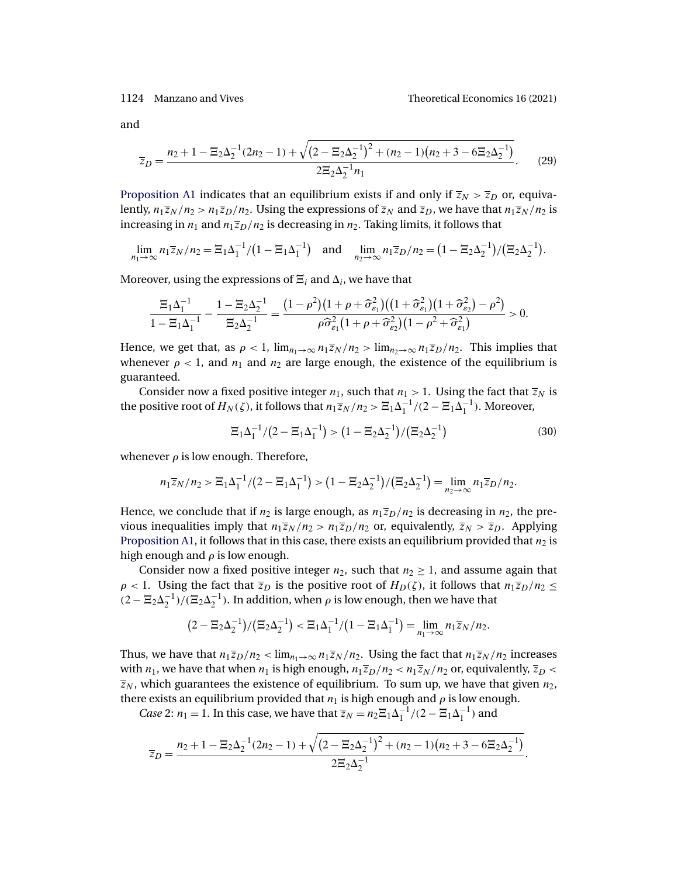and

$$\overline{z}_D = \frac{n_2 + 1 - \Xi_2\Delta_2^{-1}(2n_2 - 1) + \sqrt{\left(2 - \Xi_2\Delta_2^{-1}\right)^2 + (n_2 - 1)\left(n_2 + 3 - 6\Xi_2\Delta_2^{-1}\right)}}{2\Xi_2\Delta_2^{-1}n_1}. \tag{29}$$

Proposition A1 indicates that an equilibrium exists if and only if $\overline{z}_N > \overline{z}_D$ or, equivalently, $n_1\overline{z}_N/n_2 > n_1\overline{z}_D/n_2$. Using the expressions of $\overline{z}_N$ and $\overline{z}_D$, we have that $n_1\overline{z}_N/n_2$ is increasing in $n_1$ and $n_1\overline{z}_D/n_2$ is decreasing in $n_2$. Taking limits, it follows that

$$\lim_{n_1\to\infty} n_1\overline{z}_N/n_2 = \Xi_1\Delta_1^{-1}/\left(1 - \Xi_1\Delta_1^{-1}\right) \quad \text{and} \quad \lim_{n_2\to\infty} n_1\overline{z}_D/n_2 = \left(1 - \Xi_2\Delta_2^{-1}\right)/\left(\Xi_2\Delta_2^{-1}\right).$$

Moreover, using the expressions of $\Xi_i$ and $\Delta_i$, we have that

$$\frac{\Xi_1\Delta_1^{-1}}{1 - \Xi_1\Delta_1^{-1}} - \frac{1 - \Xi_2\Delta_2^{-1}}{\Xi_2\Delta_2^{-1}} = \frac{\left(1 - \rho^2\right)\left(1 + \rho + \widehat{\sigma}_{\varepsilon_1}^2\right)\left(\left(1 + \widehat{\sigma}_{\varepsilon_1}^2\right)\left(1 + \widehat{\sigma}_{\varepsilon_2}^2\right) - \rho^2\right)}{\rho\widehat{\sigma}_{\varepsilon_1}^2\left(1 + \rho + \widehat{\sigma}_{\varepsilon_2}^2\right)\left(1 - \rho^2 + \widehat{\sigma}_{\varepsilon_1}^2\right)} > 0.$$

Hence, we get that, as $\rho < 1$, $\lim_{n_1\to\infty} n_1\overline{z}_N/n_2 > \lim_{n_2\to\infty} n_1\overline{z}_D/n_2$. This implies that whenever $\rho < 1$, and $n_1$ and $n_2$ are large enough, the existence of the equilibrium is guaranteed.

Consider now a fixed positive integer $n_1$, such that $n_1 > 1$. Using the fact that $\overline{z}_N$ is the positive root of $H_N(\zeta)$, it follows that $n_1\overline{z}_N/n_2 > \Xi_1\Delta_1^{-1}/(2 - \Xi_1\Delta_1^{-1})$. Moreover,

$$\Xi_1\Delta_1^{-1}/\left(2 - \Xi_1\Delta_1^{-1}\right) > \left(1 - \Xi_2\Delta_2^{-1}\right)/\left(\Xi_2\Delta_2^{-1}\right) \tag{30}$$

whenever $\rho$ is low enough. Therefore,

$$n_1\overline{z}_N/n_2 > \Xi_1\Delta_1^{-1}/\left(2 - \Xi_1\Delta_1^{-1}\right) > \left(1 - \Xi_2\Delta_2^{-1}\right)/\left(\Xi_2\Delta_2^{-1}\right) = \lim_{n_2\to\infty} n_1\overline{z}_D/n_2.$$

Hence, we conclude that if $n_2$ is large enough, as $n_1\overline{z}_D/n_2$ is decreasing in $n_2$, the previous inequalities imply that $n_1\overline{z}_N/n_2 > n_1\overline{z}_D/n_2$ or, equivalently, $\overline{z}_N > \overline{z}_D$. Applying Proposition A1, it follows that in this case, there exists an equilibrium provided that $n_2$ is high enough and $\rho$ is low enough.

Consider now a fixed positive integer $n_2$, such that $n_2 \geq 1$, and assume again that $\rho < 1$. Using the fact that $\overline{z}_D$ is the positive root of $H_D(\zeta)$, it follows that $n_1\overline{z}_D/n_2 \leq (2 - \Xi_2\Delta_2^{-1})/(\Xi_2\Delta_2^{-1})$. In addition, when $\rho$ is low enough, then we have that

$$\left(2 - \Xi_2\Delta_2^{-1}\right)/\left(\Xi_2\Delta_2^{-1}\right) < \Xi_1\Delta_1^{-1}/\left(1 - \Xi_1\Delta_1^{-1}\right) = \lim_{n_1\to\infty} n_1\overline{z}_N/n_2.$$

Thus, we have that $n_1\overline{z}_D/n_2 < \lim_{n_1\to\infty} n_1\overline{z}_N/n_2$. Using the fact that $n_1\overline{z}_N/n_2$ increases with $n_1$, we have that when $n_1$ is high enough, $n_1\overline{z}_D/n_2 < n_1\overline{z}_N/n_2$ or, equivalently, $\overline{z}_D < \overline{z}_N$, which guarantees the existence of equilibrium. To sum up, we have that given $n_2$, there exists an equilibrium provided that $n_1$ is high enough and $\rho$ is low enough.

*Case* 2: $n_1 = 1$. In this case, we have that $\overline{z}_N = n_2\Xi_1\Delta_1^{-1}/(2 - \Xi_1\Delta_1^{-1})$ and

$$\overline{z}_D = \frac{n_2 + 1 - \Xi_2\Delta_2^{-1}(2n_2 - 1) + \sqrt{\left(2 - \Xi_2\Delta_2^{-1}\right)^2 + (n_2 - 1)\left(n_2 + 3 - 6\Xi_2\Delta_2^{-1}\right)}}{2\Xi_2\Delta_2^{-1}}.$$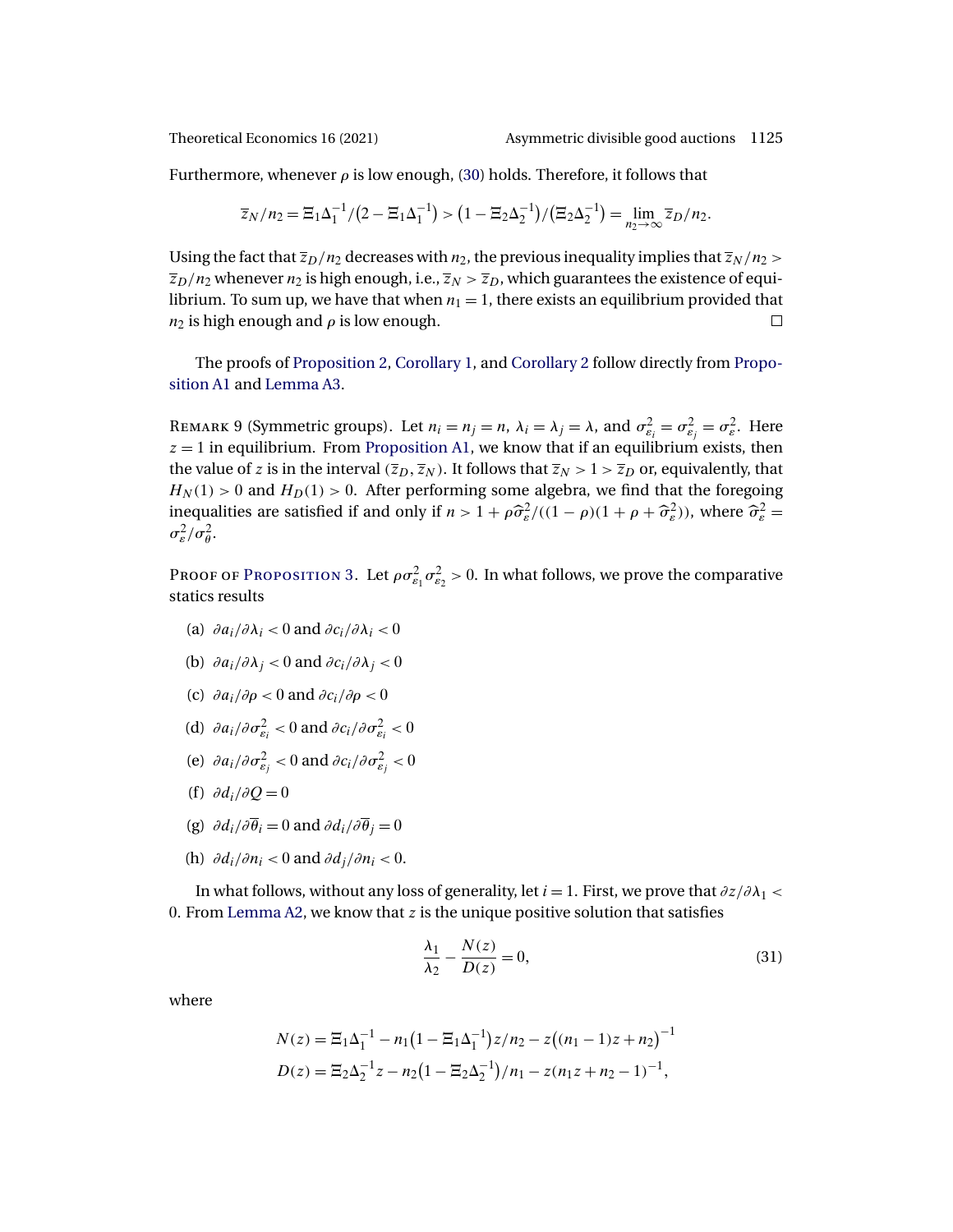Furthermore, whenever $\rho$ is low enough, (30) holds. Therefore, it follows that

$$\overline{z}_N/n_2 = \Xi_1\Delta_1^{-1}/\big(2 - \Xi_1\Delta_1^{-1}\big) > \big(1 - \Xi_2\Delta_2^{-1}\big)/\big(\Xi_2\Delta_2^{-1}\big) = \lim_{n_2\to\infty} \overline{z}_D/n_2.$$

Using the fact that $\overline{z}_D/n_2$ decreases with $n_2$, the previous inequality implies that $\overline{z}_N/n_2 > \overline{z}_D/n_2$ whenever $n_2$ is high enough, i.e., $\overline{z}_N > \overline{z}_D$, which guarantees the existence of equilibrium. To sum up, we have that when $n_1 = 1$, there exists an equilibrium provided that $n_2$ is high enough and $\rho$ is low enough. □

The proofs of Proposition 2, Corollary 1, and Corollary 2 follow directly from Proposition A1 and Lemma A3.

Remark 9 (Symmetric groups). Let $n_i = n_j = n$, $\lambda_i = \lambda_j = \lambda$, and $\sigma^2_{\varepsilon_i} = \sigma^2_{\varepsilon_j} = \sigma^2_{\varepsilon}$. Here $z = 1$ in equilibrium. From Proposition A1, we know that if an equilibrium exists, then the value of $z$ is in the interval $(\overline{z}_D, \overline{z}_N)$. It follows that $\overline{z}_N > 1 > \overline{z}_D$ or, equivalently, that $H_N(1) > 0$ and $H_D(1) > 0$. After performing some algebra, we find that the foregoing inequalities are satisfied if and only if $n > 1 + \rho\widehat{\sigma}^2_{\varepsilon}/((1-\rho)(1+\rho+\widehat{\sigma}^2_{\varepsilon}))$, where $\widehat{\sigma}^2_{\varepsilon} = \sigma^2_{\varepsilon}/\sigma^2_{\theta}$.

Proof of Proposition 3. Let $\rho\sigma^2_{\varepsilon_1}\sigma^2_{\varepsilon_2} > 0$. In what follows, we prove the comparative statics results

(a) $\partial a_i/\partial\lambda_i < 0$ and $\partial c_i/\partial\lambda_i < 0$

(b) $\partial a_i/\partial\lambda_j < 0$ and $\partial c_i/\partial\lambda_j < 0$

(c) $\partial a_i/\partial\rho < 0$ and $\partial c_i/\partial\rho < 0$

(d) $\partial a_i/\partial\sigma^2_{\varepsilon_i} < 0$ and $\partial c_i/\partial\sigma^2_{\varepsilon_i} < 0$

(e) $\partial a_i/\partial\sigma^2_{\varepsilon_j} < 0$ and $\partial c_i/\partial\sigma^2_{\varepsilon_j} < 0$

(f) $\partial d_i/\partial Q = 0$

(g) $\partial d_i/\partial\overline{\theta}_i = 0$ and $\partial d_i/\partial\overline{\theta}_j = 0$

(h) $\partial d_i/\partial n_i < 0$ and $\partial d_j/\partial n_i < 0$.

In what follows, without any loss of generality, let $i = 1$. First, we prove that $\partial z/\partial\lambda_1 < 0$. From Lemma A2, we know that $z$ is the unique positive solution that satisfies

$$\frac{\lambda_1}{\lambda_2} - \frac{N(z)}{D(z)} = 0, \tag{31}$$

where

$$N(z) = \Xi_1\Delta_1^{-1} - n_1\big(1 - \Xi_1\Delta_1^{-1}\big)z/n_2 - z\big((n_1-1)z + n_2\big)^{-1}$$

$$D(z) = \Xi_2\Delta_2^{-1}z - n_2\big(1 - \Xi_2\Delta_2^{-1}\big)/n_1 - z(n_1 z + n_2 - 1)^{-1},$$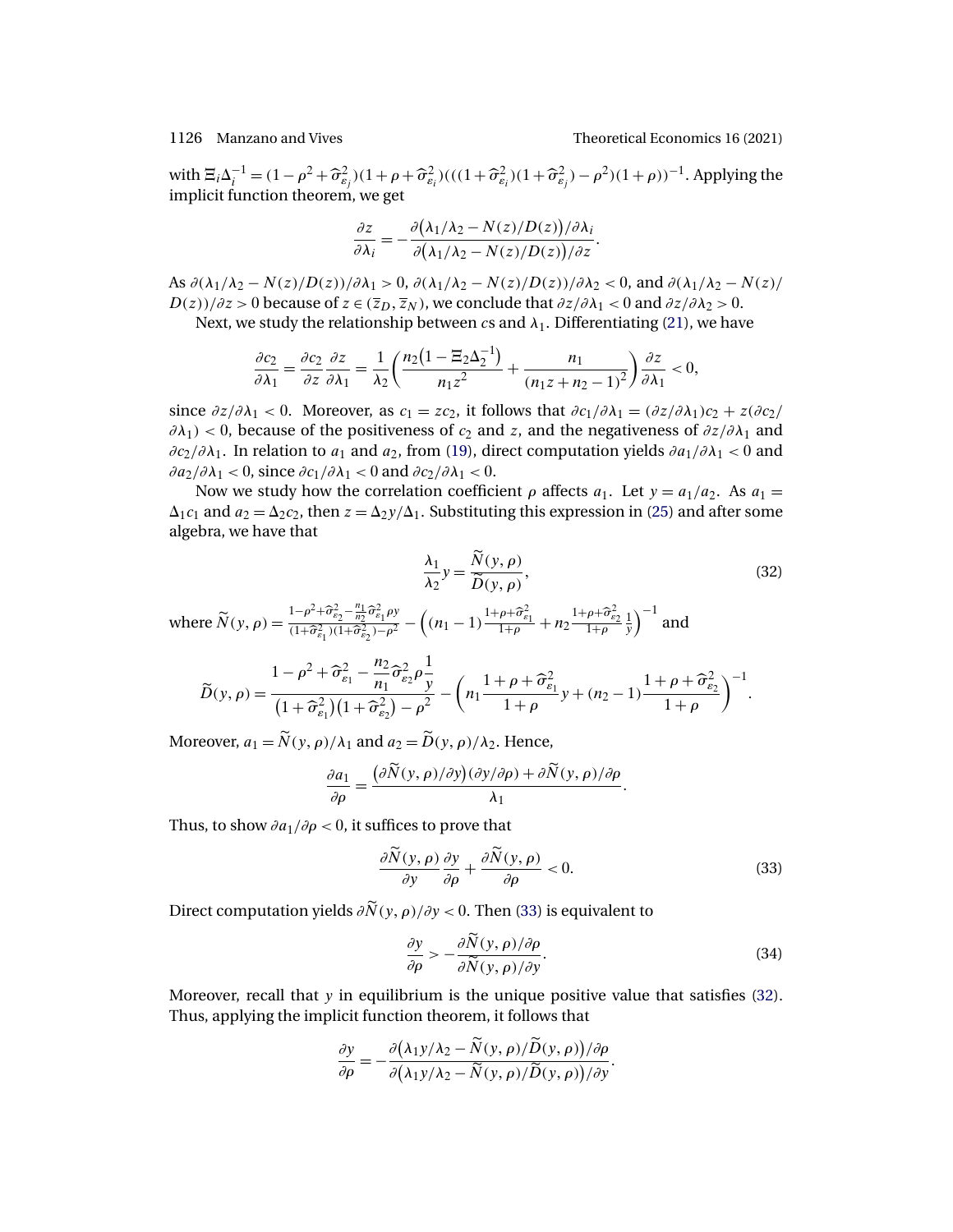with $\Xi_i \Delta_i^{-1} = (1-\rho^2+\widehat{\sigma}^2_{\varepsilon_j})(1+\rho+\widehat{\sigma}^2_{\varepsilon_i})(((1+\widehat{\sigma}^2_{\varepsilon_i})(1+\widehat{\sigma}^2_{\varepsilon_j})-\rho^2)(1+\rho))^{-1}$. Applying the implicit function theorem, we get

$$\frac{\partial z}{\partial \lambda_i} = -\frac{\partial\big(\lambda_1/\lambda_2 - N(z)/D(z)\big)/\partial \lambda_i}{\partial\big(\lambda_1/\lambda_2 - N(z)/D(z)\big)/\partial z}.$$

As $\partial(\lambda_1/\lambda_2 - N(z)/D(z))/\partial\lambda_1 > 0$, $\partial(\lambda_1/\lambda_2 - N(z)/D(z))/\partial\lambda_2 < 0$, and $\partial(\lambda_1/\lambda_2 - N(z)/D(z))/\partial z > 0$ because of $z \in (\overline{z}_D, \overline{z}_N)$, we conclude that $\partial z/\partial\lambda_1 < 0$ and $\partial z/\partial\lambda_2 > 0$.

Next, we study the relationship between $c$s and $\lambda_1$. Differentiating (21), we have

$$\frac{\partial c_2}{\partial \lambda_1} = \frac{\partial c_2}{\partial z}\frac{\partial z}{\partial \lambda_1} = \frac{1}{\lambda_2}\left(\frac{n_2\big(1-\Xi_2\Delta_2^{-1}\big)}{n_1 z^2} + \frac{n_1}{(n_1 z + n_2 - 1)^2}\right)\frac{\partial z}{\partial \lambda_1} < 0,$$

since $\partial z/\partial\lambda_1 < 0$. Moreover, as $c_1 = zc_2$, it follows that $\partial c_1/\partial\lambda_1 = (\partial z/\partial\lambda_1)c_2 + z(\partial c_2/\partial\lambda_1) < 0$, because of the positiveness of $c_2$ and $z$, and the negativeness of $\partial z/\partial\lambda_1$ and $\partial c_2/\partial\lambda_1$. In relation to $a_1$ and $a_2$, from (19), direct computation yields $\partial a_1/\partial\lambda_1 < 0$ and $\partial a_2/\partial\lambda_1 < 0$, since $\partial c_1/\partial\lambda_1 < 0$ and $\partial c_2/\partial\lambda_1 < 0$.

Now we study how the correlation coefficient $\rho$ affects $a_1$. Let $y = a_1/a_2$. As $a_1 = \Delta_1 c_1$ and $a_2 = \Delta_2 c_2$, then $z = \Delta_2 y/\Delta_1$. Substituting this expression in (25) and after some algebra, we have that

$$\frac{\lambda_1}{\lambda_2} y = \frac{\widetilde{N}(y,\rho)}{\widetilde{D}(y,\rho)}, \tag{32}$$

where $\widetilde{N}(y,\rho) = \frac{1-\rho^2+\widehat{\sigma}^2_{\varepsilon_2} - \frac{n_1}{n_2}\widehat{\sigma}^2_{\varepsilon_1}\rho y}{(1+\widehat{\sigma}^2_{\varepsilon_1})(1+\widehat{\sigma}^2_{\varepsilon_2})-\rho^2} - \left((n_1-1)\frac{1+\rho+\widehat{\sigma}^2_{\varepsilon_1}}{1+\rho} + n_2\frac{1+\rho+\widehat{\sigma}^2_{\varepsilon_2}}{1+\rho}\frac{1}{y}\right)^{-1}$ and

$$\widetilde{D}(y,\rho) = \frac{1-\rho^2+\widehat{\sigma}^2_{\varepsilon_1} - \dfrac{n_2}{n_1}\widehat{\sigma}^2_{\varepsilon_2}\rho\dfrac{1}{y}}{\big(1+\widehat{\sigma}^2_{\varepsilon_1}\big)\big(1+\widehat{\sigma}^2_{\varepsilon_2}\big)-\rho^2} - \left(n_1\frac{1+\rho+\widehat{\sigma}^2_{\varepsilon_1}}{1+\rho}y + (n_2-1)\frac{1+\rho+\widehat{\sigma}^2_{\varepsilon_2}}{1+\rho}\right)^{-1}.$$

Moreover, $a_1 = \widetilde{N}(y,\rho)/\lambda_1$ and $a_2 = \widetilde{D}(y,\rho)/\lambda_2$. Hence,

$$\frac{\partial a_1}{\partial \rho} = \frac{\big(\partial\widetilde{N}(y,\rho)/\partial y\big)(\partial y/\partial\rho) + \partial\widetilde{N}(y,\rho)/\partial\rho}{\lambda_1}.$$

Thus, to show $\partial a_1/\partial\rho < 0$, it suffices to prove that

$$\frac{\partial\widetilde{N}(y,\rho)}{\partial y}\frac{\partial y}{\partial \rho} + \frac{\partial\widetilde{N}(y,\rho)}{\partial \rho} < 0. \tag{33}$$

Direct computation yields $\partial\widetilde{N}(y,\rho)/\partial y < 0$. Then (33) is equivalent to

$$\frac{\partial y}{\partial \rho} > -\frac{\partial\widetilde{N}(y,\rho)/\partial\rho}{\partial\widetilde{N}(y,\rho)/\partial y}. \tag{34}$$

Moreover, recall that $y$ in equilibrium is the unique positive value that satisfies (32). Thus, applying the implicit function theorem, it follows that

$$\frac{\partial y}{\partial \rho} = -\frac{\partial\big(\lambda_1 y/\lambda_2 - \widetilde{N}(y,\rho)/\widetilde{D}(y,\rho)\big)/\partial\rho}{\partial\big(\lambda_1 y/\lambda_2 - \widetilde{N}(y,\rho)/\widetilde{D}(y,\rho)\big)/\partial y}.$$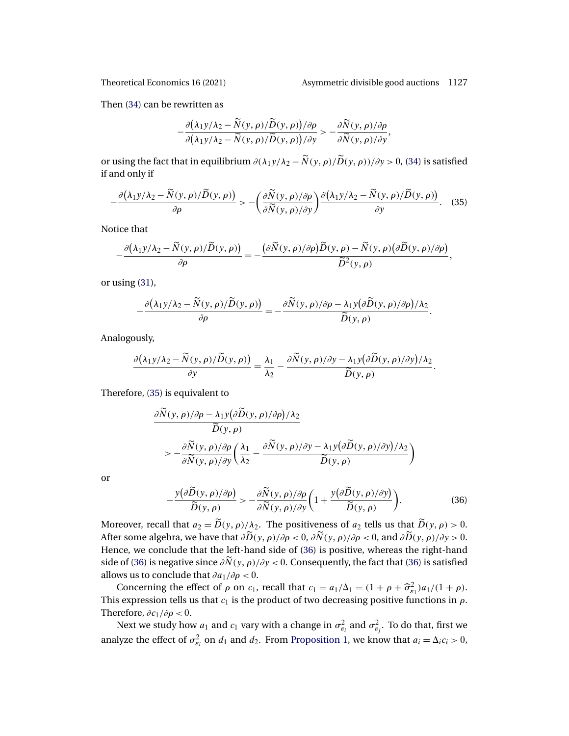Then (34) can be rewritten as

$$-\frac{\partial\big(\lambda_1 y/\lambda_2 - \widetilde{N}(y,\rho)/\widetilde{D}(y,\rho)\big)/\partial\rho}{\partial\big(\lambda_1 y/\lambda_2 - \widetilde{N}(y,\rho)/\widetilde{D}(y,\rho)\big)/\partial y} > -\frac{\partial \widetilde{N}(y,\rho)/\partial\rho}{\partial \widetilde{N}(y,\rho)/\partial y},$$

or using the fact that in equilibrium $\partial(\lambda_1 y/\lambda_2 - \widetilde{N}(y,\rho)/\widetilde{D}(y,\rho))/\partial y > 0$, (34) is satisfied if and only if

$$-\frac{\partial\big(\lambda_1 y/\lambda_2 - \widetilde{N}(y,\rho)/\widetilde{D}(y,\rho)\big)}{\partial\rho} > -\left(\frac{\partial \widetilde{N}(y,\rho)/\partial\rho}{\partial \widetilde{N}(y,\rho)/\partial y}\right)\frac{\partial\big(\lambda_1 y/\lambda_2 - \widetilde{N}(y,\rho)/\widetilde{D}(y,\rho)\big)}{\partial y}. \quad (35)$$

Notice that

$$-\frac{\partial\big(\lambda_1 y/\lambda_2 - \widetilde{N}(y,\rho)/\widetilde{D}(y,\rho)\big)}{\partial\rho} = -\frac{\big(\partial \widetilde{N}(y,\rho)/\partial\rho\big)\widetilde{D}(y,\rho) - \widetilde{N}(y,\rho)\big(\partial \widetilde{D}(y,\rho)/\partial\rho\big)}{\widetilde{D}^2(y,\rho)},$$

or using (31),

$$-\frac{\partial\big(\lambda_1 y/\lambda_2 - \widetilde{N}(y,\rho)/\widetilde{D}(y,\rho)\big)}{\partial\rho} = -\frac{\partial \widetilde{N}(y,\rho)/\partial\rho - \lambda_1 y\big(\partial \widetilde{D}(y,\rho)/\partial\rho\big)/\lambda_2}{\widetilde{D}(y,\rho)}.$$

Analogously,

$$\frac{\partial\big(\lambda_1 y/\lambda_2 - \widetilde{N}(y,\rho)/\widetilde{D}(y,\rho)\big)}{\partial y} = \frac{\lambda_1}{\lambda_2} - \frac{\partial \widetilde{N}(y,\rho)/\partial y - \lambda_1 y\big(\partial \widetilde{D}(y,\rho)/\partial y\big)/\lambda_2}{\widetilde{D}(y,\rho)}.$$

Therefore, (35) is equivalent to

$$\frac{\partial \widetilde{N}(y,\rho)/\partial\rho - \lambda_1 y\big(\partial \widetilde{D}(y,\rho)/\partial\rho\big)/\lambda_2}{\widetilde{D}(y,\rho)} > -\frac{\partial \widetilde{N}(y,\rho)/\partial\rho}{\partial \widetilde{N}(y,\rho)/\partial y}\left(\frac{\lambda_1}{\lambda_2} - \frac{\partial \widetilde{N}(y,\rho)/\partial y - \lambda_1 y\big(\partial \widetilde{D}(y,\rho)/\partial y\big)/\lambda_2}{\widetilde{D}(y,\rho)}\right)$$

or

$$-\frac{y\big(\partial \widetilde{D}(y,\rho)/\partial\rho\big)}{\widetilde{D}(y,\rho)} > -\frac{\partial \widetilde{N}(y,\rho)/\partial\rho}{\partial \widetilde{N}(y,\rho)/\partial y}\left(1 + \frac{y\big(\partial \widetilde{D}(y,\rho)/\partial y\big)}{\widetilde{D}(y,\rho)}\right). \quad (36)$$

Moreover, recall that $a_2 = \widetilde{D}(y,\rho)/\lambda_2$. The positiveness of $a_2$ tells us that $\widetilde{D}(y,\rho) > 0$. After some algebra, we have that $\partial \widetilde{D}(y,\rho)/\partial\rho < 0$, $\partial \widetilde{N}(y,\rho)/\partial\rho < 0$, and $\partial \widetilde{D}(y,\rho)/\partial y > 0$. Hence, we conclude that the left-hand side of (36) is positive, whereas the right-hand side of (36) is negative since $\partial \widetilde{N}(y,\rho)/\partial y < 0$. Consequently, the fact that (36) is satisfied allows us to conclude that $\partial a_1/\partial\rho < 0$.

Concerning the effect of $\rho$ on $c_1$, recall that $c_1 = a_1/\Delta_1 = (1 + \rho + \widehat{\sigma}^2_{\varepsilon_1})a_1/(1+\rho)$. This expression tells us that $c_1$ is the product of two decreasing positive functions in $\rho$. Therefore, $\partial c_1/\partial\rho < 0$.

Next we study how $a_1$ and $c_1$ vary with a change in $\sigma^2_{\varepsilon_i}$ and $\sigma^2_{\varepsilon_j}$. To do that, first we analyze the effect of $\sigma^2_{\varepsilon_i}$ on $d_1$ and $d_2$. From Proposition 1, we know that $a_i = \Delta_i c_i > 0$,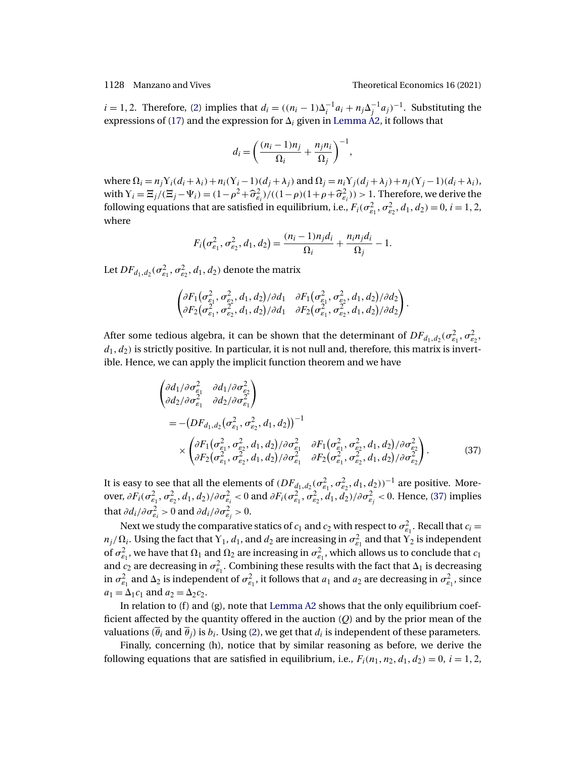$i = 1, 2$. Therefore, (2) implies that $d_i = ((n_i - 1)\Delta_i^{-1} a_i + n_j \Delta_j^{-1} a_j)^{-1}$. Substituting the expressions of (17) and the expression for $\Delta_i$ given in Lemma A2, it follows that

$$d_i = \left( \frac{(n_i - 1)n_j}{\Omega_i} + \frac{n_j n_i}{\Omega_j} \right)^{-1},$$

where $\Omega_i = n_j \Upsilon_i (d_i + \lambda_i) + n_i (\Upsilon_i - 1)(d_j + \lambda_j)$ and $\Omega_j = n_i \Upsilon_j (d_j + \lambda_j) + n_j (\Upsilon_j - 1)(d_i + \lambda_i)$, with $\Upsilon_i = \Xi_j / (\Xi_j - \Psi_i) = (1 - \rho^2 + \widehat{\sigma}_{\varepsilon_i}^2)/((1 - \rho)(1 + \rho + \widehat{\sigma}_{\varepsilon_i}^2)) > 1$. Therefore, we derive the following equations that are satisfied in equilibrium, i.e., $F_i(\sigma_{\varepsilon_1}^2, \sigma_{\varepsilon_2}^2, d_1, d_2) = 0$, $i = 1, 2$, where

$$F_i(\sigma_{\varepsilon_1}^2, \sigma_{\varepsilon_2}^2, d_1, d_2) = \frac{(n_i - 1)n_j d_i}{\Omega_i} + \frac{n_i n_j d_i}{\Omega_j} - 1.$$

Let $DF_{d_1, d_2}(\sigma_{\varepsilon_1}^2, \sigma_{\varepsilon_2}^2, d_1, d_2)$ denote the matrix

$$\begin{pmatrix} \partial F_1(\sigma_{\varepsilon_1}^2, \sigma_{\varepsilon_2}^2, d_1, d_2)/\partial d_1 & \partial F_1(\sigma_{\varepsilon_1}^2, \sigma_{\varepsilon_2}^2, d_1, d_2)/\partial d_2 \\ \partial F_2(\sigma_{\varepsilon_1}^2, \sigma_{\varepsilon_2}^2, d_1, d_2)/\partial d_1 & \partial F_2(\sigma_{\varepsilon_1}^2, \sigma_{\varepsilon_2}^2, d_1, d_2)/\partial d_2 \end{pmatrix}.$$

After some tedious algebra, it can be shown that the determinant of $DF_{d_1, d_2}(\sigma_{\varepsilon_1}^2, \sigma_{\varepsilon_2}^2, d_1, d_2)$ is strictly positive. In particular, it is not null and, therefore, this matrix is invertible. Hence, we can apply the implicit function theorem and we have

$$\begin{aligned} &\begin{pmatrix} \partial d_1/\partial \sigma_{\varepsilon_1}^2 & \partial d_1/\partial \sigma_{\varepsilon_2}^2 \\ \partial d_2/\partial \sigma_{\varepsilon_1}^2 & \partial d_2/\partial \sigma_{\varepsilon_1}^2 \end{pmatrix} \\ &= -\left(DF_{d_1, d_2}(\sigma_{\varepsilon_1}^2, \sigma_{\varepsilon_2}^2, d_1, d_2)\right)^{-1} \\ &\quad \times \begin{pmatrix} \partial F_1(\sigma_{\varepsilon_1}^2, \sigma_{\varepsilon_2}^2, d_1, d_2)/\partial \sigma_{\varepsilon_1}^2 & \partial F_1(\sigma_{\varepsilon_1}^2, \sigma_{\varepsilon_2}^2, d_1, d_2)/\partial \sigma_{\varepsilon_2}^2 \\ \partial F_2(\sigma_{\varepsilon_1}^2, \sigma_{\varepsilon_2}^2, d_1, d_2)/\partial \sigma_{\varepsilon_1}^2 & \partial F_2(\sigma_{\varepsilon_1}^2, \sigma_{\varepsilon_2}^2, d_1, d_2)/\partial \sigma_{\varepsilon_2}^2 \end{pmatrix}. \end{aligned} \tag{37}$$

It is easy to see that all the elements of $(DF_{d_1, d_2}(\sigma_{\varepsilon_1}^2, \sigma_{\varepsilon_2}^2, d_1, d_2))^{-1}$ are positive. Moreover, $\partial F_i(\sigma_{\varepsilon_1}^2, \sigma_{\varepsilon_2}^2, d_1, d_2)/\partial \sigma_{\varepsilon_i}^2 < 0$ and $\partial F_i(\sigma_{\varepsilon_1}^2, \sigma_{\varepsilon_2}^2, d_1, d_2)/\partial \sigma_{\varepsilon_j}^2 < 0$. Hence, (37) implies that $\partial d_i / \partial \sigma_{\varepsilon_i}^2 > 0$ and $\partial d_i / \partial \sigma_{\varepsilon_j}^2 > 0$.

Next we study the comparative statics of $c_1$ and $c_2$ with respect to $\sigma_{\varepsilon_1}^2$. Recall that $c_i = n_j / \Omega_i$. Using the fact that $\Upsilon_1$, $d_1$, and $d_2$ are increasing in $\sigma_{\varepsilon_1}^2$ and that $\Upsilon_2$ is independent of $\sigma_{\varepsilon_1}^2$, we have that $\Omega_1$ and $\Omega_2$ are increasing in $\sigma_{\varepsilon_1}^2$, which allows us to conclude that $c_1$ and $c_2$ are decreasing in $\sigma_{\varepsilon_1}^2$. Combining these results with the fact that $\Delta_1$ is decreasing in $\sigma_{\varepsilon_1}^2$ and $\Delta_2$ is independent of $\sigma_{\varepsilon_1}^2$, it follows that $a_1$ and $a_2$ are decreasing in $\sigma_{\varepsilon_1}^2$, since $a_1 = \Delta_1 c_1$ and $a_2 = \Delta_2 c_2$.

In relation to (f) and (g), note that Lemma A2 shows that the only equilibrium coefficient affected by the quantity offered in the auction ($Q$) and by the prior mean of the valuations ($\overline{\theta}_i$ and $\overline{\theta}_j$) is $b_i$. Using (2), we get that $d_i$ is independent of these parameters.

Finally, concerning (h), notice that by similar reasoning as before, we derive the following equations that are satisfied in equilibrium, i.e., $F_i(n_1, n_2, d_1, d_2) = 0$, $i = 1, 2$,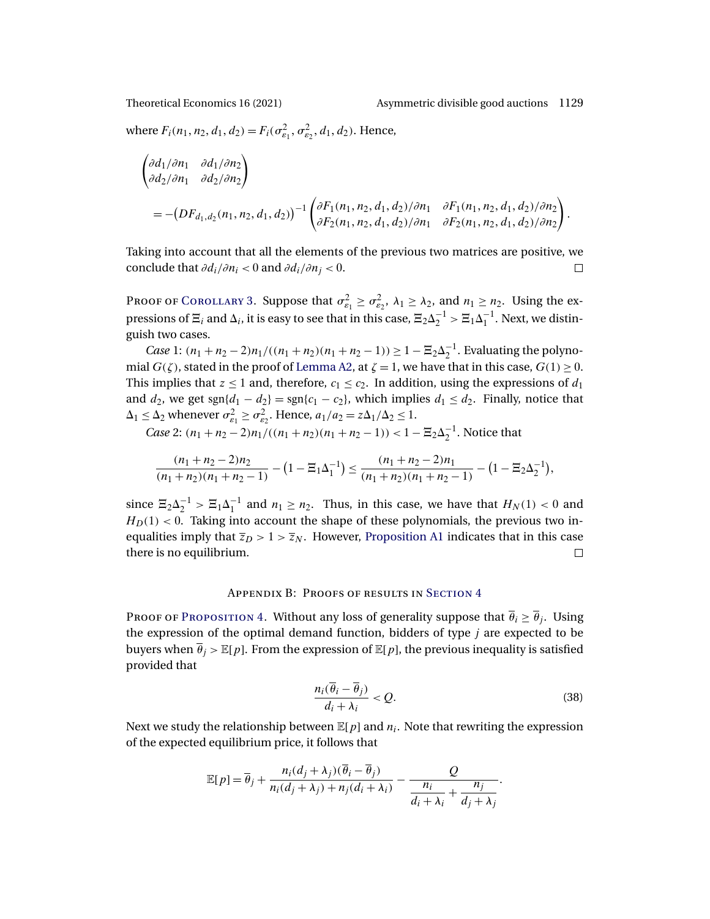where $F_i(n_1, n_2, d_1, d_2) = F_i(\sigma^2_{\varepsilon_1}, \sigma^2_{\varepsilon_2}, d_1, d_2)$. Hence,

$$\begin{pmatrix} \partial d_1/\partial n_1 & \partial d_1/\partial n_2 \\ \partial d_2/\partial n_1 & \partial d_2/\partial n_2 \end{pmatrix}$$

$$= -\big(DF_{d_1,d_2}(n_1, n_2, d_1, d_2)\big)^{-1} \begin{pmatrix} \partial F_1(n_1, n_2, d_1, d_2)/\partial n_1 & \partial F_1(n_1, n_2, d_1, d_2)/\partial n_2 \\ \partial F_2(n_1, n_2, d_1, d_2)/\partial n_1 & \partial F_2(n_1, n_2, d_1, d_2)/\partial n_2 \end{pmatrix}.$$

Taking into account that all the elements of the previous two matrices are positive, we conclude that $\partial d_i/\partial n_i < 0$ and $\partial d_i/\partial n_j < 0$. □

Proof of Corollary 3. Suppose that $\sigma^2_{\varepsilon_1} \geq \sigma^2_{\varepsilon_2}$, $\lambda_1 \geq \lambda_2$, and $n_1 \geq n_2$. Using the expressions of $\Xi_i$ and $\Delta_i$, it is easy to see that in this case, $\Xi_2\Delta_2^{-1} > \Xi_1\Delta_1^{-1}$. Next, we distinguish two cases.

*Case* 1: $(n_1 + n_2 - 2)n_1/((n_1 + n_2)(n_1 + n_2 - 1)) \geq 1 - \Xi_2\Delta_2^{-1}$. Evaluating the polynomial $G(\zeta)$, stated in the proof of Lemma A2, at $\zeta = 1$, we have that in this case, $G(1) \geq 0$. This implies that $z \leq 1$ and, therefore, $c_1 \leq c_2$. In addition, using the expressions of $d_1$ and $d_2$, we get $\operatorname{sgn}\{d_1 - d_2\} = \operatorname{sgn}\{c_1 - c_2\}$, which implies $d_1 \leq d_2$. Finally, notice that $\Delta_1 \leq \Delta_2$ whenever $\sigma^2_{\varepsilon_1} \geq \sigma^2_{\varepsilon_2}$. Hence, $a_1/a_2 = z\Delta_1/\Delta_2 \leq 1$.

*Case* 2: $(n_1 + n_2 - 2)n_1/((n_1 + n_2)(n_1 + n_2 - 1)) < 1 - \Xi_2\Delta_2^{-1}$. Notice that

$$\frac{(n_1 + n_2 - 2)n_2}{(n_1 + n_2)(n_1 + n_2 - 1)} - \big(1 - \Xi_1\Delta_1^{-1}\big) \leq \frac{(n_1 + n_2 - 2)n_1}{(n_1 + n_2)(n_1 + n_2 - 1)} - \big(1 - \Xi_2\Delta_2^{-1}\big),$$

since $\Xi_2\Delta_2^{-1} > \Xi_1\Delta_1^{-1}$ and $n_1 \geq n_2$. Thus, in this case, we have that $H_N(1) < 0$ and $H_D(1) < 0$. Taking into account the shape of these polynomials, the previous two inequalities imply that $\overline{z}_D > 1 > \overline{z}_N$. However, Proposition A1 indicates that in this case there is no equilibrium. □

## Appendix B: Proofs of results in Section 4

Proof of Proposition 4. Without any loss of generality suppose that $\overline{\theta}_i \geq \overline{\theta}_j$. Using the expression of the optimal demand function, bidders of type $j$ are expected to be buyers when $\overline{\theta}_j > \mathbb{E}[p]$. From the expression of $\mathbb{E}[p]$, the previous inequality is satisfied provided that

$$\frac{n_i(\overline{\theta}_i - \overline{\theta}_j)}{d_i + \lambda_i} < Q. \tag{38}$$

Next we study the relationship between $\mathbb{E}[p]$ and $n_i$. Note that rewriting the expression of the expected equilibrium price, it follows that

$$\mathbb{E}[p] = \overline{\theta}_j + \frac{n_i(d_j + \lambda_j)(\overline{\theta}_i - \overline{\theta}_j)}{n_i(d_j + \lambda_j) + n_j(d_i + \lambda_i)} - \frac{Q}{\dfrac{n_i}{d_i + \lambda_i} + \dfrac{n_j}{d_j + \lambda_j}}.$$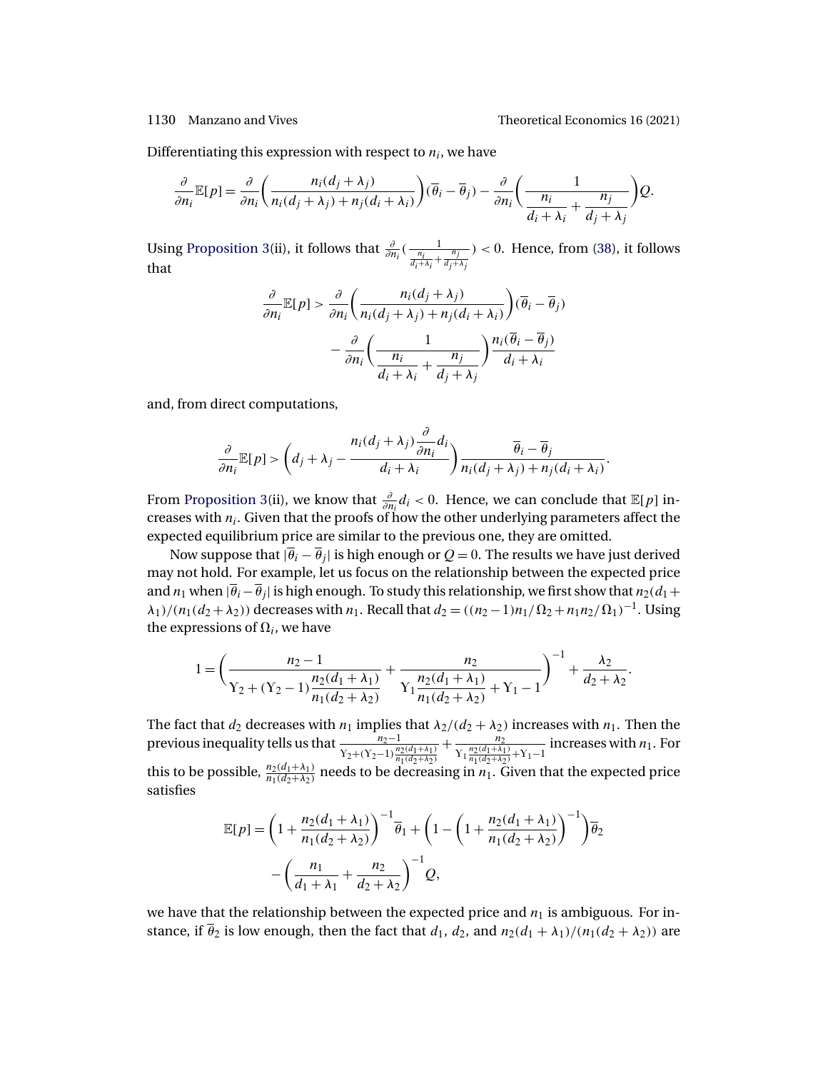Differentiating this expression with respect to $n_i$, we have

$$\frac{\partial}{\partial n_i}\mathbb{E}[p] = \frac{\partial}{\partial n_i}\left(\frac{n_i(d_j+\lambda_j)}{n_i(d_j+\lambda_j)+n_j(d_i+\lambda_i)}\right)(\overline{\theta}_i - \overline{\theta}_j) - \frac{\partial}{\partial n_i}\left(\frac{1}{\dfrac{n_i}{d_i+\lambda_i}+\dfrac{n_j}{d_j+\lambda_j}}\right)Q.$$

Using Proposition 3(ii), it follows that $\frac{\partial}{\partial n_i}\left(\frac{1}{\frac{n_i}{d_i+\lambda_i}+\frac{n_j}{d_j+\lambda_j}}\right) < 0$. Hence, from (38), it follows that

$$\frac{\partial}{\partial n_i}\mathbb{E}[p] > \frac{\partial}{\partial n_i}\left(\frac{n_i(d_j+\lambda_j)}{n_i(d_j+\lambda_j)+n_j(d_i+\lambda_i)}\right)(\overline{\theta}_i - \overline{\theta}_j)$$
$$- \frac{\partial}{\partial n_i}\left(\frac{1}{\dfrac{n_i}{d_i+\lambda_i}+\dfrac{n_j}{d_j+\lambda_j}}\right)\frac{n_i(\overline{\theta}_i - \overline{\theta}_j)}{d_i+\lambda_i}$$

and, from direct computations,

$$\frac{\partial}{\partial n_i}\mathbb{E}[p] > \left(d_j+\lambda_j - \frac{n_i(d_j+\lambda_j)\dfrac{\partial}{\partial n_i}d_i}{d_i+\lambda_i}\right)\frac{\overline{\theta}_i - \overline{\theta}_j}{n_i(d_j+\lambda_j)+n_j(d_i+\lambda_i)}.$$

From Proposition 3(ii), we know that $\frac{\partial}{\partial n_i}d_i < 0$. Hence, we can conclude that $\mathbb{E}[p]$ increases with $n_i$. Given that the proofs of how the other underlying parameters affect the expected equilibrium price are similar to the previous one, they are omitted.

Now suppose that $|\overline{\theta}_i - \overline{\theta}_j|$ is high enough or $Q = 0$. The results we have just derived may not hold. For example, let us focus on the relationship between the expected price and $n_1$ when $|\overline{\theta}_i - \overline{\theta}_j|$ is high enough. To study this relationship, we first show that $n_2(d_1+\lambda_1)/(n_1(d_2+\lambda_2))$ decreases with $n_1$. Recall that $d_2 = ((n_2-1)n_1/\Omega_2 + n_1 n_2/\Omega_1)^{-1}$. Using the expressions of $\Omega_i$, we have

$$1 = \left(\frac{n_2-1}{\Upsilon_2 + (\Upsilon_2 - 1)\dfrac{n_2(d_1+\lambda_1)}{n_1(d_2+\lambda_2)}} + \frac{n_2}{\Upsilon_1\dfrac{n_2(d_1+\lambda_1)}{n_1(d_2+\lambda_2)} + \Upsilon_1 - 1}\right)^{-1} + \frac{\lambda_2}{d_2+\lambda_2}.$$

The fact that $d_2$ decreases with $n_1$ implies that $\lambda_2/(d_2+\lambda_2)$ increases with $n_1$. Then the previous inequality tells us that $\frac{n_2-1}{\Upsilon_2+(\Upsilon_2-1)\frac{n_2(d_1+\lambda_1)}{n_1(d_2+\lambda_2)}} + \frac{n_2}{\Upsilon_1\frac{n_2(d_1+\lambda_1)}{n_1(d_2+\lambda_2)}+\Upsilon_1-1}$ increases with $n_1$. For this to be possible, $\frac{n_2(d_1+\lambda_1)}{n_1(d_2+\lambda_2)}$ needs to be decreasing in $n_1$. Given that the expected price satisfies

$$\mathbb{E}[p] = \left(1+\frac{n_2(d_1+\lambda_1)}{n_1(d_2+\lambda_2)}\right)^{-1}\overline{\theta}_1 + \left(1 - \left(1+\frac{n_2(d_1+\lambda_1)}{n_1(d_2+\lambda_2)}\right)^{-1}\right)\overline{\theta}_2$$
$$- \left(\frac{n_1}{d_1+\lambda_1}+\frac{n_2}{d_2+\lambda_2}\right)^{-1}Q,$$

we have that the relationship between the expected price and $n_1$ is ambiguous. For instance, if $\overline{\theta}_2$ is low enough, then the fact that $d_1$, $d_2$, and $n_2(d_1+\lambda_1)/(n_1(d_2+\lambda_2))$ are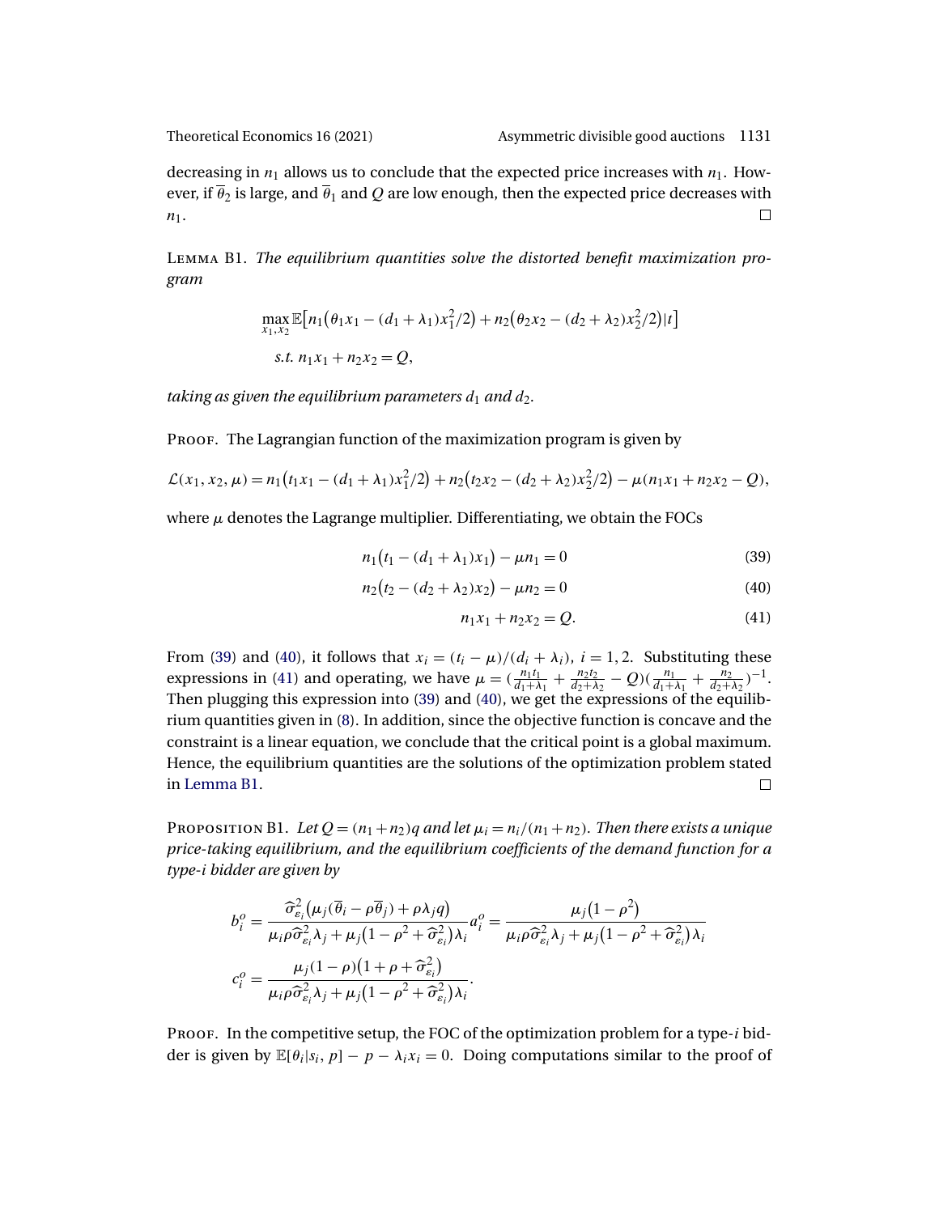decreasing in $n_1$ allows us to conclude that the expected price increases with $n_1$. However, if $\overline{\theta}_2$ is large, and $\overline{\theta}_1$ and $Q$ are low enough, then the expected price decreases with $n_1$. $\square$

LEMMA B1. *The equilibrium quantities solve the distorted benefit maximization program*

$$\max_{x_1,x_2} \mathbb{E}\big[n_1\big(\theta_1 x_1 - (d_1+\lambda_1)x_1^2/2\big) + n_2\big(\theta_2 x_2 - (d_2+\lambda_2)x_2^2/2\big)|t\big]$$

$$\text{s.t. } n_1 x_1 + n_2 x_2 = Q,$$

*taking as given the equilibrium parameters $d_1$ and $d_2$.*

PROOF. The Lagrangian function of the maximization program is given by

$$\mathcal{L}(x_1, x_2, \mu) = n_1\big(t_1 x_1 - (d_1+\lambda_1)x_1^2/2\big) + n_2\big(t_2 x_2 - (d_2+\lambda_2)x_2^2/2\big) - \mu(n_1 x_1 + n_2 x_2 - Q),$$

where $\mu$ denotes the Lagrange multiplier. Differentiating, we obtain the FOCs

$$n_1\big(t_1 - (d_1+\lambda_1)x_1\big) - \mu n_1 = 0 \tag{39}$$

$$n_2\big(t_2 - (d_2+\lambda_2)x_2\big) - \mu n_2 = 0 \tag{40}$$

$$n_1 x_1 + n_2 x_2 = Q. \tag{41}$$

From (39) and (40), it follows that $x_i = (t_i - \mu)/(d_i + \lambda_i)$, $i = 1, 2$. Substituting these expressions in (41) and operating, we have $\mu = (\frac{n_1 t_1}{d_1+\lambda_1} + \frac{n_2 t_2}{d_2+\lambda_2} - Q)(\frac{n_1}{d_1+\lambda_1} + \frac{n_2}{d_2+\lambda_2})^{-1}$. Then plugging this expression into (39) and (40), we get the expressions of the equilibrium quantities given in (8). In addition, since the objective function is concave and the constraint is a linear equation, we conclude that the critical point is a global maximum. Hence, the equilibrium quantities are the solutions of the optimization problem stated in Lemma B1. $\square$

PROPOSITION B1. *Let $Q = (n_1+n_2)q$ and let $\mu_i = n_i/(n_1+n_2)$. Then there exists a unique price-taking equilibrium, and the equilibrium coefficients of the demand function for a type-$i$ bidder are given by*

$$b_i^o = \frac{\widehat{\sigma}_{\varepsilon_i}^2\big(\mu_j(\overline{\theta}_i - \rho\overline{\theta}_j) + \rho\lambda_j q\big)}{\mu_i\rho\widehat{\sigma}_{\varepsilon_i}^2\lambda_j + \mu_j\big(1-\rho^2+\widehat{\sigma}_{\varepsilon_i}^2\big)\lambda_i} a_i^o = \frac{\mu_j\big(1-\rho^2\big)}{\mu_i\rho\widehat{\sigma}_{\varepsilon_i}^2\lambda_j + \mu_j\big(1-\rho^2+\widehat{\sigma}_{\varepsilon_i}^2\big)\lambda_i}$$

$$c_i^o = \frac{\mu_j(1-\rho)\big(1+\rho+\widehat{\sigma}_{\varepsilon_i}^2\big)}{\mu_i\rho\widehat{\sigma}_{\varepsilon_i}^2\lambda_j + \mu_j\big(1-\rho^2+\widehat{\sigma}_{\varepsilon_i}^2\big)\lambda_i}.$$

PROOF. In the competitive setup, the FOC of the optimization problem for a type-$i$ bidder is given by $\mathbb{E}[\theta_i|s_i, p] - p - \lambda_i x_i = 0$. Doing computations similar to the proof of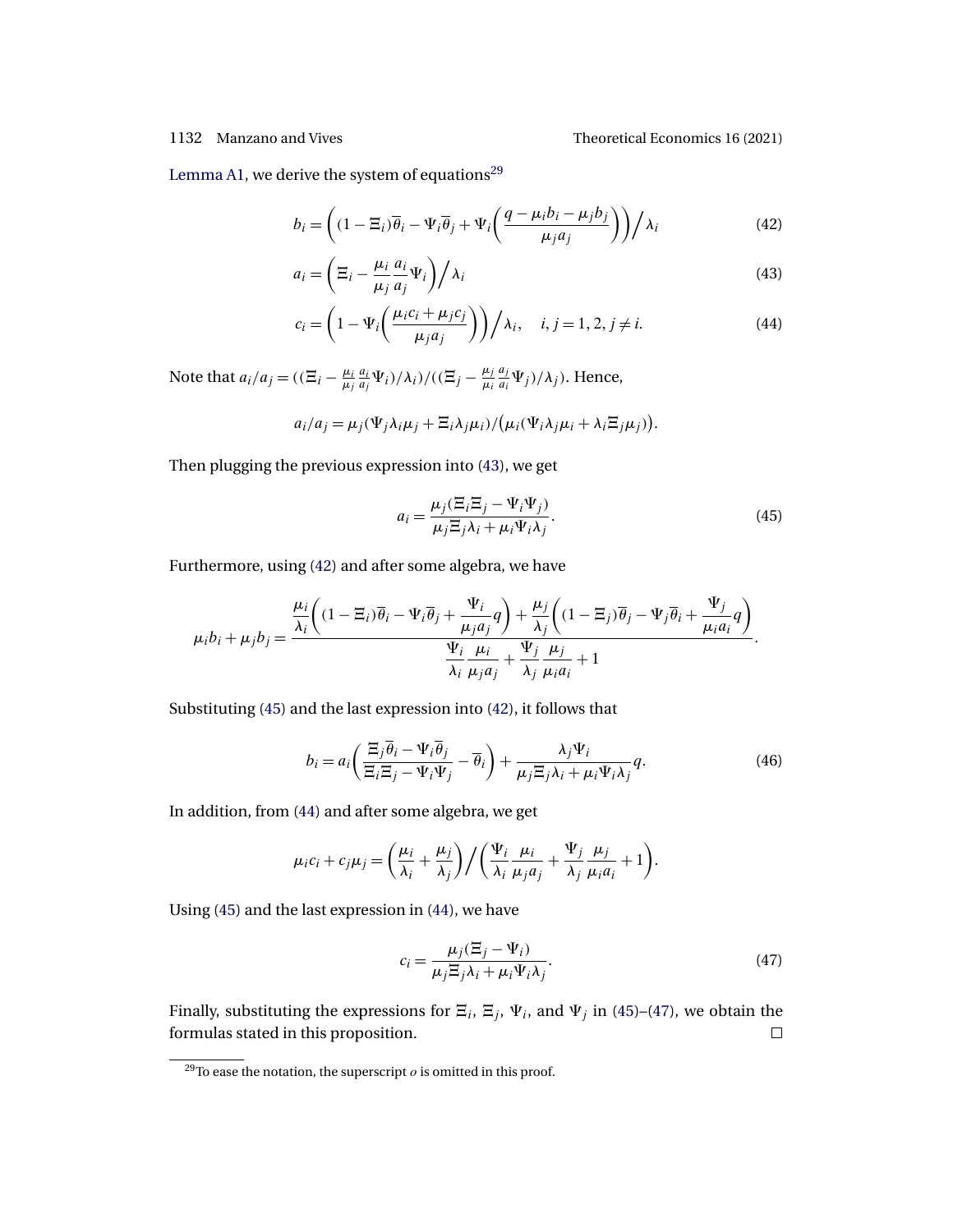Lemma A1, we derive the system of equations[29]

$$b_i = \left( (1-\Xi_i)\overline{\theta}_i - \Psi_i \overline{\theta}_j + \Psi_i \left( \frac{q - \mu_i b_i - \mu_j b_j}{\mu_j a_j} \right) \right) \Big/ \lambda_i \tag{42}$$

$$a_i = \left( \Xi_i - \frac{\mu_i}{\mu_j} \frac{a_i}{a_j} \Psi_i \right) \Big/ \lambda_i \tag{43}$$

$$c_i = \left( 1 - \Psi_i \left( \frac{\mu_i c_i + \mu_j c_j}{\mu_j a_j} \right) \right) \Big/ \lambda_i, \quad i, j = 1, 2, j \neq i. \tag{44}$$

Note that $a_i/a_j = ((\Xi_i - \frac{\mu_i}{\mu_j}\frac{a_i}{a_j}\Psi_i)/\lambda_i)/((\Xi_j - \frac{\mu_j}{\mu_i}\frac{a_j}{a_i}\Psi_j)/\lambda_j)$. Hence,

$$a_i/a_j = \mu_j(\Psi_j \lambda_i \mu_j + \Xi_i \lambda_j \mu_i)/\big(\mu_i(\Psi_i \lambda_j \mu_i + \lambda_i \Xi_j \mu_j)\big).$$

Then plugging the previous expression into (43), we get

$$a_i = \frac{\mu_j(\Xi_i \Xi_j - \Psi_i \Psi_j)}{\mu_j \Xi_j \lambda_i + \mu_i \Psi_i \lambda_j}. \tag{45}$$

Furthermore, using (42) and after some algebra, we have

$$\mu_i b_i + \mu_j b_j = \frac{\dfrac{\mu_i}{\lambda_i}\left( (1-\Xi_i)\overline{\theta}_i - \Psi_i \overline{\theta}_j + \dfrac{\Psi_i}{\mu_j a_j} q \right) + \dfrac{\mu_j}{\lambda_j}\left( (1-\Xi_j)\overline{\theta}_j - \Psi_j \overline{\theta}_i + \dfrac{\Psi_j}{\mu_i a_i} q \right)}{\dfrac{\Psi_i}{\lambda_i}\dfrac{\mu_i}{\mu_j a_j} + \dfrac{\Psi_j}{\lambda_j}\dfrac{\mu_j}{\mu_i a_i} + 1}.$$

Substituting (45) and the last expression into (42), it follows that

$$b_i = a_i \left( \frac{\Xi_j \overline{\theta}_i - \Psi_i \overline{\theta}_j}{\Xi_i \Xi_j - \Psi_i \Psi_j} - \overline{\theta}_i \right) + \frac{\lambda_j \Psi_i}{\mu_j \Xi_j \lambda_i + \mu_i \Psi_i \lambda_j} q. \tag{46}$$

In addition, from (44) and after some algebra, we get

$$\mu_i c_i + c_j \mu_j = \left( \frac{\mu_i}{\lambda_i} + \frac{\mu_j}{\lambda_j} \right) \Big/ \left( \frac{\Psi_i}{\lambda_i}\frac{\mu_i}{\mu_j a_j} + \frac{\Psi_j}{\lambda_j}\frac{\mu_j}{\mu_i a_i} + 1 \right).$$

Using (45) and the last expression in (44), we have

$$c_i = \frac{\mu_j(\Xi_j - \Psi_i)}{\mu_j \Xi_j \lambda_i + \mu_i \Psi_i \lambda_j}. \tag{47}$$

Finally, substituting the expressions for $\Xi_i$, $\Xi_j$, $\Psi_i$, and $\Psi_j$ in (45)–(47), we obtain the formulas stated in this proposition. □

[29] To ease the notation, the superscript $o$ is omitted in this proof.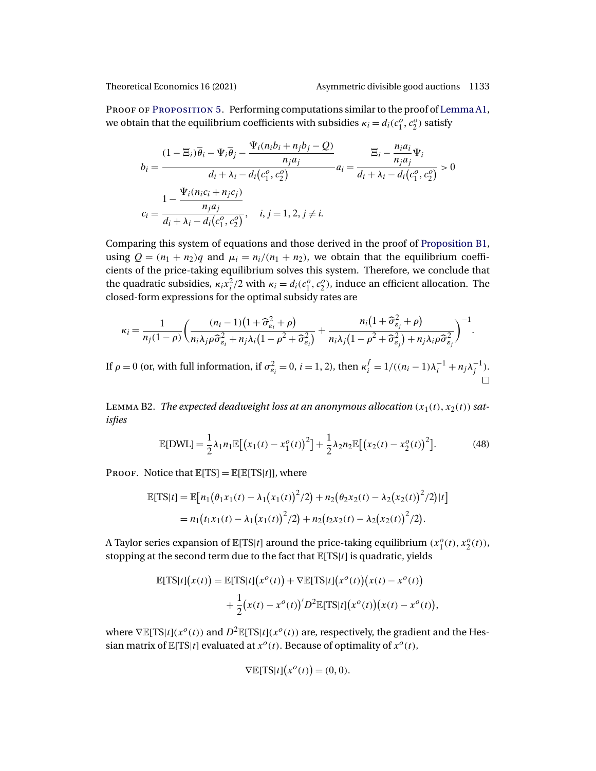Proof of Proposition 5. Performing computations similar to the proof of Lemma A1, we obtain that the equilibrium coefficients with subsidies $\kappa_i = d_i(c_1^o, c_2^o)$ satisfy

$$
b_i = \frac{(1-\Xi_i)\overline{\theta}_i - \Psi_i\overline{\theta}_j - \dfrac{\Psi_i(n_i b_i + n_j b_j - Q)}{n_j a_j}}{d_i + \lambda_i - d_i(c_1^o, c_2^o)} \quad a_i = \frac{\Xi_i - \dfrac{n_i a_i}{n_j a_j}\Psi_i}{d_i + \lambda_i - d_i(c_1^o, c_2^o)} > 0
$$

$$
c_i = \frac{1 - \dfrac{\Psi_i(n_i c_i + n_j c_j)}{n_j a_j}}{d_i + \lambda_i - d_i(c_1^o, c_2^o)}, \quad i, j = 1, 2, j \neq i.
$$

Comparing this system of equations and those derived in the proof of Proposition B1, using $Q = (n_1 + n_2)q$ and $\mu_i = n_i/(n_1 + n_2)$, we obtain that the equilibrium coefficients of the price-taking equilibrium solves this system. Therefore, we conclude that the quadratic subsidies, $\kappa_i x_i^2/2$ with $\kappa_i = d_i(c_1^o, c_2^o)$, induce an efficient allocation. The closed-form expressions for the optimal subsidy rates are

$$
\kappa_i = \frac{1}{n_j(1-\rho)}\left(\frac{(n_i - 1)(1 + \widehat{\sigma}_{\varepsilon_i}^2 + \rho)}{n_i\lambda_j\rho\widehat{\sigma}_{\varepsilon_i}^2 + n_j\lambda_i(1 - \rho^2 + \widehat{\sigma}_{\varepsilon_i}^2)} + \frac{n_i(1 + \widehat{\sigma}_{\varepsilon_j}^2 + \rho)}{n_i\lambda_j(1 - \rho^2 + \widehat{\sigma}_{\varepsilon_j}^2) + n_j\lambda_i\rho\widehat{\sigma}_{\varepsilon_j}^2}\right)^{-1}.
$$

If $\rho = 0$ (or, with full information, if $\sigma_{\varepsilon_i}^2 = 0$, $i = 1, 2$), then $\kappa_i^f = 1/((n_i - 1)\lambda_i^{-1} + n_j\lambda_j^{-1})$. □

Lemma B2. *The expected deadweight loss at an anonymous allocation* $(x_1(t), x_2(t))$ *satisfies*

$$
\mathbb{E}[\text{DWL}] = \frac{1}{2}\lambda_1 n_1 \mathbb{E}\big[(x_1(t) - x_1^o(t))^2\big] + \frac{1}{2}\lambda_2 n_2 \mathbb{E}\big[(x_2(t) - x_2^o(t))^2\big]. \tag{48}
$$

Proof. Notice that $\mathbb{E}[\text{TS}] = \mathbb{E}[\mathbb{E}[\text{TS}|t]]$, where

$$
\begin{aligned}
\mathbb{E}[\text{TS}|t] &= \mathbb{E}\big[n_1(\theta_1 x_1(t) - \lambda_1(x_1(t))^2/2) + n_2(\theta_2 x_2(t) - \lambda_2(x_2(t))^2/2)|t\big] \\
&= n_1(t_1 x_1(t) - \lambda_1(x_1(t))^2/2) + n_2(t_2 x_2(t) - \lambda_2(x_2(t))^2/2).
\end{aligned}
$$

A Taylor series expansion of $\mathbb{E}[\text{TS}|t]$ around the price-taking equilibrium $(x_1^o(t), x_2^o(t))$, stopping at the second term due to the fact that $\mathbb{E}[\text{TS}|t]$ is quadratic, yields

$$
\begin{aligned}
\mathbb{E}[\text{TS}|t](x(t)) &= \mathbb{E}[\text{TS}|t](x^o(t)) + \nabla\mathbb{E}[\text{TS}|t](x^o(t))(x(t) - x^o(t)) \\
&\quad + \frac{1}{2}(x(t) - x^o(t))' D^2\mathbb{E}[\text{TS}|t](x^o(t))(x(t) - x^o(t)),
\end{aligned}
$$

where $\nabla\mathbb{E}[\text{TS}|t](x^o(t))$ and $D^2\mathbb{E}[\text{TS}|t](x^o(t))$ are, respectively, the gradient and the Hessian matrix of $\mathbb{E}[\text{TS}|t]$ evaluated at $x^o(t)$. Because of optimality of $x^o(t)$,

$$
\nabla\mathbb{E}[\text{TS}|t](x^o(t)) = (0, 0).
$$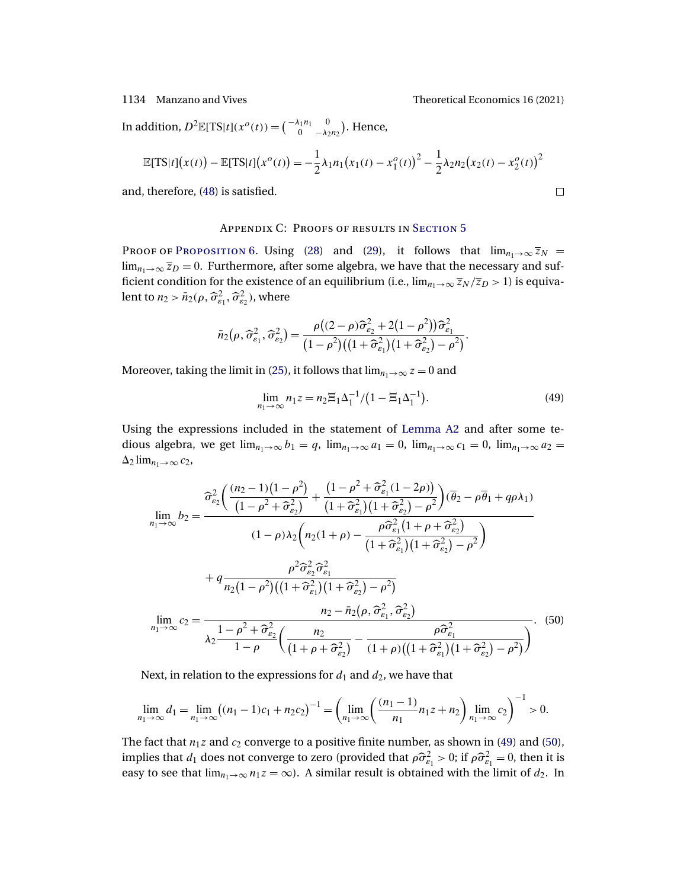In addition, $D^2\mathbb{E}[\text{TS}|t](x^o(t)) = \begin{pmatrix} -\lambda_1 n_1 & 0 \\ 0 & -\lambda_2 n_2 \end{pmatrix}$. Hence,

$$\mathbb{E}[\text{TS}|t]\big(x(t)\big) - \mathbb{E}[\text{TS}|t]\big(x^o(t)\big) = -\frac{1}{2}\lambda_1 n_1\big(x_1(t) - x_1^o(t)\big)^2 - \frac{1}{2}\lambda_2 n_2\big(x_2(t) - x_2^o(t)\big)^2$$

and, therefore, (48) is satisfied. □

## Appendix C: Proofs of results in Section 5

Proof of Proposition 6. Using (28) and (29), it follows that $\lim_{n_1\to\infty} \overline{z}_N = \lim_{n_1\to\infty} \overline{z}_D = 0$. Furthermore, after some algebra, we have that the necessary and sufficient condition for the existence of an equilibrium (i.e., $\lim_{n_1\to\infty} \overline{z}_N/\overline{z}_D > 1$) is equivalent to $n_2 > \bar{n}_2(\rho, \widehat{\sigma}^2_{\varepsilon_1}, \widehat{\sigma}^2_{\varepsilon_2})$, where

$$\bar{n}_2\big(\rho, \widehat{\sigma}^2_{\varepsilon_1}, \widehat{\sigma}^2_{\varepsilon_2}\big) = \frac{\rho\big((2-\rho)\widehat{\sigma}^2_{\varepsilon_2} + 2\big(1-\rho^2\big)\big)\widehat{\sigma}^2_{\varepsilon_1}}{\big(1-\rho^2\big)\big(\big(1+\widehat{\sigma}^2_{\varepsilon_1}\big)\big(1+\widehat{\sigma}^2_{\varepsilon_2}\big) - \rho^2\big)}.$$

Moreover, taking the limit in (25), it follows that $\lim_{n_1\to\infty} z = 0$ and

$$\lim_{n_1\to\infty} n_1 z = n_2 \Xi_1 \Delta_1^{-1}/\big(1 - \Xi_1\Delta_1^{-1}\big). \tag{49}$$

Using the expressions included in the statement of Lemma A2 and after some tedious algebra, we get $\lim_{n_1\to\infty} b_1 = q$, $\lim_{n_1\to\infty} a_1 = 0$, $\lim_{n_1\to\infty} c_1 = 0$, $\lim_{n_1\to\infty} a_2 = \Delta_2 \lim_{n_1\to\infty} c_2$,

$$\lim_{n_1\to\infty} b_2 = \frac{\widehat{\sigma}^2_{\varepsilon_2}\left(\dfrac{(n_2-1)\big(1-\rho^2\big)}{\big(1-\rho^2+\widehat{\sigma}^2_{\varepsilon_2}\big)} + \dfrac{\big(1-\rho^2+\widehat{\sigma}^2_{\varepsilon_1}(1-2\rho)\big)}{\big(1+\widehat{\sigma}^2_{\varepsilon_1}\big)\big(1+\widehat{\sigma}^2_{\varepsilon_2}\big)-\rho^2}\right)(\overline{\theta}_2 - \rho\overline{\theta}_1 + q\rho\lambda_1)}{(1-\rho)\lambda_2\left(n_2(1+\rho) - \dfrac{\rho\widehat{\sigma}^2_{\varepsilon_1}\big(1+\rho+\widehat{\sigma}^2_{\varepsilon_2}\big)}{\big(1+\widehat{\sigma}^2_{\varepsilon_1}\big)\big(1+\widehat{\sigma}^2_{\varepsilon_2}\big)-\rho^2}\right)} + q\frac{\rho^2\widehat{\sigma}^2_{\varepsilon_2}\widehat{\sigma}^2_{\varepsilon_1}}{n_2\big(1-\rho^2\big)\big(\big(1+\widehat{\sigma}^2_{\varepsilon_1}\big)\big(1+\widehat{\sigma}^2_{\varepsilon_2}\big)-\rho^2\big)}$$

$$\lim_{n_1\to\infty} c_2 = \frac{n_2 - \bar{n}_2\big(\rho, \widehat{\sigma}^2_{\varepsilon_1}, \widehat{\sigma}^2_{\varepsilon_2}\big)}{\lambda_2\dfrac{1-\rho^2+\widehat{\sigma}^2_{\varepsilon_2}}{1-\rho}\left(\dfrac{n_2}{\big(1+\rho+\widehat{\sigma}^2_{\varepsilon_2}\big)} - \dfrac{\rho\widehat{\sigma}^2_{\varepsilon_1}}{(1+\rho)\big(\big(1+\widehat{\sigma}^2_{\varepsilon_1}\big)\big(1+\widehat{\sigma}^2_{\varepsilon_2}\big)-\rho^2\big)}\right)}. \tag{50}$$

Next, in relation to the expressions for $d_1$ and $d_2$, we have that

$$\lim_{n_1\to\infty} d_1 = \lim_{n_1\to\infty}\big((n_1-1)c_1 + n_2c_2\big)^{-1} = \left(\lim_{n_1\to\infty}\left(\frac{(n_1-1)}{n_1}n_1 z + n_2\right)\lim_{n_1\to\infty} c_2\right)^{-1} > 0.$$

The fact that $n_1 z$ and $c_2$ converge to a positive finite number, as shown in (49) and (50), implies that $d_1$ does not converge to zero (provided that $\rho\widehat{\sigma}^2_{\varepsilon_1} > 0$; if $\rho\widehat{\sigma}^2_{\varepsilon_1} = 0$, then it is easy to see that $\lim_{n_1\to\infty} n_1 z = \infty$). A similar result is obtained with the limit of $d_2$. In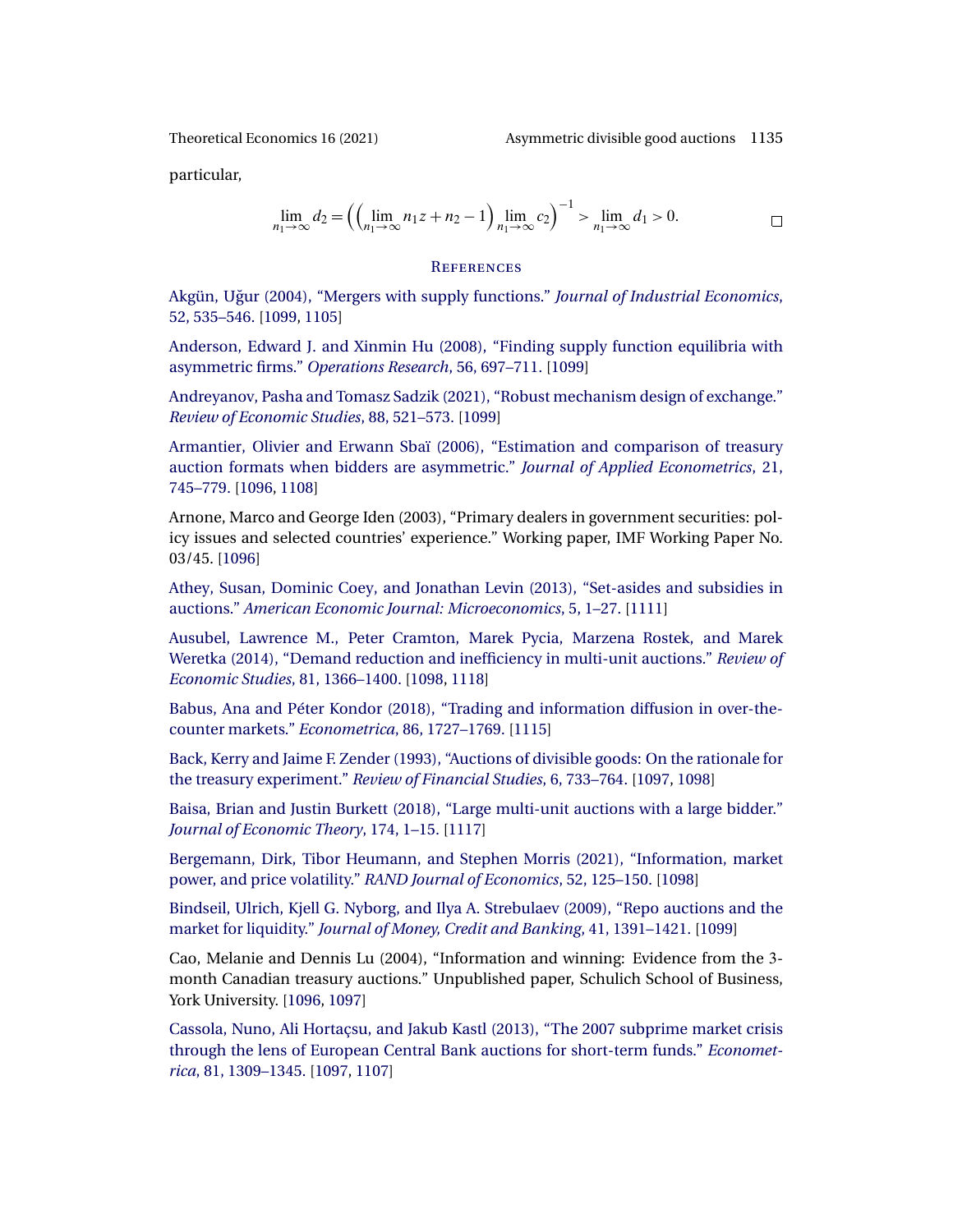particular,

$$\lim_{n_1\to\infty} d_2 = \Big(\Big(\lim_{n_1\to\infty} n_1 z + n_2 - 1\Big) \lim_{n_1\to\infty} c_2\Big)^{-1} > \lim_{n_1\to\infty} d_1 > 0. \qquad \square$$

## References

Akgün, Uğur (2004), "Mergers with supply functions." *Journal of Industrial Economics*, 52, 535–546. [1099, 1105]

Anderson, Edward J. and Xinmin Hu (2008), "Finding supply function equilibria with asymmetric firms." *Operations Research*, 56, 697–711. [1099]

Andreyanov, Pasha and Tomasz Sadzik (2021), "Robust mechanism design of exchange." *Review of Economic Studies*, 88, 521–573. [1099]

Armantier, Olivier and Erwann Sbaï (2006), "Estimation and comparison of treasury auction formats when bidders are asymmetric." *Journal of Applied Econometrics*, 21, 745–779. [1096, 1108]

Arnone, Marco and George Iden (2003), "Primary dealers in government securities: policy issues and selected countries' experience." Working paper, IMF Working Paper No. 03/45. [1096]

Athey, Susan, Dominic Coey, and Jonathan Levin (2013), "Set-asides and subsidies in auctions." *American Economic Journal: Microeconomics*, 5, 1–27. [1111]

Ausubel, Lawrence M., Peter Cramton, Marek Pycia, Marzena Rostek, and Marek Weretka (2014), "Demand reduction and inefficiency in multi-unit auctions." *Review of Economic Studies*, 81, 1366–1400. [1098, 1118]

Babus, Ana and Péter Kondor (2018), "Trading and information diffusion in over-the-counter markets." *Econometrica*, 86, 1727–1769. [1115]

Back, Kerry and Jaime F. Zender (1993), "Auctions of divisible goods: On the rationale for the treasury experiment." *Review of Financial Studies*, 6, 733–764. [1097, 1098]

Baisa, Brian and Justin Burkett (2018), "Large multi-unit auctions with a large bidder." *Journal of Economic Theory*, 174, 1–15. [1117]

Bergemann, Dirk, Tibor Heumann, and Stephen Morris (2021), "Information, market power, and price volatility." *RAND Journal of Economics*, 52, 125–150. [1098]

Bindseil, Ulrich, Kjell G. Nyborg, and Ilya A. Strebulaev (2009), "Repo auctions and the market for liquidity." *Journal of Money, Credit and Banking*, 41, 1391–1421. [1099]

Cao, Melanie and Dennis Lu (2004), "Information and winning: Evidence from the 3-month Canadian treasury auctions." Unpublished paper, Schulich School of Business, York University. [1096, 1097]

Cassola, Nuno, Ali Hortaçsu, and Jakub Kastl (2013), "The 2007 subprime market crisis through the lens of European Central Bank auctions for short-term funds." *Econometrica*, 81, 1309–1345. [1097, 1107]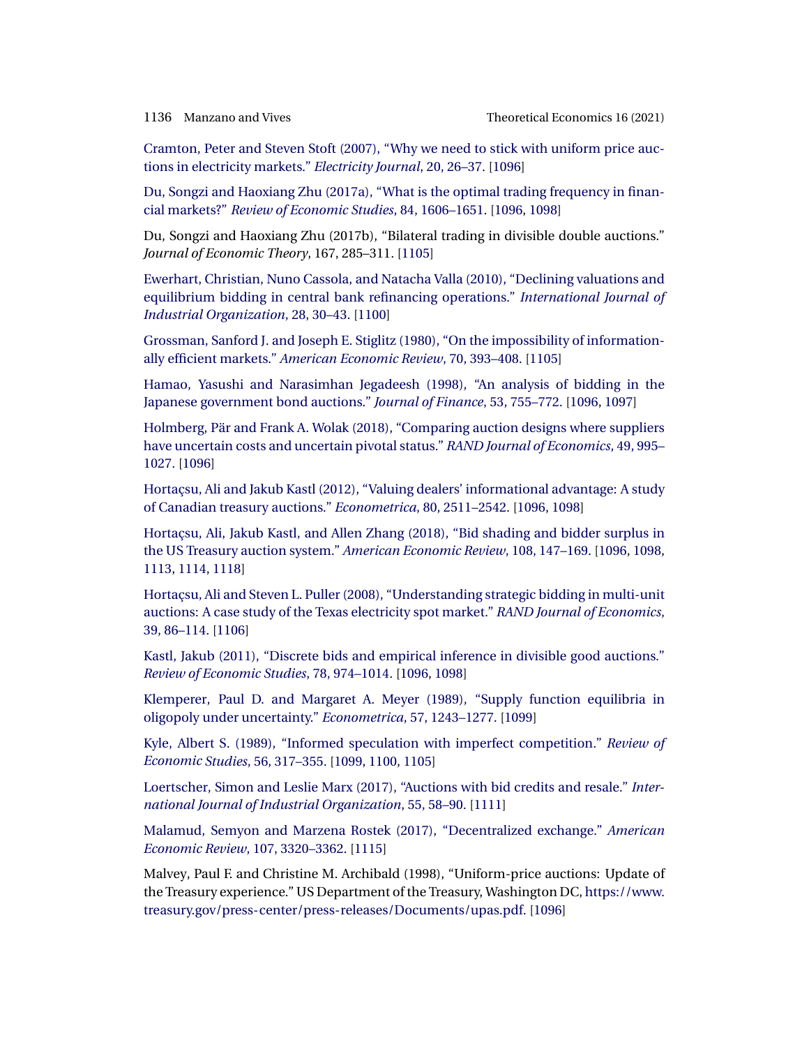Cramton, Peter and Steven Stoft (2007), "Why we need to stick with uniform price auctions in electricity markets." *Electricity Journal*, 20, 26–37. [1096]

Du, Songzi and Haoxiang Zhu (2017a), "What is the optimal trading frequency in financial markets?" *Review of Economic Studies*, 84, 1606–1651. [1096, 1098]

Du, Songzi and Haoxiang Zhu (2017b), "Bilateral trading in divisible double auctions." *Journal of Economic Theory*, 167, 285–311. [1105]

Ewerhart, Christian, Nuno Cassola, and Natacha Valla (2010), "Declining valuations and equilibrium bidding in central bank refinancing operations." *International Journal of Industrial Organization*, 28, 30–43. [1100]

Grossman, Sanford J. and Joseph E. Stiglitz (1980), "On the impossibility of informationally efficient markets." *American Economic Review*, 70, 393–408. [1105]

Hamao, Yasushi and Narasimhan Jegadeesh (1998), "An analysis of bidding in the Japanese government bond auctions." *Journal of Finance*, 53, 755–772. [1096, 1097]

Holmberg, Pär and Frank A. Wolak (2018), "Comparing auction designs where suppliers have uncertain costs and uncertain pivotal status." *RAND Journal of Economics*, 49, 995–1027. [1096]

Hortaçsu, Ali and Jakub Kastl (2012), "Valuing dealers' informational advantage: A study of Canadian treasury auctions." *Econometrica*, 80, 2511–2542. [1096, 1098]

Hortaçsu, Ali, Jakub Kastl, and Allen Zhang (2018), "Bid shading and bidder surplus in the US Treasury auction system." *American Economic Review*, 108, 147–169. [1096, 1098, 1113, 1114, 1118]

Hortaçsu, Ali and Steven L. Puller (2008), "Understanding strategic bidding in multi-unit auctions: A case study of the Texas electricity spot market." *RAND Journal of Economics*, 39, 86–114. [1106]

Kastl, Jakub (2011), "Discrete bids and empirical inference in divisible good auctions." *Review of Economic Studies*, 78, 974–1014. [1096, 1098]

Klemperer, Paul D. and Margaret A. Meyer (1989), "Supply function equilibria in oligopoly under uncertainty." *Econometrica*, 57, 1243–1277. [1099]

Kyle, Albert S. (1989), "Informed speculation with imperfect competition." *Review of Economic Studies*, 56, 317–355. [1099, 1100, 1105]

Loertscher, Simon and Leslie Marx (2017), "Auctions with bid credits and resale." *International Journal of Industrial Organization*, 55, 58–90. [1111]

Malamud, Semyon and Marzena Rostek (2017), "Decentralized exchange." *American Economic Review*, 107, 3320–3362. [1115]

Malvey, Paul F. and Christine M. Archibald (1998), "Uniform-price auctions: Update of the Treasury experience." US Department of the Treasury, Washington DC, https://www.treasury.gov/press-center/press-releases/Documents/upas.pdf. [1096]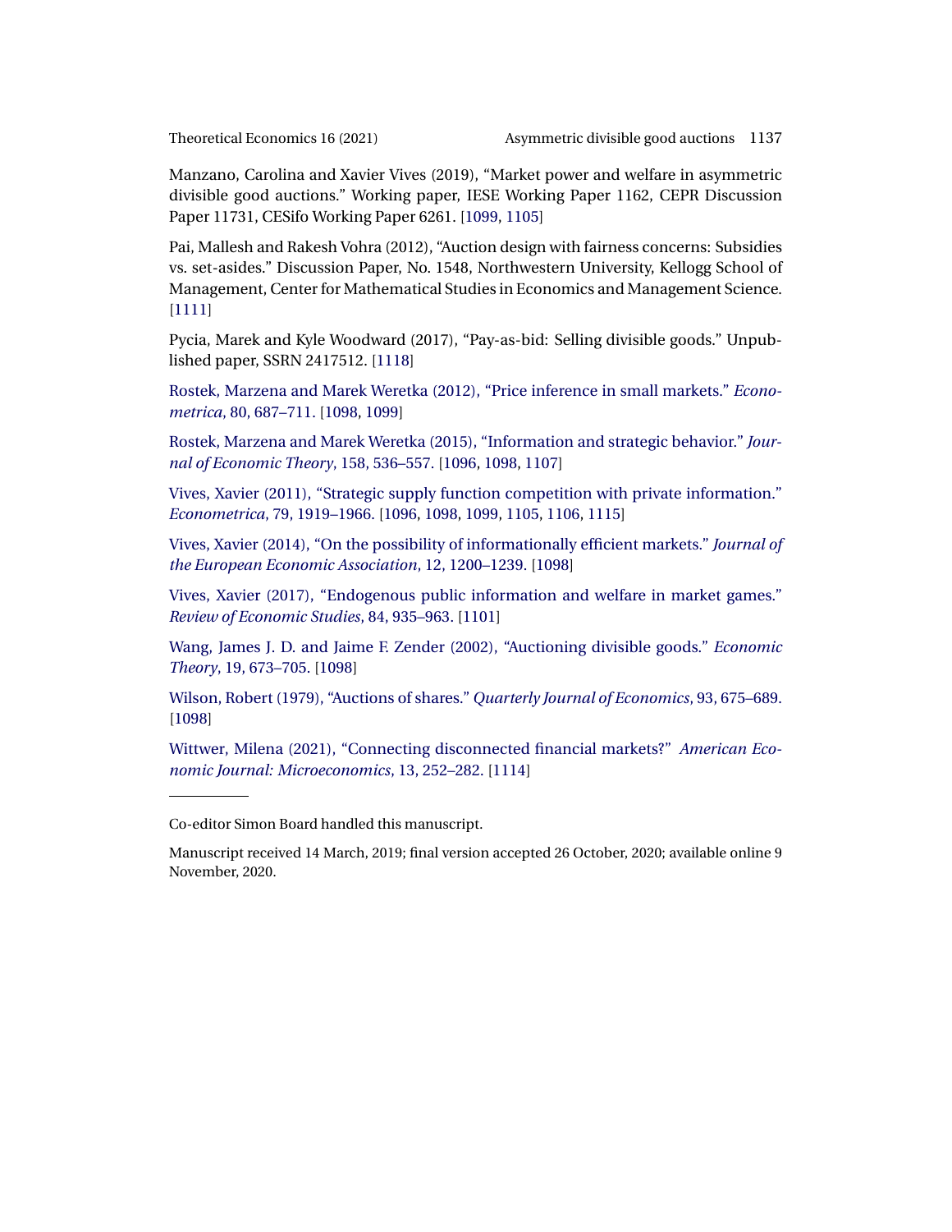Manzano, Carolina and Xavier Vives (2019), "Market power and welfare in asymmetric divisible good auctions." Working paper, IESE Working Paper 1162, CEPR Discussion Paper 11731, CESifo Working Paper 6261. [1099, 1105]

Pai, Mallesh and Rakesh Vohra (2012), "Auction design with fairness concerns: Subsidies vs. set-asides." Discussion Paper, No. 1548, Northwestern University, Kellogg School of Management, Center for Mathematical Studies in Economics and Management Science. [1111]

Pycia, Marek and Kyle Woodward (2017), "Pay-as-bid: Selling divisible goods." Unpublished paper, SSRN 2417512. [1118]

Rostek, Marzena and Marek Weretka (2012), "Price inference in small markets." *Econometrica*, 80, 687–711. [1098, 1099]

Rostek, Marzena and Marek Weretka (2015), "Information and strategic behavior." *Journal of Economic Theory*, 158, 536–557. [1096, 1098, 1107]

Vives, Xavier (2011), "Strategic supply function competition with private information." *Econometrica*, 79, 1919–1966. [1096, 1098, 1099, 1105, 1106, 1115]

Vives, Xavier (2014), "On the possibility of informationally efficient markets." *Journal of the European Economic Association*, 12, 1200–1239. [1098]

Vives, Xavier (2017), "Endogenous public information and welfare in market games." *Review of Economic Studies*, 84, 935–963. [1101]

Wang, James J. D. and Jaime F. Zender (2002), "Auctioning divisible goods." *Economic Theory*, 19, 673–705. [1098]

Wilson, Robert (1979), "Auctions of shares." *Quarterly Journal of Economics*, 93, 675–689. [1098]

Wittwer, Milena (2021), "Connecting disconnected financial markets?" *American Economic Journal: Microeconomics*, 13, 252–282. [1114]

---

Co-editor Simon Board handled this manuscript.

Manuscript received 14 March, 2019; final version accepted 26 October, 2020; available online 9 November, 2020.